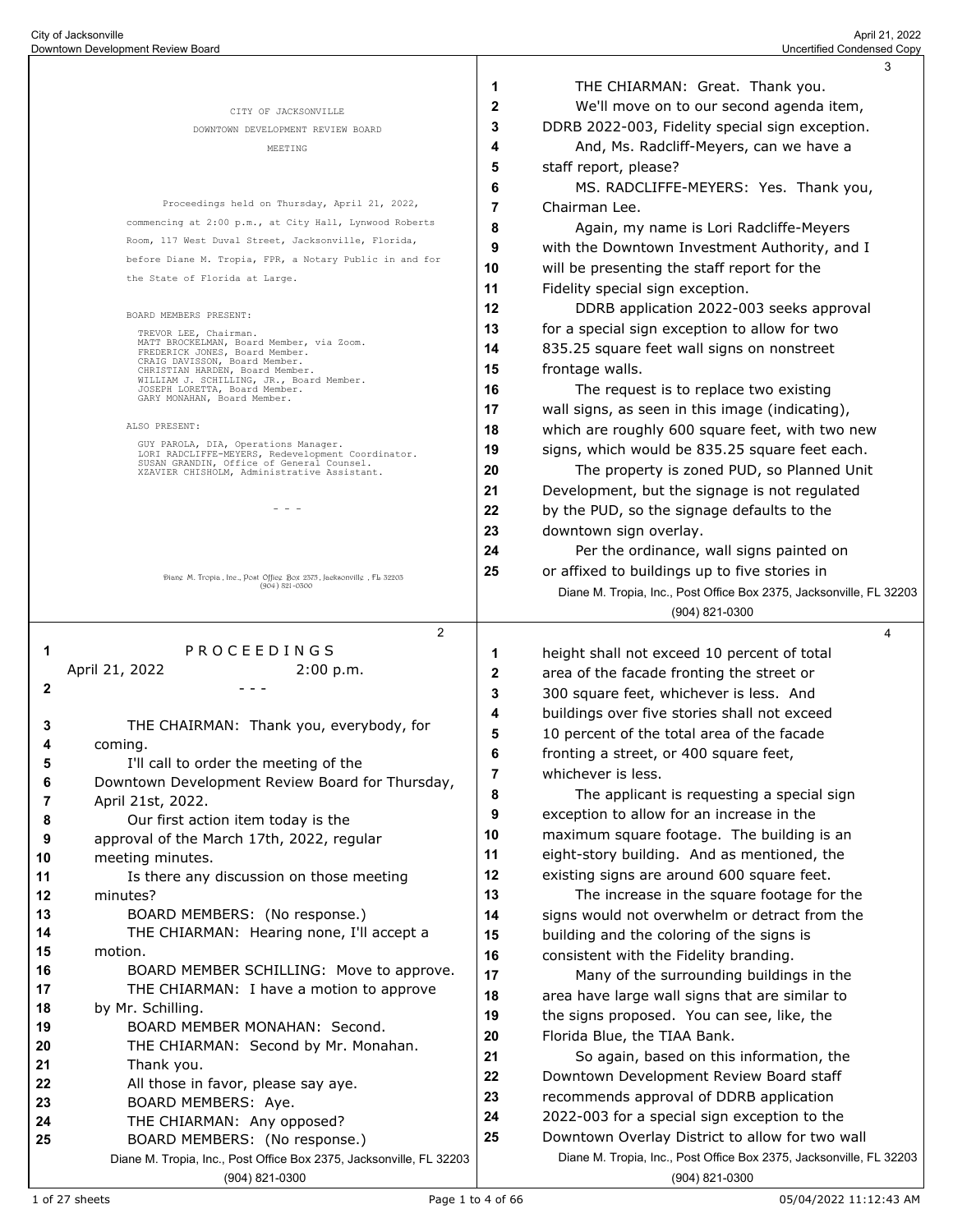CITY OF JACKSONVILLE

DOWNTOWN DEVELOPMENT REVIEW BOARD

MEETING

Proceedings held on Thursday, April 21, 2022, commencing at 2:00 p.m., at City Hall, Lynwood Roberts Room, 117 West Duval Street, Jacksonville, Florida, before Diane M. Tropia, FPR, a Notary Public in and for the State of Florida at Large.

BOARD MEMBERS PRESENT:

TREVOR LEE, Chairman.
MATT BROCKELMAN, Board Member, via Zoom.
FREDERICK JONES, Board Member.
CRAIG DAVISSON, Board Member.
CHRISTIAN HARDEN, Board Member.
WILLIAM J. SCHILLING, JR., Board Member.
JOSEPH LORETTA, Board Member.
GARY MONAHAN, Board Member.

ALSO PRESENT:

GUY PAROLA, DIA, Operations Manager.
LORI RADCLIFFE-MEYERS, Redevelopment Coordinator.
SUSAN GRANDIN, Office of General Counsel.
XZAVIER CHISHOLM, Administrative Assistant.

- - -

P R O C E E D I N G S

April 21, 2022 2:00 p.m.

- - -

THE CHAIRMAN: Thank you, everybody, for coming.

I'll call to order the meeting of the Downtown Development Review Board for Thursday, April 21st, 2022.

Our first action item today is the approval of the March 17th, 2022, regular meeting minutes.

Is there any discussion on those meeting minutes?

BOARD MEMBERS: (No response.)

THE CHAIRMAN: Hearing none, I'll accept a motion.

BOARD MEMBER SCHILLING: Move to approve.

THE CHAIRMAN: I have a motion to approve by Mr. Schilling.

BOARD MEMBER MONAHAN: Second.

THE CHAIRMAN: Second by Mr. Monahan.

Thank you.

All those in favor, please say aye.

BOARD MEMBERS: Aye.

THE CHAIRMAN: Any opposed?

BOARD MEMBERS: (No response.)

THE CHIARMAN: Great. Thank you.

We'll move on to our second agenda item, DDRB 2022-003, Fidelity special sign exception.

And, Ms. Radcliff-Meyers, can we have a staff report, please?

MS. RADCLIFFE-MEYERS: Yes. Thank you, Chairman Lee.

Again, my name is Lori Radcliffe-Meyers with the Downtown Investment Authority, and I will be presenting the staff report for the Fidelity special sign exception.

DDRB application 2022-003 seeks approval for a special sign exception to allow for two 835.25 square feet wall signs on nonstreet frontage walls.

The request is to replace two existing wall signs, as seen in this image (indicating), which are roughly 600 square feet, with two new signs, which would be 835.25 square feet each.

The property is zoned PUD, so Planned Unit Development, but the signage is not regulated by the PUD, so the signage defaults to the downtown sign overlay.

Per the ordinance, wall signs painted on or affixed to buildings up to five stories in height shall not exceed 10 percent of total area of the facade fronting the street or 300 square feet, whichever is less. And buildings over five stories shall not exceed 10 percent of the total area of the facade fronting a street, or 400 square feet, whichever is less.

The applicant is requesting a special sign exception to allow for an increase in the maximum square footage. The building is an eight-story building. And as mentioned, the existing signs are around 600 square feet.

The increase in the square footage for the signs would not overwhelm or detract from the building and the coloring of the signs is consistent with the Fidelity branding.

Many of the surrounding buildings in the area have large wall signs that are similar to the signs proposed. You can see, like, the Florida Blue, the TIAA Bank.

So again, based on this information, the Downtown Development Review Board staff recommends approval of DDRB application 2022-003 for a special sign exception to the Downtown Overlay District to allow for two wall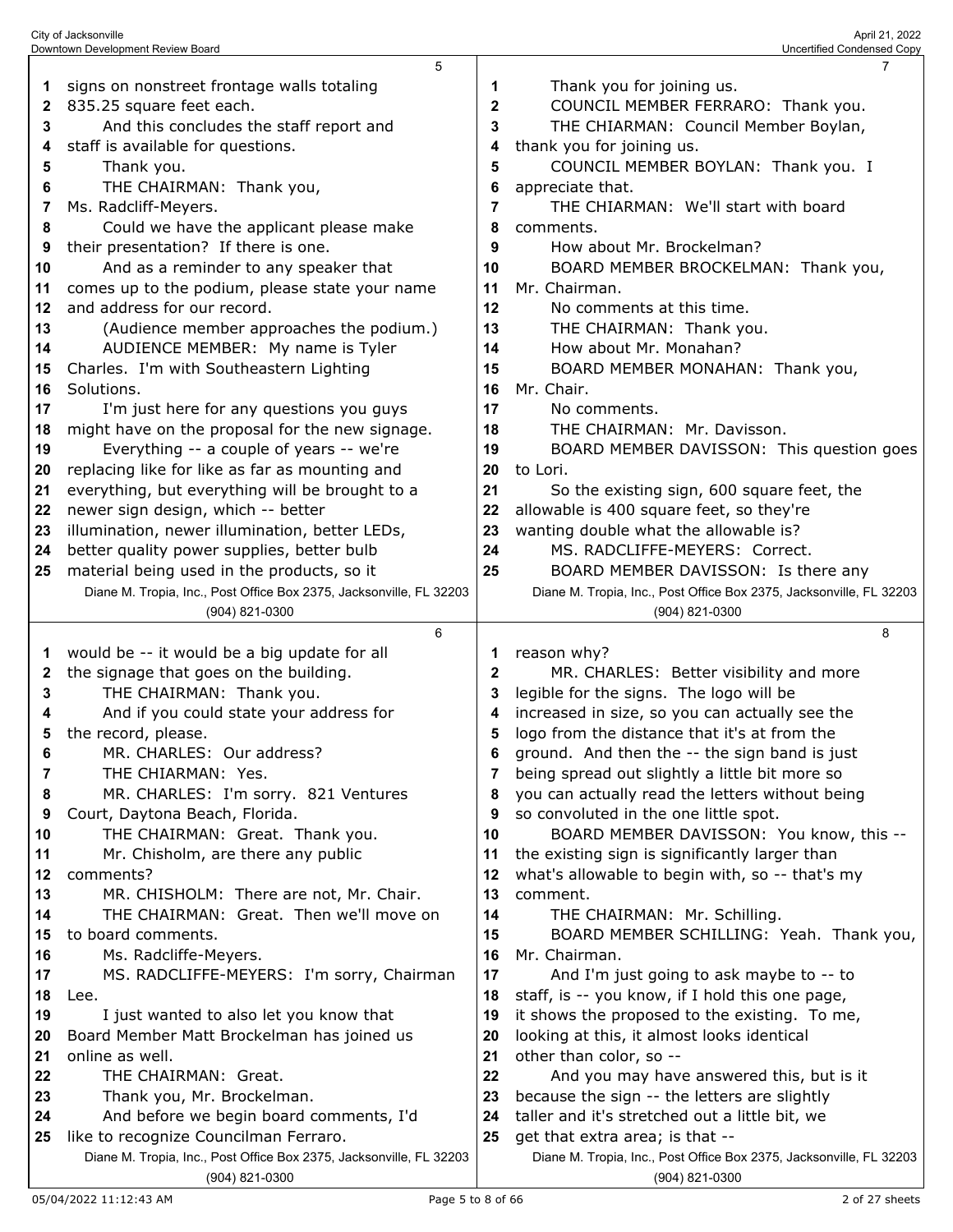signs on nonstreet frontage walls totaling 835.25 square feet each.

And this concludes the staff report and staff is available for questions.

Thank you.

THE CHAIRMAN: Thank you, Ms. Radcliff-Meyers.

Could we have the applicant please make their presentation? If there is one.

And as a reminder to any speaker that comes up to the podium, please state your name and address for our record.

(Audience member approaches the podium.)

AUDIENCE MEMBER: My name is Tyler Charles. I'm with Southeastern Lighting Solutions.

I'm just here for any questions you guys might have on the proposal for the new signage.

Everything -- a couple of years -- we're replacing like for like as far as mounting and everything, but everything will be brought to a newer sign design, which -- better illumination, newer illumination, better LEDs, better quality power supplies, better bulb material being used in the products, so it would be -- it would be a big update for all the signage that goes on the building.

THE CHAIRMAN: Thank you.

And if you could state your address for the record, please.

MR. CHARLES: Our address?

THE CHIARMAN: Yes.

MR. CHARLES: I'm sorry. 821 Ventures Court, Daytona Beach, Florida.

THE CHAIRMAN: Great. Thank you.

Mr. Chisholm, are there any public comments?

MR. CHISHOLM: There are not, Mr. Chair.

THE CHAIRMAN: Great. Then we'll move on to board comments.

Ms. Radcliffe-Meyers.

MS. RADCLIFFE-MEYERS: I'm sorry, Chairman Lee.

I just wanted to also let you know that Board Member Matt Brockelman has joined us online as well.

THE CHAIRMAN: Great.

Thank you, Mr. Brockelman.

And before we begin board comments, I'd like to recognize Councilman Ferraro.

Thank you for joining us.

COUNCIL MEMBER FERRARO: Thank you.

THE CHAIRMAN: Council Member Boylan, thank you for joining us.

COUNCIL MEMBER BOYLAN: Thank you. I appreciate that.

THE CHIARMAN: We'll start with board comments.

How about Mr. Brockelman?

BOARD MEMBER BROCKELMAN: Thank you, Mr. Chairman.

No comments at this time.

THE CHAIRMAN: Thank you.

How about Mr. Monahan?

BOARD MEMBER MONAHAN: Thank you, Mr. Chair.

No comments.

THE CHAIRMAN: Mr. Davisson.

BOARD MEMBER DAVISSON: This question goes to Lori.

So the existing sign, 600 square feet, the allowable is 400 square feet, so they're wanting double what the allowable is?

MS. RADCLIFFE-MEYERS: Correct.

BOARD MEMBER DAVISSON: Is there any reason why?

MR. CHARLES: Better visibility and more legible for the signs. The logo will be increased in size, so you can actually see the logo from the distance that it's at from the ground. And then the -- the sign band is just being spread out slightly a little bit more so you can actually read the letters without being so convoluted in the one little spot.

BOARD MEMBER DAVISSON: You know, this -- the existing sign is significantly larger than what's allowable to begin with, so -- that's my comment.

THE CHAIRMAN: Mr. Schilling.

BOARD MEMBER SCHILLING: Yeah. Thank you, Mr. Chairman.

And I'm just going to ask maybe to -- to staff, is -- you know, if I hold this one page, it shows the proposed to the existing. To me, looking at this, it almost looks identical other than color, so --

And you may have answered this, but is it because the sign -- the letters are slightly taller and it's stretched out a little bit, we get that extra area; is that --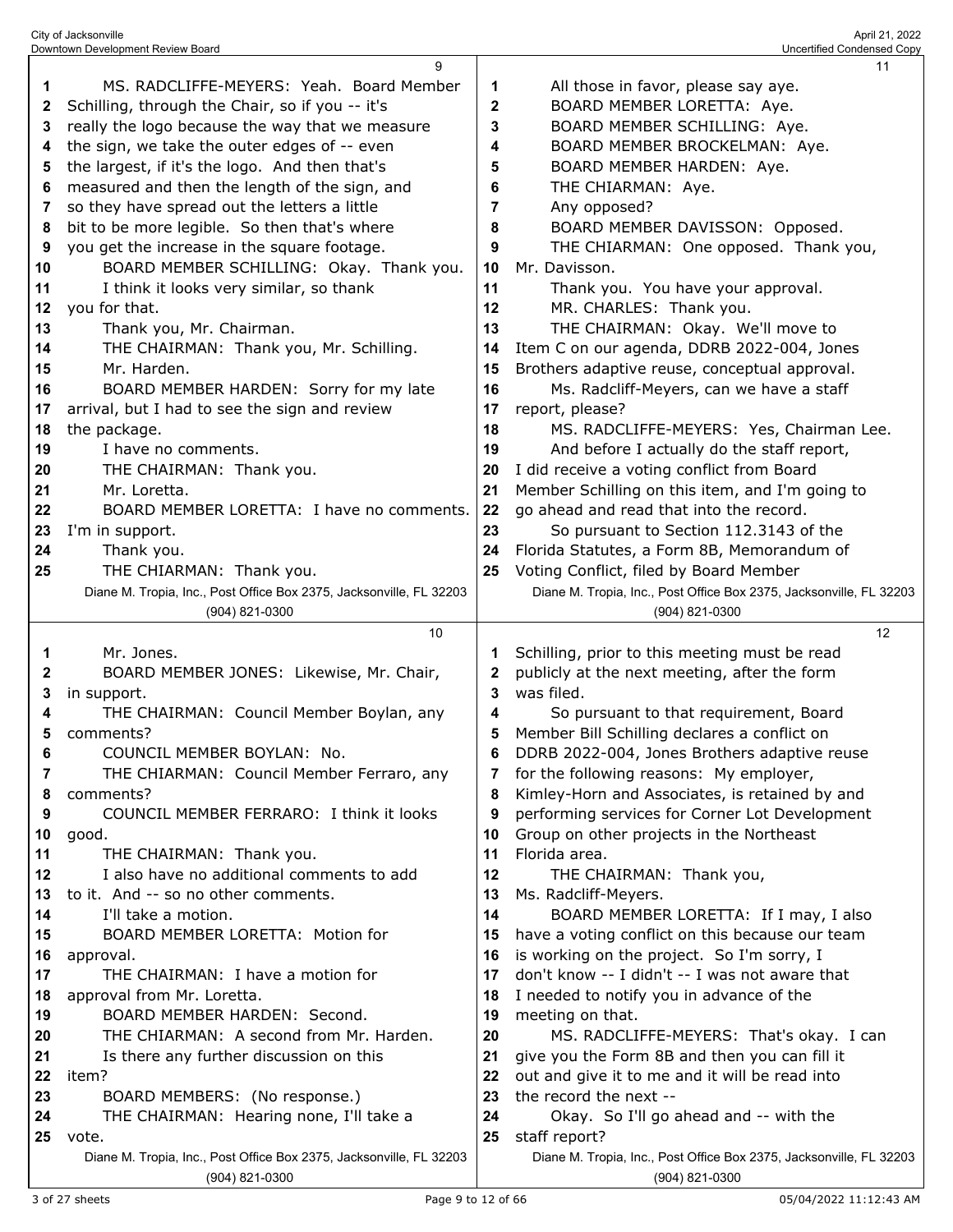MS. RADCLIFFE-MEYERS: Yeah. Board Member Schilling, through the Chair, so if you -- it's really the logo because the way that we measure the sign, we take the outer edges of -- even the largest, if it's the logo. And then that's measured and then the length of the sign, and so they have spread out the letters a little bit to be more legible. So then that's where you get the increase in the square footage.

BOARD MEMBER SCHILLING: Okay. Thank you. I think it looks very similar, so thank you for that.

Thank you, Mr. Chairman.

THE CHIARMAN: Thank you, Mr. Schilling.

Mr. Harden.

BOARD MEMBER HARDEN: Sorry for my late arrival, but I had to see the sign and review the package.

I have no comments.

THE CHIARMAN: Thank you.

Mr. Loretta.

BOARD MEMBER LORETTA: I have no comments. I'm in support.

Thank you.

THE CHIARMAN: Thank you.

Mr. Jones.

BOARD MEMBER JONES: Likewise, Mr. Chair, in support.

THE CHIARMAN: Council Member Boylan, any comments?

COUNCIL MEMBER BOYLAN: No.

THE CHIARMAN: Council Member Ferraro, any comments?

COUNCIL MEMBER FERRARO: I think it looks good.

THE CHIARMAN: Thank you.

I also have no additional comments to add to it. And -- so no other comments.

I'll take a motion.

BOARD MEMBER LORETTA: Motion for approval.

THE CHIARMAN: I have a motion for approval from Mr. Loretta.

BOARD MEMBER HARDEN: Second.

THE CHIARMAN: A second from Mr. Harden.

Is there any further discussion on this item?

BOARD MEMBERS: (No response.)

THE CHIARMAN: Hearing none, I'll take a vote.

All those in favor, please say aye.

BOARD MEMBER LORETTA: Aye.

BOARD MEMBER SCHILLING: Aye.

BOARD MEMBER BROCKELMAN: Aye.

BOARD MEMBER HARDEN: Aye.

THE CHIARMAN: Aye.

Any opposed?

BOARD MEMBER DAVISSON: Opposed.

THE CHIARMAN: One opposed. Thank you, Mr. Davisson.

Thank you. You have your approval.

MR. CHARLES: Thank you.

THE CHIARMAN: Okay. We'll move to Item C on our agenda, DDRB 2022-004, Jones Brothers adaptive reuse, conceptual approval.

Ms. Radcliff-Meyers, can we have a staff report, please?

MS. RADCLIFFE-MEYERS: Yes, Chairman Lee.

And before I actually do the staff report, I did receive a voting conflict from Board Member Schilling on this item, and I'm going to go ahead and read that into the record.

So pursuant to Section 112.3143 of the Florida Statutes, a Form 8B, Memorandum of Voting Conflict, filed by Board Member Schilling, prior to this meeting must be read publicly at the next meeting, after the form was filed.

So pursuant to that requirement, Board Member Bill Schilling declares a conflict on DDRB 2022-004, Jones Brothers adaptive reuse for the following reasons: My employer, Kimley-Horn and Associates, is retained by and performing services for Corner Lot Development Group on other projects in the Northeast Florida area.

THE CHIARMAN: Thank you, Ms. Radcliff-Meyers.

BOARD MEMBER LORETTA: If I may, I also have a voting conflict on this because our team is working on the project. So I'm sorry, I don't know -- I didn't -- I was not aware that I needed to notify you in advance of the meeting on that.

MS. RADCLIFFE-MEYERS: That's okay. I can give you the Form 8B and then you can fill it out and give it to me and it will be read into the record the next --

Okay. So I'll go ahead and -- with the staff report?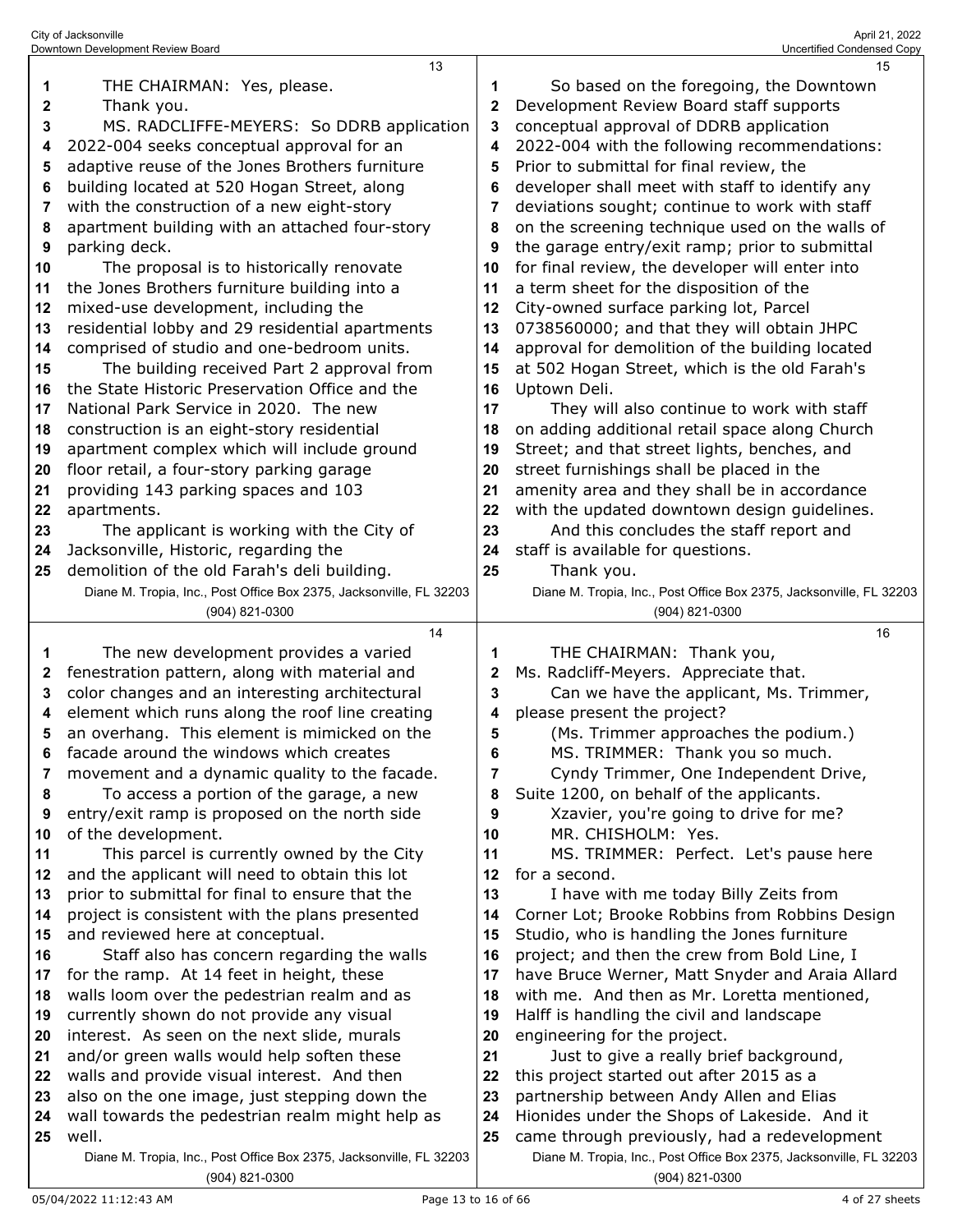THE CHAIRMAN: Yes, please.

Thank you.

MS. RADCLIFFE-MEYERS: So DDRB application 2022-004 seeks conceptual approval for an adaptive reuse of the Jones Brothers furniture building located at 520 Hogan Street, along with the construction of a new eight-story apartment building with an attached four-story parking deck.

The proposal is to historically renovate the Jones Brothers furniture building into a mixed-use development, including the residential lobby and 29 residential apartments comprised of studio and one-bedroom units.

The building received Part 2 approval from the State Historic Preservation Office and the National Park Service in 2020. The new construction is an eight-story residential apartment complex which will include ground floor retail, a four-story parking garage providing 143 parking spaces and 103 apartments.

The applicant is working with the City of Jacksonville, Historic, regarding the demolition of the old Farah's deli building.

The new development provides a varied fenestration pattern, along with material and color changes and an interesting architectural element which runs along the roof line creating an overhang. This element is mimicked on the facade around the windows which creates movement and a dynamic quality to the facade.

To access a portion of the garage, a new entry/exit ramp is proposed on the north side of the development.

This parcel is currently owned by the City and the applicant will need to obtain this lot prior to submittal for final to ensure that the project is consistent with the plans presented and reviewed here at conceptual.

Staff also has concern regarding the walls for the ramp. At 14 feet in height, these walls loom over the pedestrian realm and as currently shown do not provide any visual interest. As seen on the next slide, murals and/or green walls would help soften these walls and provide visual interest. And then also on the one image, just stepping down the wall towards the pedestrian realm might help as well.

So based on the foregoing, the Downtown Development Review Board staff supports conceptual approval of DDRB application 2022-004 with the following recommendations: Prior to submittal for final review, the developer shall meet with staff to identify any deviations sought; continue to work with staff on the screening technique used on the walls of the garage entry/exit ramp; prior to submittal for final review, the developer will enter into a term sheet for the disposition of the City-owned surface parking lot, Parcel 0738560000; and that they will obtain JHPC approval for demolition of the building located at 502 Hogan Street, which is the old Farah's Uptown Deli.

They will also continue to work with staff on adding additional retail space along Church Street; and that street lights, benches, and street furnishings shall be placed in the amenity area and they shall be in accordance with the updated downtown design guidelines.

And this concludes the staff report and staff is available for questions.

Thank you.

THE CHAIRMAN: Thank you, Ms. Radcliff-Meyers. Appreciate that.

Can we have the applicant, Ms. Trimmer, please present the project?

(Ms. Trimmer approaches the podium.)

MS. TRIMMER: Thank you so much.

Cyndy Trimmer, One Independent Drive, Suite 1200, on behalf of the applicants.

Xzavier, you're going to drive for me?

MR. CHISHOLM: Yes.

MS. TRIMMER: Perfect. Let's pause here for a second.

I have with me today Billy Zeits from Corner Lot; Brooke Robbins from Robbins Design Studio, who is handling the Jones furniture project; and then the crew from Bold Line, I have Bruce Werner, Matt Snyder and Araia Allard with me. And then as Mr. Loretta mentioned, Halff is handling the civil and landscape engineering for the project.

Just to give a really brief background, this project started out after 2015 as a partnership between Andy Allen and Elias Hionides under the Shops of Lakeside. And it came through previously, had a redevelopment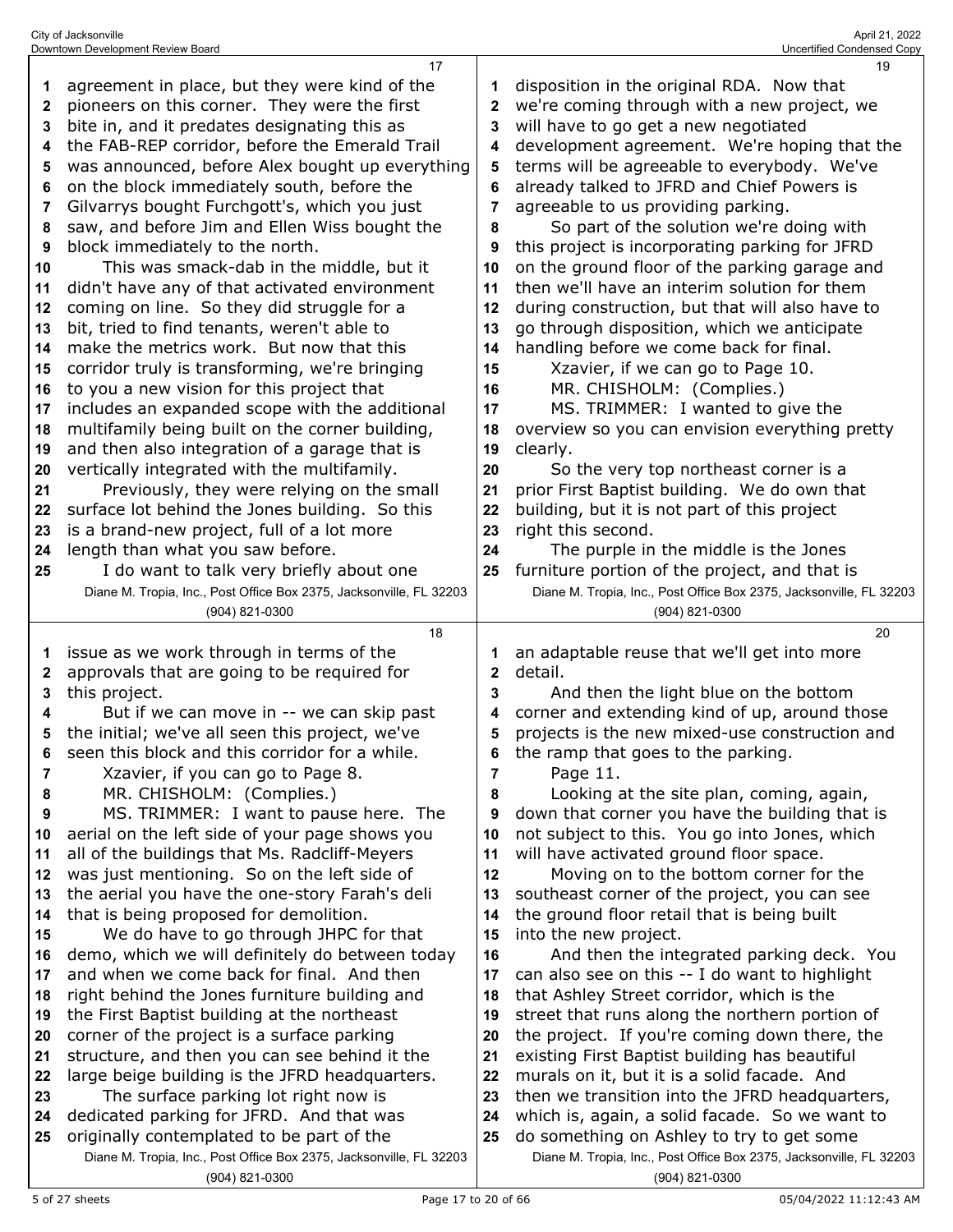agreement in place, but they were kind of the pioneers on this corner. They were the first bite in, and it predates designating this as the FAB-REP corridor, before the Emerald Trail was announced, before Alex bought up everything on the block immediately south, before the Gilvarrys bought Furchgott's, which you just saw, and before Jim and Ellen Wiss bought the block immediately to the north.

This was smack-dab in the middle, but it didn't have any of that activated environment coming on line. So they did struggle for a bit, tried to find tenants, weren't able to make the metrics work. But now that this corridor truly is transforming, we're bringing to you a new vision for this project that includes an expanded scope with the additional multifamily being built on the corner building, and then also integration of a garage that is vertically integrated with the multifamily.

Previously, they were relying on the small surface lot behind the Jones building. So this is a brand-new project, full of a lot more length than what you saw before.

I do want to talk very briefly about one issue as we work through in terms of the approvals that are going to be required for this project.

But if we can move in -- we can skip past the initial; we've all seen this project, we've seen this block and this corridor for a while.

Xzavier, if you can go to Page 8.

MR. CHISHOLM: (Complies.)

MS. TRIMMER: I want to pause here. The aerial on the left side of your page shows you all of the buildings that Ms. Radcliff-Meyers was just mentioning. So on the left side of the aerial you have the one-story Farah's deli that is being proposed for demolition.

We do have to go through JHPC for that demo, which we will definitely do between today and when we come back for final. And then right behind the Jones furniture building and the First Baptist building at the northeast corner of the project is a surface parking structure, and then you can see behind it the large beige building is the JFRD headquarters.

The surface parking lot right now is dedicated parking for JFRD. And that was originally contemplated to be part of the disposition in the original RDA. Now that we're coming through with a new project, we will have to go get a new negotiated development agreement. We're hoping that the terms will be agreeable to everybody. We've already talked to JFRD and Chief Powers is agreeable to us providing parking.

So part of the solution we're doing with this project is incorporating parking for JFRD on the ground floor of the parking garage and then we'll have an interim solution for them during construction, but that will also have to go through disposition, which we anticipate handling before we come back for final.

Xzavier, if we can go to Page 10.

MR. CHISHOLM: (Complies.)

MS. TRIMMER: I wanted to give the overview so you can envision everything pretty clearly.

So the very top northeast corner is a prior First Baptist building. We do own that building, but it is not part of this project right this second.

The purple in the middle is the Jones furniture portion of the project, and that is an adaptable reuse that we'll get into more detail.

And then the light blue on the bottom corner and extending kind of up, around those projects is the new mixed-use construction and the ramp that goes to the parking.

Page 11.

Looking at the site plan, coming, again, down that corner you have the building that is not subject to this. You go into Jones, which will have activated ground floor space.

Moving on to the bottom corner for the southeast corner of the project, you can see the ground floor retail that is being built into the new project.

And then the integrated parking deck. You can also see on this -- I do want to highlight that Ashley Street corridor, which is the street that runs along the northern portion of the project. If you're coming down there, the existing First Baptist building has beautiful murals on it, but it is a solid facade. And then we transition into the JFRD headquarters, which is, again, a solid facade. So we want to do something on Ashley to try to get some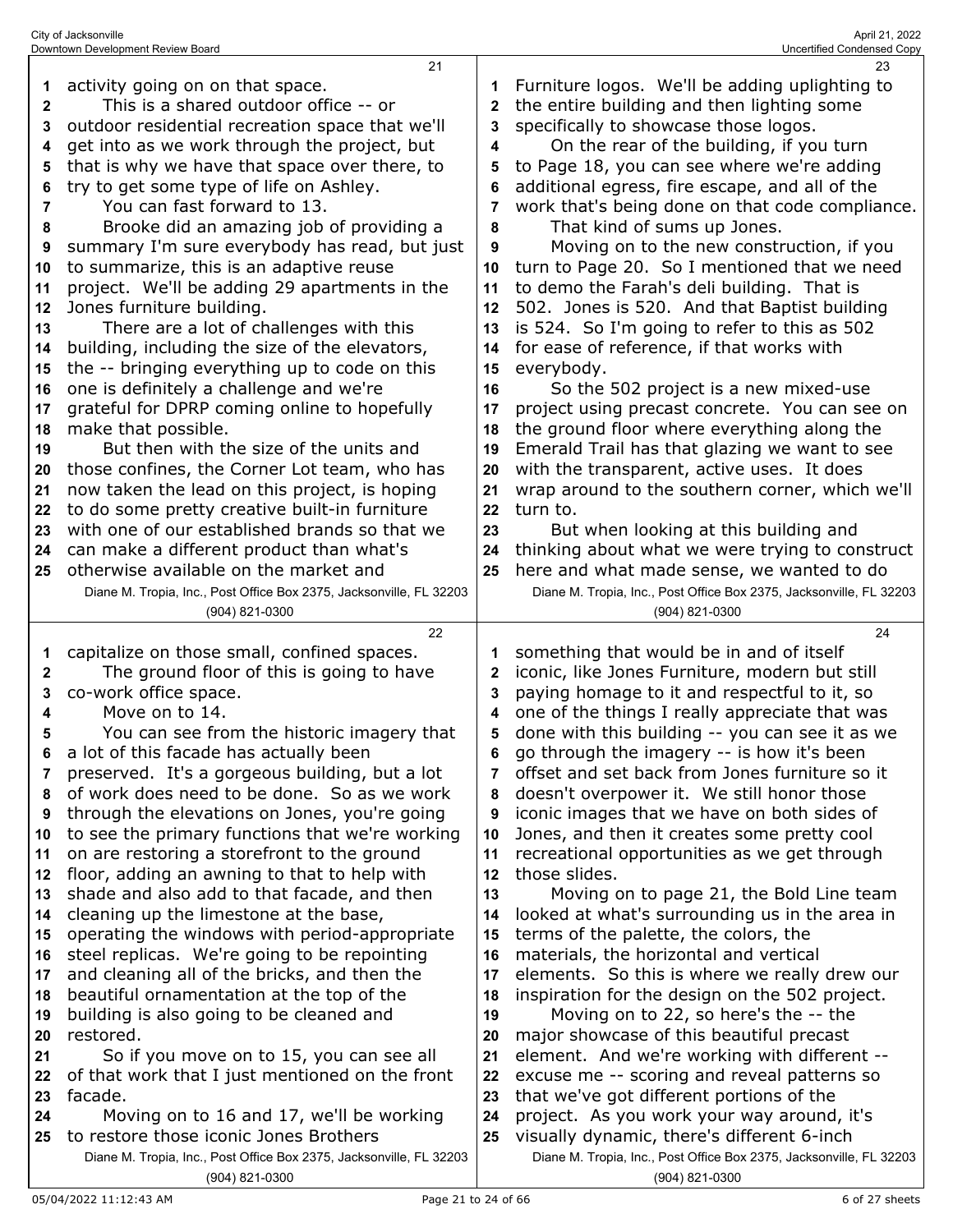activity going on on that space.

This is a shared outdoor office -- or outdoor residential recreation space that we'll get into as we work through the project, but that is why we have that space over there, to try to get some type of life on Ashley.

You can fast forward to 13.

Brooke did an amazing job of providing a summary I'm sure everybody has read, but just to summarize, this is an adaptive reuse project. We'll be adding 29 apartments in the Jones furniture building.

There are a lot of challenges with this building, including the size of the elevators, the -- bringing everything up to code on this one is definitely a challenge and we're grateful for DPRP coming online to hopefully make that possible.

But then with the size of the units and those confines, the Corner Lot team, who has now taken the lead on this project, is hoping to do some pretty creative built-in furniture with one of our established brands so that we can make a different product than what's otherwise available on the market and capitalize on those small, confined spaces.

The ground floor of this is going to have co-work office space.

Move on to 14.

You can see from the historic imagery that a lot of this facade has actually been preserved. It's a gorgeous building, but a lot of work does need to be done. So as we work through the elevations on Jones, you're going to see the primary functions that we're working on are restoring a storefront to the ground floor, adding an awning to that to help with shade and also add to that facade, and then cleaning up the limestone at the base, operating the windows with period-appropriate steel replicas. We're going to be repointing and cleaning all of the bricks, and then the beautiful ornamentation at the top of the building is also going to be cleaned and restored.

So if you move on to 15, you can see all of that work that I just mentioned on the front facade.

Moving on to 16 and 17, we'll be working to restore those iconic Jones Brothers Furniture logos. We'll be adding uplighting to the entire building and then lighting some specifically to showcase those logos.

On the rear of the building, if you turn to Page 18, you can see where we're adding additional egress, fire escape, and all of the work that's being done on that code compliance.

That kind of sums up Jones.

Moving on to the new construction, if you turn to Page 20. So I mentioned that we need to demo the Farah's deli building. That is 502. Jones is 520. And that Baptist building is 524. So I'm going to refer to this as 502 for ease of reference, if that works with everybody.

So the 502 project is a new mixed-use project using precast concrete. You can see on the ground floor where everything along the Emerald Trail has that glazing we want to see with the transparent, active uses. It does wrap around to the southern corner, which we'll turn to.

But when looking at this building and thinking about what we were trying to construct here and what made sense, we wanted to do something that would be in and of itself iconic, like Jones Furniture, modern but still paying homage to it and respectful to it, so one of the things I really appreciate that was done with this building -- you can see it as we go through the imagery -- is how it's been offset and set back from Jones furniture so it doesn't overpower it. We still honor those iconic images that we have on both sides of Jones, and then it creates some pretty cool recreational opportunities as we get through those slides.

Moving on to page 21, the Bold Line team looked at what's surrounding us in the area in terms of the palette, the colors, the materials, the horizontal and vertical elements. So this is where we really drew our inspiration for the design on the 502 project.

Moving on to 22, so here's the -- the major showcase of this beautiful precast element. And we're working with different -- excuse me -- scoring and reveal patterns so that we've got different portions of the project. As you work your way around, it's visually dynamic, there's different 6-inch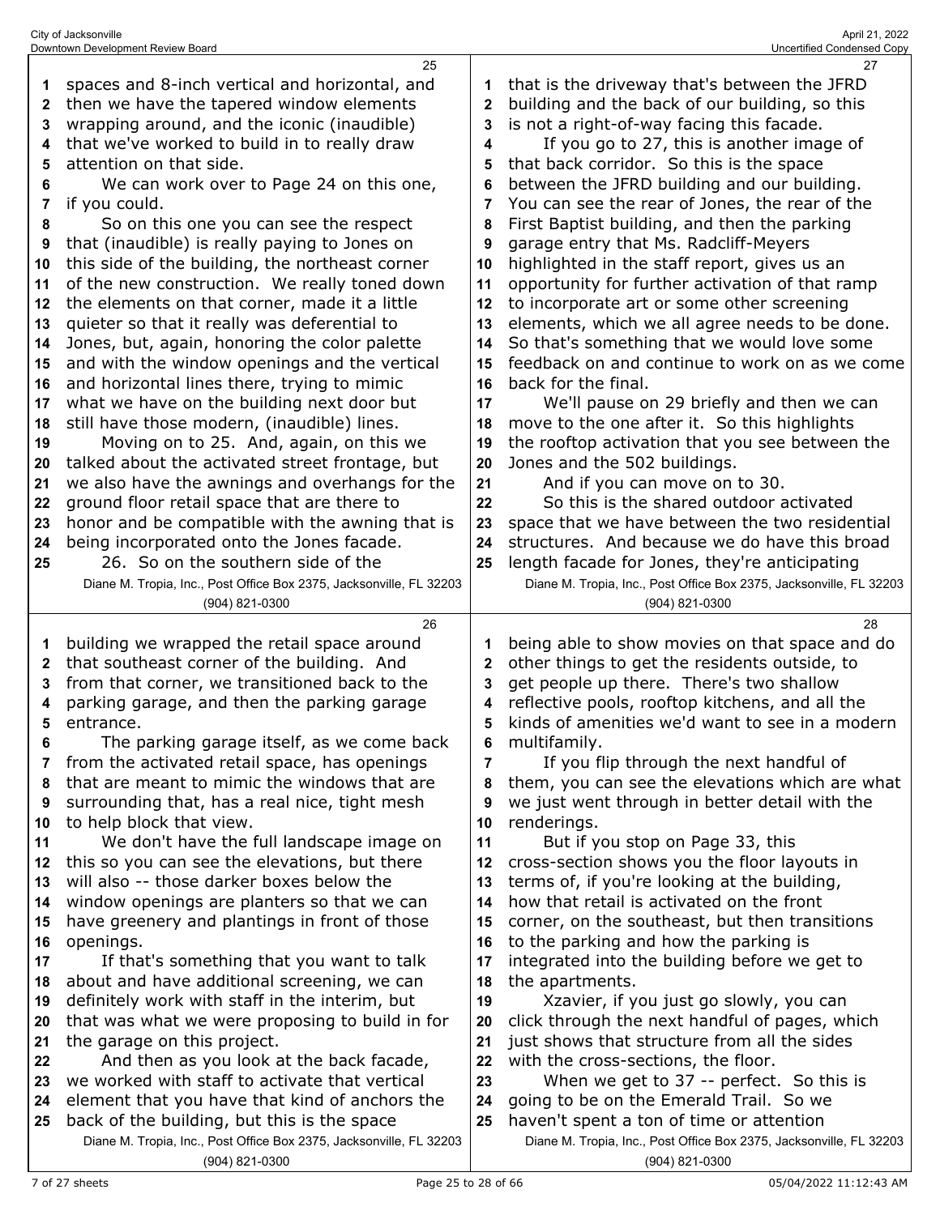spaces and 8-inch vertical and horizontal, and then we have the tapered window elements wrapping around, and the iconic (inaudible) that we've worked to build in to really draw attention on that side.

We can work over to Page 24 on this one, if you could.

So on this one you can see the respect that (inaudible) is really paying to Jones on this side of the building, the northeast corner of the new construction. We really toned down the elements on that corner, made it a little quieter so that it really was deferential to Jones, but, again, honoring the color palette and with the window openings and the vertical and horizontal lines there, trying to mimic what we have on the building next door but still have those modern, (inaudible) lines.

Moving on to 25. And, again, on this we talked about the activated street frontage, but we also have the awnings and overhangs for the ground floor retail space that are there to honor and be compatible with the awning that is being incorporated onto the Jones facade.

26. So on the southern side of the building we wrapped the retail space around that southeast corner of the building. And from that corner, we transitioned back to the parking garage, and then the parking garage entrance.

The parking garage itself, as we come back from the activated retail space, has openings that are meant to mimic the windows that are surrounding that, has a real nice, tight mesh to help block that view.

We don't have the full landscape image on this so you can see the elevations, but there will also -- those darker boxes below the window openings are planters so that we can have greenery and plantings in front of those openings.

If that's something that you want to talk about and have additional screening, we can definitely work with staff in the interim, but that was what we were proposing to build in for the garage on this project.

And then as you look at the back facade, we worked with staff to activate that vertical element that you have that kind of anchors the back of the building, but this is the space that is the driveway that's between the JFRD building and the back of our building, so this is not a right-of-way facing this facade.

If you go to 27, this is another image of that back corridor. So this is the space between the JFRD building and our building. You can see the rear of Jones, the rear of the First Baptist building, and then the parking garage entry that Ms. Radcliff-Meyers highlighted in the staff report, gives us an opportunity for further activation of that ramp to incorporate art or some other screening elements, which we all agree needs to be done. So that's something that we would love some feedback on and continue to work on as we come back for the final.

We'll pause on 29 briefly and then we can move to the one after it. So this highlights the rooftop activation that you see between the Jones and the 502 buildings.

And if you can move on to 30.

So this is the shared outdoor activated space that we have between the two residential structures. And because we do have this broad length facade for Jones, they're anticipating being able to show movies on that space and do other things to get the residents outside, to get people up there. There's two shallow reflective pools, rooftop kitchens, and all the kinds of amenities we'd want to see in a modern multifamily.

If you flip through the next handful of them, you can see the elevations which are what we just went through in better detail with the renderings.

But if you stop on Page 33, this cross-section shows you the floor layouts in terms of, if you're looking at the building, how that retail is activated on the front corner, on the southeast, but then transitions to the parking and how the parking is integrated into the building before we get to the apartments.

Xzavier, if you just go slowly, you can click through the next handful of pages, which just shows that structure from all the sides with the cross-sections, the floor.

When we get to 37 -- perfect. So this is going to be on the Emerald Trail. So we haven't spent a ton of time or attention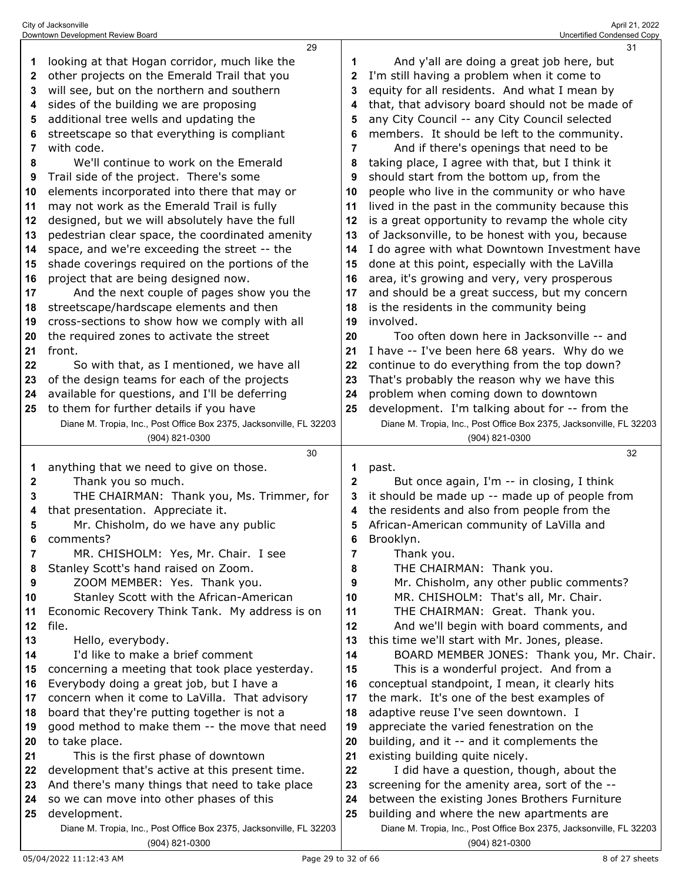looking at that Hogan corridor, much like the other projects on the Emerald Trail that you will see, but on the northern and southern sides of the building we are proposing additional tree wells and updating the streetscape so that everything is compliant with code.

We'll continue to work on the Emerald Trail side of the project. There's some elements incorporated into there that may or may not work as the Emerald Trail is fully designed, but we will absolutely have the full pedestrian clear space, the coordinated amenity space, and we're exceeding the street -- the shade coverings required on the portions of the project that are being designed now.

And the next couple of pages show you the streetscape/hardscape elements and then cross-sections to show how we comply with all the required zones to activate the street front.

So with that, as I mentioned, we have all of the design teams for each of the projects available for questions, and I'll be deferring to them for further details if you have anything that we need to give on those.

Thank you so much.

THE CHAIRMAN: Thank you, Ms. Trimmer, for that presentation. Appreciate it.

Mr. Chisholm, do we have any public comments?

MR. CHISHOLM: Yes, Mr. Chair. I see Stanley Scott's hand raised on Zoom.

ZOOM MEMBER: Yes. Thank you.

Stanley Scott with the African-American Economic Recovery Think Tank. My address is on file.

Hello, everybody.

I'd like to make a brief comment concerning a meeting that took place yesterday. Everybody doing a great job, but I have a concern when it come to LaVilla. That advisory board that they're putting together is not a good method to make them -- the move that need to take place.

This is the first phase of downtown development that's active at this present time. And there's many things that need to take place so we can move into other phases of this development.

And y'all are doing a great job here, but I'm still having a problem when it come to equity for all residents. And what I mean by that, that advisory board should not be made of any City Council -- any City Council selected members. It should be left to the community.

And if there's openings that need to be taking place, I agree with that, but I think it should start from the bottom up, from the people who live in the community or who have lived in the past in the community because this is a great opportunity to revamp the whole city of Jacksonville, to be honest with you, because I do agree with what Downtown Investment have done at this point, especially with the LaVilla area, it's growing and very, very prosperous and should be a great success, but my concern is the residents in the community being involved.

Too often down here in Jacksonville -- and I have -- I've been here 68 years. Why do we continue to do everything from the top down? That's probably the reason why we have this problem when coming down to downtown development. I'm talking about for -- from the past.

But once again, I'm -- in closing, I think it should be made up -- made up of people from the residents and also from people from the African-American community of LaVilla and Brooklyn.

Thank you.

THE CHAIRMAN: Thank you.

Mr. Chisholm, any other public comments?

MR. CHISHOLM: That's all, Mr. Chair.

THE CHAIRMAN: Great. Thank you.

And we'll begin with board comments, and this time we'll start with Mr. Jones, please.

BOARD MEMBER JONES: Thank you, Mr. Chair.

This is a wonderful project. And from a conceptual standpoint, I mean, it clearly hits the mark. It's one of the best examples of adaptive reuse I've seen downtown. I appreciate the varied fenestration on the building, and it -- and it complements the existing building quite nicely.

I did have a question, though, about the screening for the amenity area, sort of the -- between the existing Jones Brothers Furniture building and where the new apartments are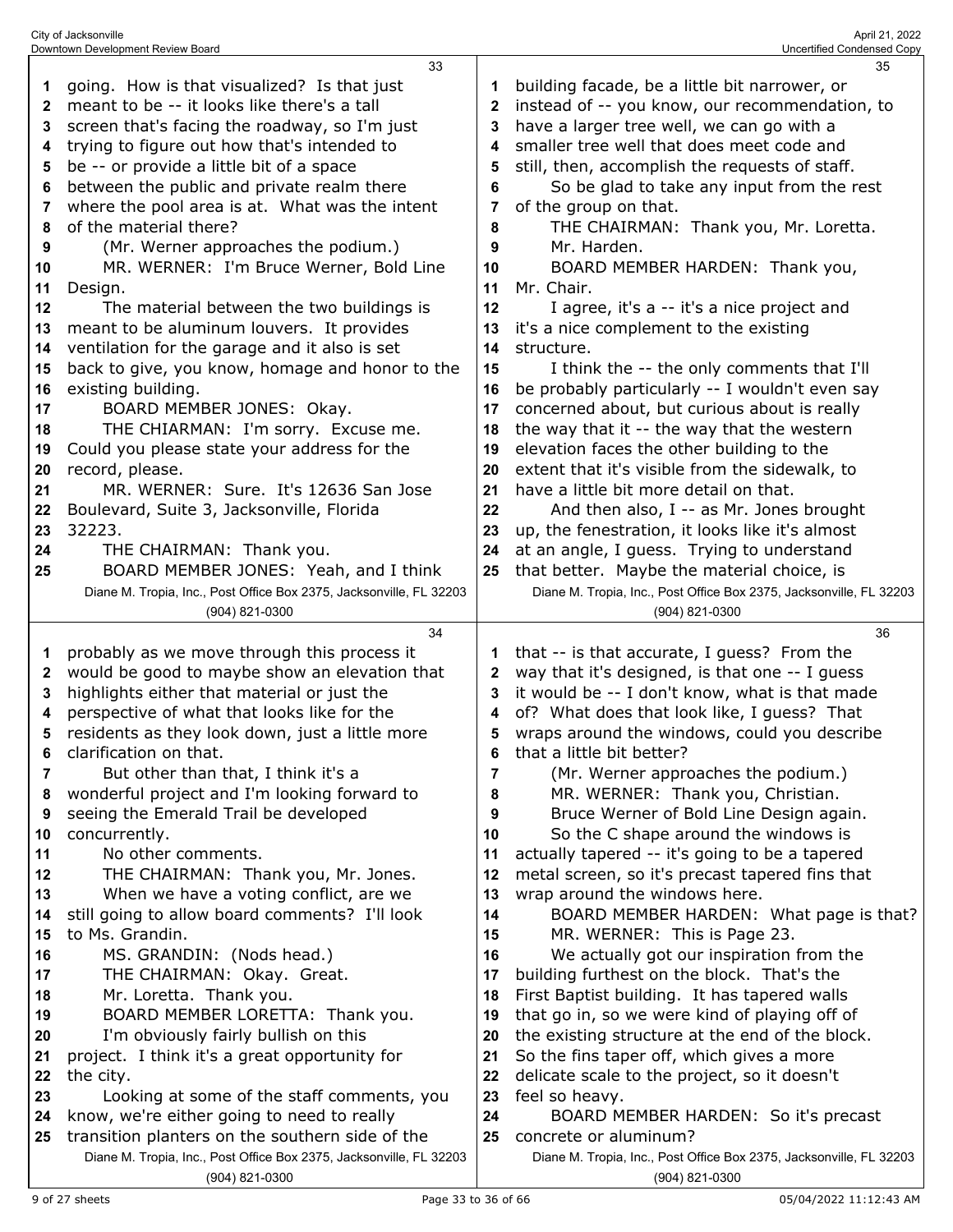going. How is that visualized? Is that just meant to be -- it looks like there's a tall screen that's facing the roadway, so I'm just trying to figure out how that's intended to be -- or provide a little bit of a space between the public and private realm there where the pool area is at. What was the intent of the material there?

(Mr. Werner approaches the podium.)

MR. WERNER: I'm Bruce Werner, Bold Line Design.

The material between the two buildings is meant to be aluminum louvers. It provides ventilation for the garage and it also is set back to give, you know, homage and honor to the existing building.

BOARD MEMBER JONES: Okay.

THE CHIARMAN: I'm sorry. Excuse me. Could you please state your address for the record, please.

MR. WERNER: Sure. It's 12636 San Jose Boulevard, Suite 3, Jacksonville, Florida 32223.

THE CHAIRMAN: Thank you.

BOARD MEMBER JONES: Yeah, and I think probably as we move through this process it would be good to maybe show an elevation that highlights either that material or just the perspective of what that looks like for the residents as they look down, just a little more clarification on that.

But other than that, I think it's a wonderful project and I'm looking forward to seeing the Emerald Trail be developed concurrently.

No other comments.

THE CHAIRMAN: Thank you, Mr. Jones.

When we have a voting conflict, are we still going to allow board comments? I'll look to Ms. Grandin.

MS. GRANDIN: (Nods head.)

THE CHAIRMAN: Okay. Great.

Mr. Loretta. Thank you.

BOARD MEMBER LORETTA: Thank you.

I'm obviously fairly bullish on this project. I think it's a great opportunity for the city.

Looking at some of the staff comments, you know, we're either going to need to really transition planters on the southern side of the building facade, be a little bit narrower, or instead of -- you know, our recommendation, to have a larger tree well, we can go with a smaller tree well that does meet code and still, then, accomplish the requests of staff.

So be glad to take any input from the rest of the group on that.

THE CHAIRMAN: Thank you, Mr. Loretta.

Mr. Harden.

BOARD MEMBER HARDEN: Thank you, Mr. Chair.

I agree, it's a -- it's a nice project and it's a nice complement to the existing structure.

I think the -- the only comments that I'll be probably particularly -- I wouldn't even say concerned about, but curious about is really the way that it -- the way that the western elevation faces the other building to the extent that it's visible from the sidewalk, to have a little bit more detail on that.

And then also, I -- as Mr. Jones brought up, the fenestration, it looks like it's almost at an angle, I guess. Trying to understand that better. Maybe the material choice, is that -- is that accurate, I guess? From the way that it's designed, is that one -- I guess it would be -- I don't know, what is that made of? What does that look like, I guess? That wraps around the windows, could you describe that a little bit better?

(Mr. Werner approaches the podium.)

MR. WERNER: Thank you, Christian.

Bruce Werner of Bold Line Design again.

So the C shape around the windows is actually tapered -- it's going to be a tapered metal screen, so it's precast tapered fins that wrap around the windows here.

BOARD MEMBER HARDEN: What page is that?

MR. WERNER: This is Page 23.

We actually got our inspiration from the building furthest on the block. That's the First Baptist building. It has tapered walls that go in, so we were kind of playing off of the existing structure at the end of the block. So the fins taper off, which gives a more delicate scale to the project, so it doesn't feel so heavy.

BOARD MEMBER HARDEN: So it's precast concrete or aluminum?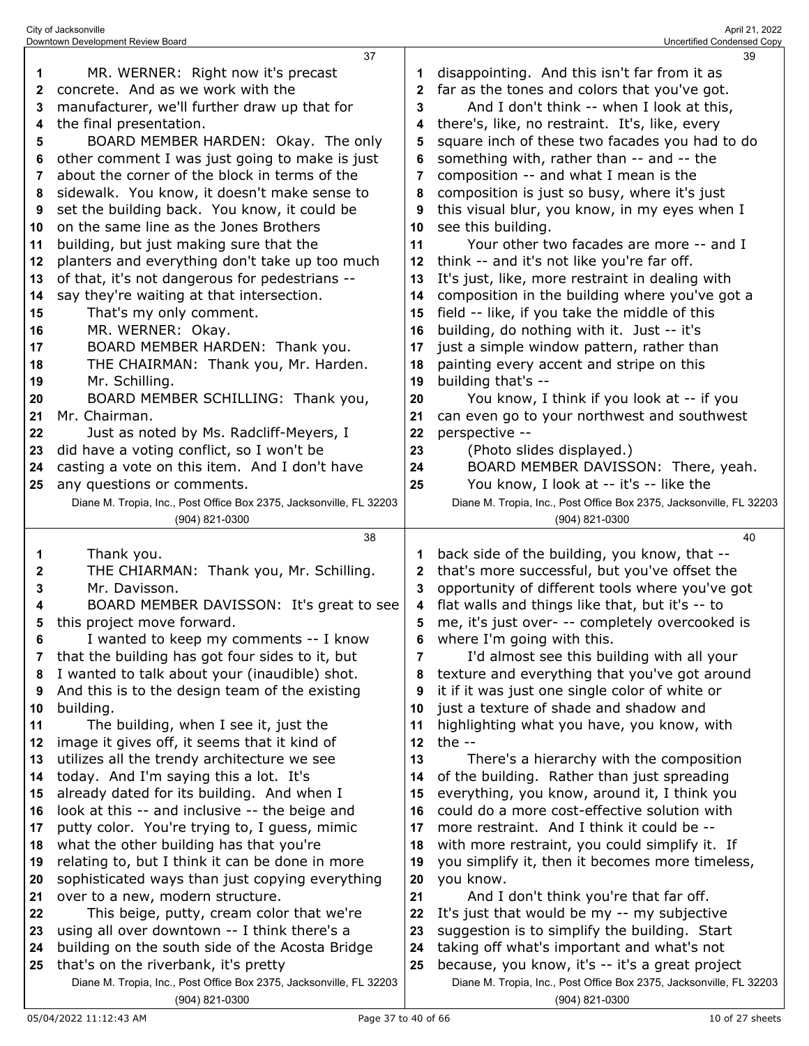MR. WERNER: Right now it's precast concrete. And as we work with the manufacturer, we'll further draw up that for the final presentation.

BOARD MEMBER HARDEN: Okay. The only other comment I was just going to make is just about the corner of the block in terms of the sidewalk. You know, it doesn't make sense to set the building back. You know, it could be on the same line as the Jones Brothers building, but just making sure that the planters and everything don't take up too much of that, it's not dangerous for pedestrians -- say they're waiting at that intersection.

That's my only comment.

MR. WERNER: Okay.

BOARD MEMBER HARDEN: Thank you.

THE CHAIRMAN: Thank you, Mr. Harden.

Mr. Schilling.

BOARD MEMBER SCHILLING: Thank you, Mr. Chairman.

Just as noted by Ms. Radcliff-Meyers, I did have a voting conflict, so I won't be casting a vote on this item. And I don't have any questions or comments.

Thank you.

THE CHIARMAN: Thank you, Mr. Schilling.

Mr. Davisson.

BOARD MEMBER DAVISSON: It's great to see this project move forward.

I wanted to keep my comments -- I know that the building has got four sides to it, but I wanted to talk about your (inaudible) shot. And this is to the design team of the existing building.

The building, when I see it, just the image it gives off, it seems that it kind of utilizes all the trendy architecture we see today. And I'm saying this a lot. It's already dated for its building. And when I look at this -- and inclusive -- the beige and putty color. You're trying to, I guess, mimic what the other building has that you're relating to, but I think it can be done in more sophisticated ways than just copying everything over to a new, modern structure.

This beige, putty, cream color that we're using all over downtown -- I think there's a building on the south side of the Acosta Bridge that's on the riverbank, it's pretty disappointing. And this isn't far from it as far as the tones and colors that you've got.

And I don't think -- when I look at this, there's, like, no restraint. It's, like, every square inch of these two facades you had to do something with, rather than -- and -- the composition -- and what I mean is the composition is just so busy, where it's just this visual blur, you know, in my eyes when I see this building.

Your other two facades are more -- and I think -- and it's not like you're far off. It's just, like, more restraint in dealing with composition in the building where you've got a field -- like, if you take the middle of this building, do nothing with it. Just -- it's just a simple window pattern, rather than painting every accent and stripe on this building that's --

You know, I think if you look at -- if you can even go to your northwest and southwest perspective --

(Photo slides displayed.)

BOARD MEMBER DAVISSON: There, yeah.

You know, I look at -- it's -- like the back side of the building, you know, that -- that's more successful, but you've offset the opportunity of different tools where you've got flat walls and things like that, but it's -- to me, it's just over- -- completely overcooked is where I'm going with this.

I'd almost see this building with all your texture and everything that you've got around it if it was just one single color of white or just a texture of shade and shadow and highlighting what you have, you know, with the --

There's a hierarchy with the composition of the building. Rather than just spreading everything, you know, around it, I think you could do a more cost-effective solution with more restraint. And I think it could be -- with more restraint, you could simplify it. If you simplify it, then it becomes more timeless, you know.

And I don't think you're that far off. It's just that would be my -- my subjective suggestion is to simplify the building. Start taking off what's important and what's not because, you know, it's -- it's a great project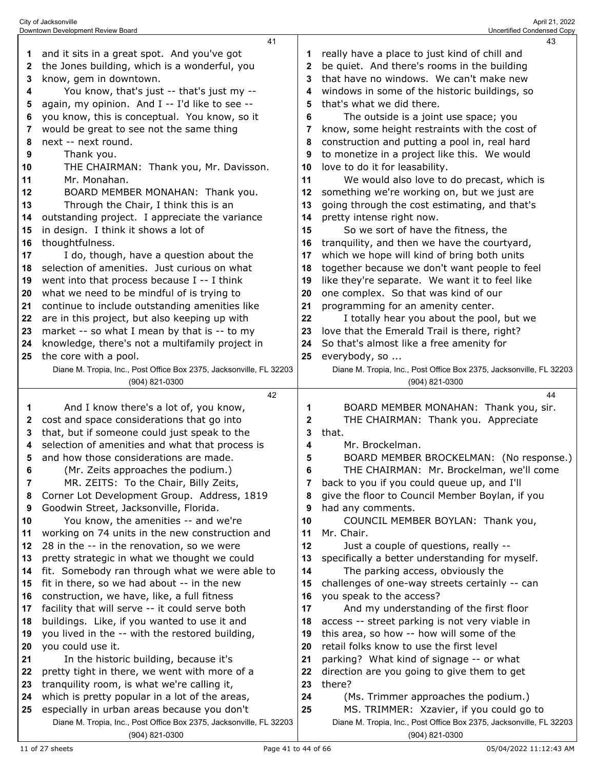and it sits in a great spot. And you've got the Jones building, which is a wonderful, you know, gem in downtown.

You know, that's just -- that's just my -- again, my opinion. And I -- I'd like to see -- you know, this is conceptual. You know, so it would be great to see not the same thing next -- next round.

Thank you.

THE CHAIRMAN: Thank you, Mr. Davisson.

Mr. Monahan.

BOARD MEMBER MONAHAN: Thank you.

Through the Chair, I think this is an outstanding project. I appreciate the variance in design. I think it shows a lot of thoughtfulness.

I do, though, have a question about the selection of amenities. Just curious on what went into that process because I -- I think what we need to be mindful of is trying to continue to include outstanding amenities like are in this project, but also keeping up with market -- so what I mean by that is -- to my knowledge, there's not a multifamily project in the core with a pool.

And I know there's a lot of, you know, cost and space considerations that go into that, but if someone could just speak to the selection of amenities and what that process is and how those considerations are made.

(Mr. Zeits approaches the podium.)

MR. ZEITS: To the Chair, Billy Zeits, Corner Lot Development Group. Address, 1819 Goodwin Street, Jacksonville, Florida.

You know, the amenities -- and we're working on 74 units in the new construction and 28 in the -- in the renovation, so we were pretty strategic in what we thought we could fit. Somebody ran through what we were able to fit in there, so we had about -- in the new construction, we have, like, a full fitness facility that will serve -- it could serve both buildings. Like, if you wanted to use it and you lived in the -- with the restored building, you could use it.

In the historic building, because it's pretty tight in there, we went with more of a tranquility room, is what we're calling it, which is pretty popular in a lot of the areas, especially in urban areas because you don't really have a place to just kind of chill and be quiet. And there's rooms in the building that have no windows. We can't make new windows in some of the historic buildings, so that's what we did there.

The outside is a joint use space; you know, some height restraints with the cost of construction and putting a pool in, real hard to monetize in a project like this. We would love to do it for leasability.

We would also love to do precast, which is something we're working on, but we just are going through the cost estimating, and that's pretty intense right now.

So we sort of have the fitness, the tranquility, and then we have the courtyard, which we hope will kind of bring both units together because we don't want people to feel like they're separate. We want it to feel like one complex. So that was kind of our programming for an amenity center.

I totally hear you about the pool, but we love that the Emerald Trail is there, right? So that's almost like a free amenity for everybody, so ...

BOARD MEMBER MONAHAN: Thank you, sir.

THE CHAIRMAN: Thank you. Appreciate that.

Mr. Brockelman.

BOARD MEMBER BROCKELMAN: (No response.)

THE CHAIRMAN: Mr. Brockelman, we'll come back to you if you could queue up, and I'll give the floor to Council Member Boylan, if you had any comments.

COUNCIL MEMBER BOYLAN: Thank you, Mr. Chair.

Just a couple of questions, really -- specifically a better understanding for myself.

The parking access, obviously the challenges of one-way streets certainly -- can you speak to the access?

And my understanding of the first floor access -- street parking is not very viable in this area, so how -- how will some of the retail folks know to use the first level parking? What kind of signage -- or what direction are you going to give them to get there?

(Ms. Trimmer approaches the podium.)

MS. TRIMMER: Xzavier, if you could go to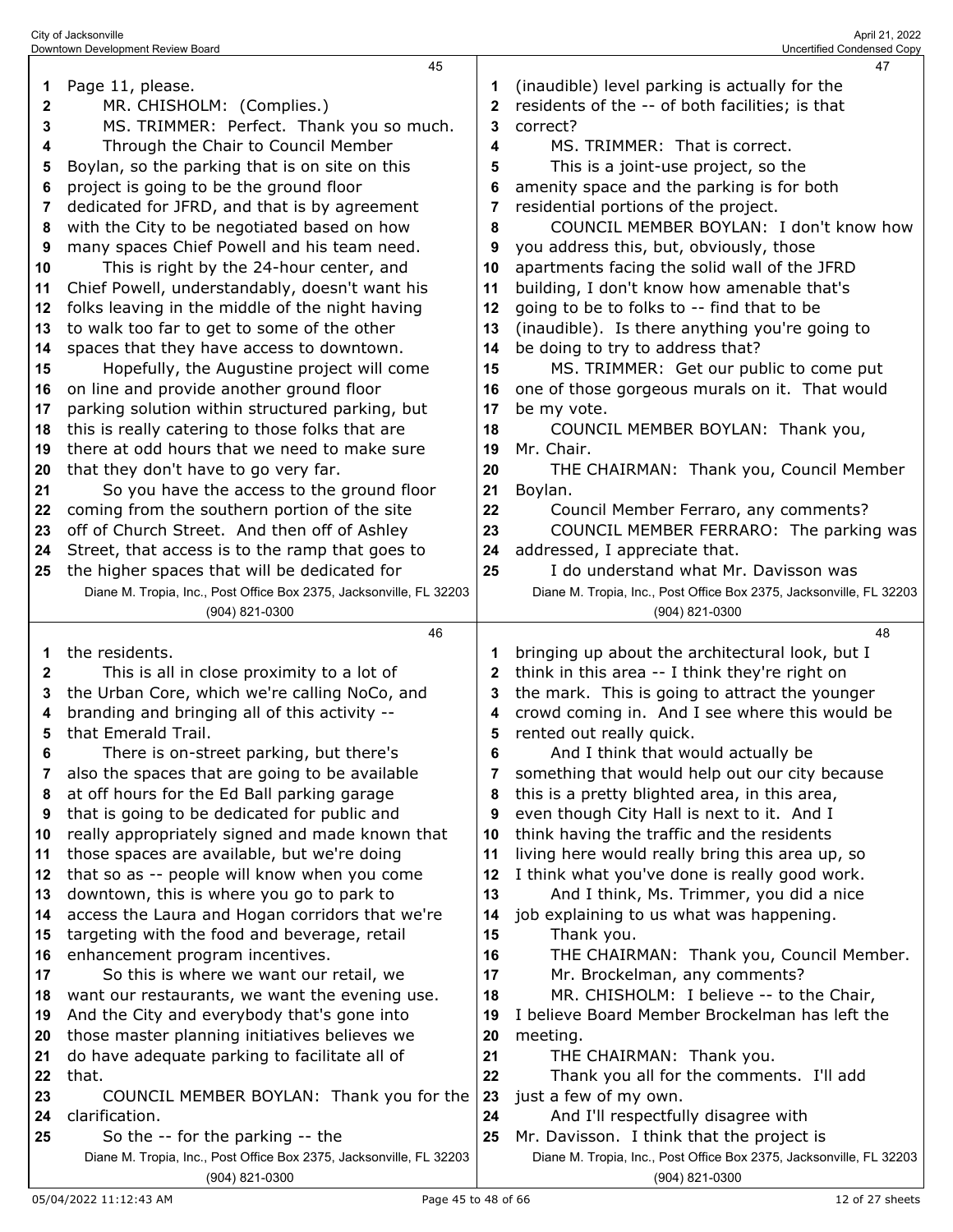Page 11, please.

MR. CHISHOLM: (Complies.)

MS. TRIMMER: Perfect. Thank you so much.

Through the Chair to Council Member Boylan, so the parking that is on site on this project is going to be the ground floor dedicated for JFRD, and that is by agreement with the City to be negotiated based on how many spaces Chief Powell and his team need.

This is right by the 24-hour center, and Chief Powell, understandably, doesn't want his folks leaving in the middle of the night having to walk too far to get to some of the other spaces that they have access to downtown.

Hopefully, the Augustine project will come on line and provide another ground floor parking solution within structured parking, but this is really catering to those folks that are there at odd hours that we need to make sure that they don't have to go very far.

So you have the access to the ground floor coming from the southern portion of the site off of Church Street. And then off of Ashley Street, that access is to the ramp that goes to the higher spaces that will be dedicated for the residents.

This is all in close proximity to a lot of the Urban Core, which we're calling NoCo, and branding and bringing all of this activity -- that Emerald Trail.

There is on-street parking, but there's also the spaces that are going to be available at off hours for the Ed Ball parking garage that is going to be dedicated for public and really appropriately signed and made known that those spaces are available, but we're doing that so as -- people will know when you come downtown, this is where you go to park to access the Laura and Hogan corridors that we're targeting with the food and beverage, retail enhancement program incentives.

So this is where we want our retail, we want our restaurants, we want the evening use. And the City and everybody that's gone into those master planning initiatives believes we do have adequate parking to facilitate all of that.

COUNCIL MEMBER BOYLAN: Thank you for the clarification.

So the -- for the parking -- the (inaudible) level parking is actually for the residents of the -- of both facilities; is that correct?

MS. TRIMMER: That is correct.

This is a joint-use project, so the amenity space and the parking is for both residential portions of the project.

COUNCIL MEMBER BOYLAN: I don't know how you address this, but, obviously, those apartments facing the solid wall of the JFRD building, I don't know how amenable that's going to be to folks to -- find that to be (inaudible). Is there anything you're going to be doing to try to address that?

MS. TRIMMER: Get our public to come put one of those gorgeous murals on it. That would be my vote.

COUNCIL MEMBER BOYLAN: Thank you, Mr. Chair.

THE CHAIRMAN: Thank you, Council Member Boylan.

Council Member Ferraro, any comments?

COUNCIL MEMBER FERRARO: The parking was addressed, I appreciate that.

I do understand what Mr. Davisson was bringing up about the architectural look, but I think in this area -- I think they're right on the mark. This is going to attract the younger crowd coming in. And I see where this would be rented out really quick.

And I think that would actually be something that would help out our city because this is a pretty blighted area, in this area, even though City Hall is next to it. And I think having the traffic and the residents living here would really bring this area up, so I think what you've done is really good work.

And I think, Ms. Trimmer, you did a nice job explaining to us what was happening.

Thank you.

THE CHAIRMAN: Thank you, Council Member.

Mr. Brockelman, any comments?

MR. CHISHOLM: I believe -- to the Chair, I believe Board Member Brockelman has left the meeting.

THE CHAIRMAN: Thank you.

Thank you all for the comments. I'll add just a few of my own.

And I'll respectfully disagree with Mr. Davisson. I think that the project is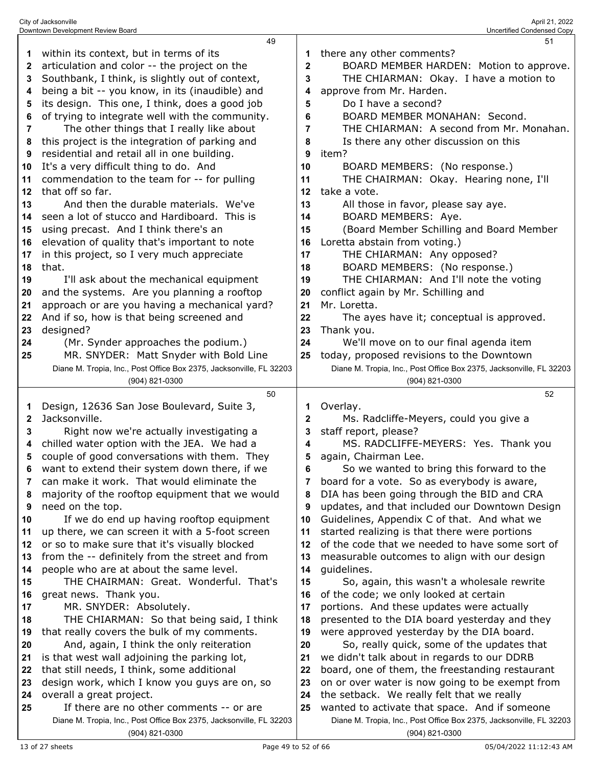within its context, but in terms of its articulation and color -- the project on the Southbank, I think, is slightly out of context, being a bit -- you know, in its (inaudible) and its design. This one, I think, does a good job of trying to integrate well with the community.

The other things that I really like about this project is the integration of parking and residential and retail all in one building. It's a very difficult thing to do. And commendation to the team for -- for pulling that off so far.

And then the durable materials. We've seen a lot of stucco and Hardiboard. This is using precast. And I think there's an elevation of quality that's important to note in this project, so I very much appreciate that.

I'll ask about the mechanical equipment and the systems. Are you planning a rooftop approach or are you having a mechanical yard? And if so, how is that being screened and designed?

(Mr. Synder approaches the podium.)

MR. SNYDER: Matt Snyder with Bold Line Design, 12636 San Jose Boulevard, Suite 3, Jacksonville.

Right now we're actually investigating a chilled water option with the JEA. We had a couple of good conversations with them. They want to extend their system down there, if we can make it work. That would eliminate the majority of the rooftop equipment that we would need on the top.

If we do end up having rooftop equipment up there, we can screen it with a 5-foot screen or so to make sure that it's visually blocked from the -- definitely from the street and from people who are at about the same level.

THE CHAIRMAN: Great. Wonderful. That's great news. Thank you.

MR. SNYDER: Absolutely.

THE CHAIRMAN: So that being said, I think that really covers the bulk of my comments.

And, again, I think the only reiteration is that west wall adjoining the parking lot, that still needs, I think, some additional design work, which I know you guys are on, so overall a great project.

If there are no other comments -- or are there any other comments?

BOARD MEMBER HARDEN: Motion to approve.

THE CHAIRMAN: Okay. I have a motion to approve from Mr. Harden.

Do I have a second?

BOARD MEMBER MONAHAN: Second.

THE CHAIRMAN: A second from Mr. Monahan.

Is there any other discussion on this item?

BOARD MEMBERS: (No response.)

THE CHAIRMAN: Okay. Hearing none, I'll take a vote.

All those in favor, please say aye.

BOARD MEMBERS: Aye.

(Board Member Schilling and Board Member Loretta abstain from voting.)

THE CHAIRMAN: Any opposed?

BOARD MEMBERS: (No response.)

THE CHAIRMAN: And I'll note the voting conflict again by Mr. Schilling and Mr. Loretta.

The ayes have it; conceptual is approved. Thank you.

We'll move on to our final agenda item today, proposed revisions to the Downtown Overlay.

Ms. Radcliffe-Meyers, could you give a staff report, please?

MS. RADCLIFFE-MEYERS: Yes. Thank you again, Chairman Lee.

So we wanted to bring this forward to the board for a vote. So as everybody is aware, DIA has been going through the BID and CRA updates, and that included our Downtown Design Guidelines, Appendix C of that. And what we started realizing is that there were portions of the code that we needed to have some sort of measurable outcomes to align with our design guidelines.

So, again, this wasn't a wholesale rewrite of the code; we only looked at certain portions. And these updates were actually presented to the DIA board yesterday and they were approved yesterday by the DIA board.

So, really quick, some of the updates that we didn't talk about in regards to our DDRB board, one of them, the freestanding restaurant on or over water is now going to be exempt from the setback. We really felt that we really wanted to activate that space. And if someone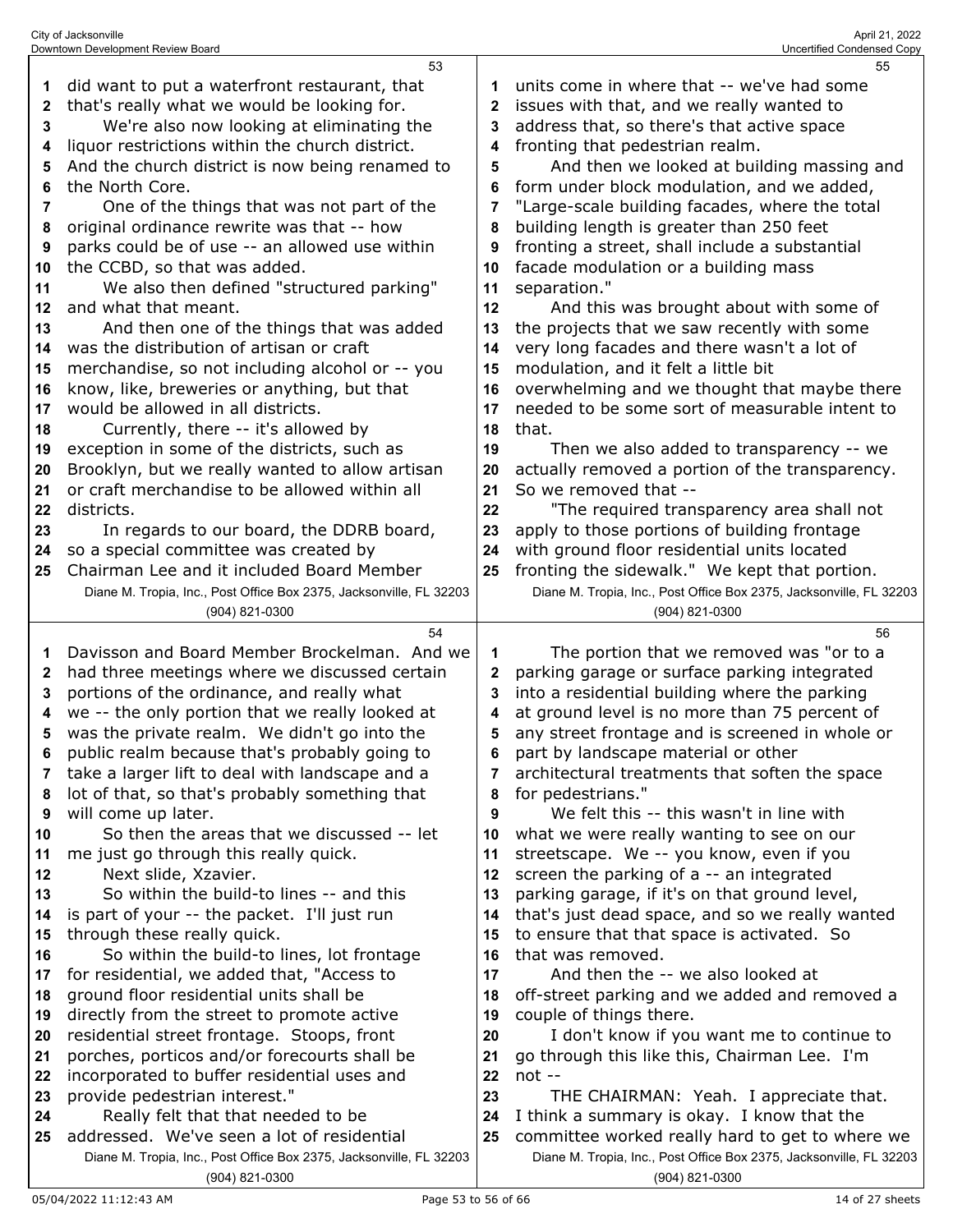did want to put a waterfront restaurant, that that's really what we would be looking for.

We're also now looking at eliminating the liquor restrictions within the church district. And the church district is now being renamed to the North Core.

One of the things that was not part of the original ordinance rewrite was that -- how parks could be of use -- an allowed use within the CCBD, so that was added.

We also then defined "structured parking" and what that meant.

And then one of the things that was added was the distribution of artisan or craft merchandise, so not including alcohol or -- you know, like, breweries or anything, but that would be allowed in all districts.

Currently, there -- it's allowed by exception in some of the districts, such as Brooklyn, but we really wanted to allow artisan or craft merchandise to be allowed within all districts.

In regards to our board, the DDRB board, so a special committee was created by Chairman Lee and it included Board Member Davisson and Board Member Brockelman. And we had three meetings where we discussed certain portions of the ordinance, and really what we -- the only portion that we really looked at was the private realm. We didn't go into the public realm because that's probably going to take a larger lift to deal with landscape and a lot of that, so that's probably something that will come up later.

So then the areas that we discussed -- let me just go through this really quick.

Next slide, Xzavier.

So within the build-to lines -- and this is part of your -- the packet. I'll just run through these really quick.

So within the build-to lines, lot frontage for residential, we added that, "Access to ground floor residential units shall be directly from the street to promote active residential street frontage. Stoops, front porches, porticos and/or forecourts shall be incorporated to buffer residential uses and provide pedestrian interest."

Really felt that that needed to be addressed. We've seen a lot of residential units come in where that -- we've had some issues with that, and we really wanted to address that, so there's that active space fronting that pedestrian realm.

And then we looked at building massing and form under block modulation, and we added, "Large-scale building facades, where the total building length is greater than 250 feet fronting a street, shall include a substantial facade modulation or a building mass separation."

And this was brought about with some of the projects that we saw recently with some very long facades and there wasn't a lot of modulation, and it felt a little bit overwhelming and we thought that maybe there needed to be some sort of measurable intent to that.

Then we also added to transparency -- we actually removed a portion of the transparency. So we removed that --

"The required transparency area shall not apply to those portions of building frontage with ground floor residential units located fronting the sidewalk." We kept that portion.

The portion that we removed was "or to a parking garage or surface parking integrated into a residential building where the parking at ground level is no more than 75 percent of any street frontage and is screened in whole or part by landscape material or other architectural treatments that soften the space for pedestrians."

We felt this -- this wasn't in line with what we were really wanting to see on our streetscape. We -- you know, even if you screen the parking of a -- an integrated parking garage, if it's on that ground level, that's just dead space, and so we really wanted to ensure that that space is activated. So that was removed.

And then the -- we also looked at off-street parking and we added and removed a couple of things there.

I don't know if you want me to continue to go through this like this, Chairman Lee. I'm not --

THE CHAIRMAN: Yeah. I appreciate that. I think a summary is okay. I know that the committee worked really hard to get to where we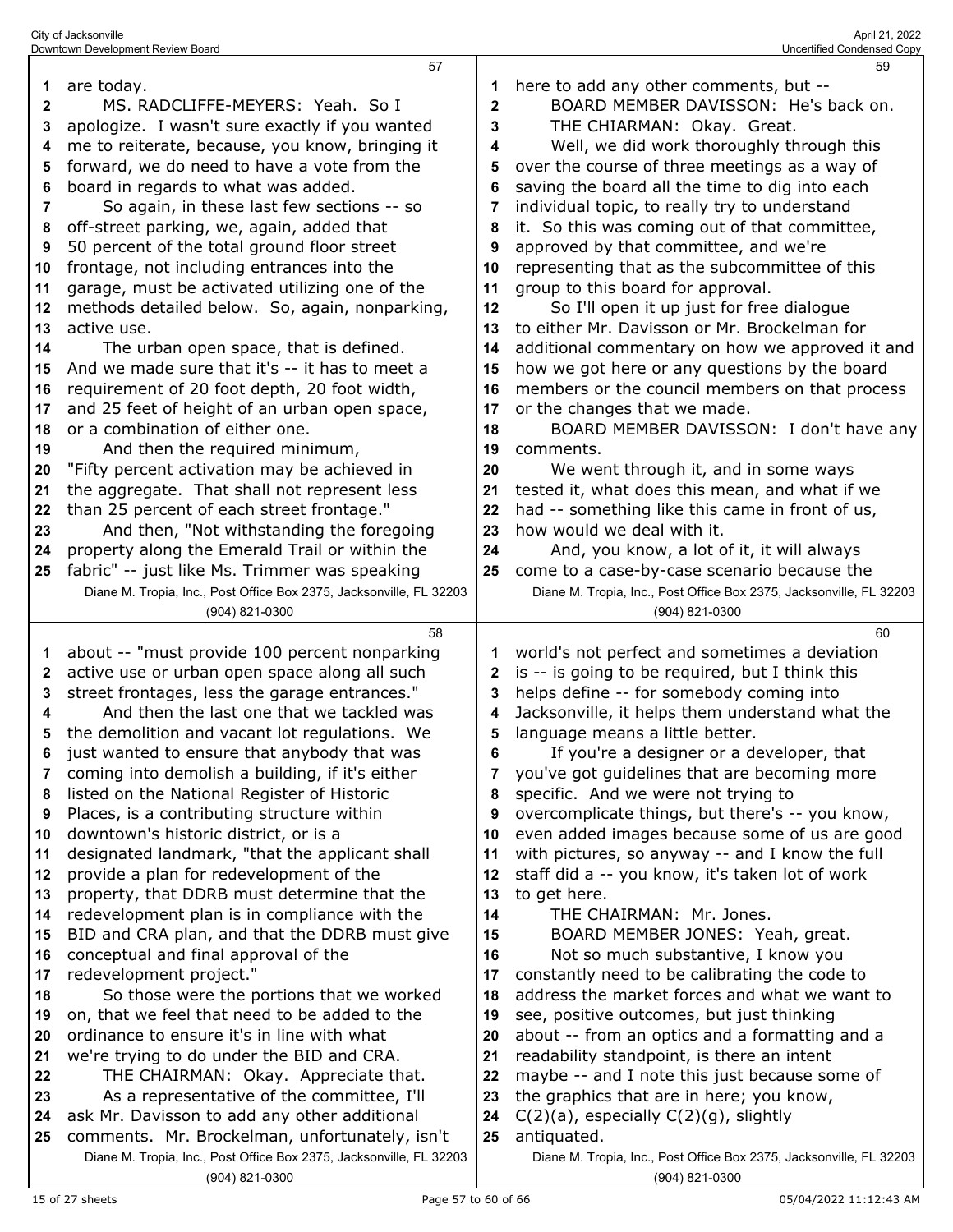are today.

MS. RADCLIFFE-MEYERS: Yeah. So I apologize. I wasn't sure exactly if you wanted me to reiterate, because, you know, bringing it forward, we do need to have a vote from the board in regards to what was added.

So again, in these last few sections -- so off-street parking, we, again, added that 50 percent of the total ground floor street frontage, not including entrances into the garage, must be activated utilizing one of the methods detailed below. So, again, nonparking, active use.

The urban open space, that is defined. And we made sure that it's -- it has to meet a requirement of 20 foot depth, 20 foot width, and 25 feet of height of an urban open space, or a combination of either one.

And then the required minimum, "Fifty percent activation may be achieved in the aggregate. That shall not represent less than 25 percent of each street frontage."

And then, "Not withstanding the foregoing property along the Emerald Trail or within the fabric" -- just like Ms. Trimmer was speaking about -- "must provide 100 percent nonparking active use or urban open space along all such street frontages, less the garage entrances."

And then the last one that we tackled was the demolition and vacant lot regulations. We just wanted to ensure that anybody that was coming into demolish a building, if it's either listed on the National Register of Historic Places, is a contributing structure within downtown's historic district, or is a designated landmark, "that the applicant shall provide a plan for redevelopment of the property, that DDRB must determine that the redevelopment plan is in compliance with the BID and CRA plan, and that the DDRB must give conceptual and final approval of the redevelopment project."

So those were the portions that we worked on, that we feel that need to be added to the ordinance to ensure it's in line with what we're trying to do under the BID and CRA.

THE CHAIRMAN: Okay. Appreciate that.

As a representative of the committee, I'll ask Mr. Davisson to add any other additional comments. Mr. Brockelman, unfortunately, isn't here to add any other comments, but --

BOARD MEMBER DAVISSON: He's back on.

THE CHAIRMAN: Okay. Great.

Well, we did work thoroughly through this over the course of three meetings as a way of saving the board all the time to dig into each individual topic, to really try to understand it. So this was coming out of that committee, approved by that committee, and we're representing that as the subcommittee of this group to this board for approval.

So I'll open it up just for free dialogue to either Mr. Davisson or Mr. Brockelman for additional commentary on how we approved it and how we got here or any questions by the board members or the council members on that process or the changes that we made.

BOARD MEMBER DAVISSON: I don't have any comments.

We went through it, and in some ways tested it, what does this mean, and what if we had -- something like this came in front of us, how would we deal with it.

And, you know, a lot of it, it will always come to a case-by-case scenario because the world's not perfect and sometimes a deviation is -- is going to be required, but I think this helps define -- for somebody coming into Jacksonville, it helps them understand what the language means a little better.

If you're a designer or a developer, that you've got guidelines that are becoming more specific. And we were not trying to overcomplicate things, but there's -- you know, even added images because some of us are good with pictures, so anyway -- and I know the full staff did a -- you know, it's taken lot of work to get here.

THE CHAIRMAN: Mr. Jones.

BOARD MEMBER JONES: Yeah, great.

Not so much substantive, I know you constantly need to be calibrating the code to address the market forces and what we want to see, positive outcomes, but just thinking about -- from an optics and a formatting and a readability standpoint, is there an intent maybe -- and I note this just because some of the graphics that are in here; you know, C(2)(a), especially C(2)(g), slightly antiquated.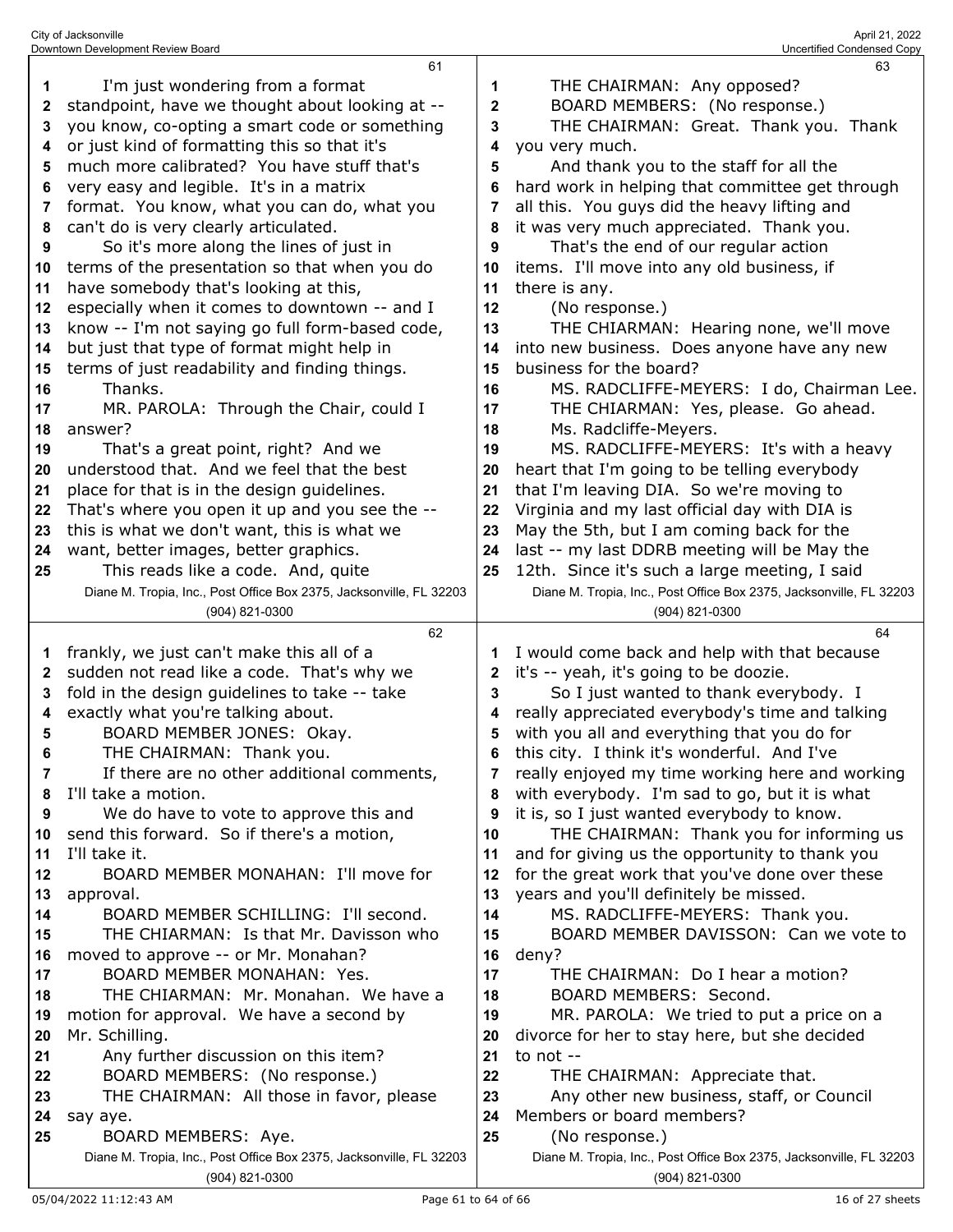I'm just wondering from a format standpoint, have we thought about looking at -- you know, co-opting a smart code or something or just kind of formatting this so that it's much more calibrated? You have stuff that's very easy and legible. It's in a matrix format. You know, what you can do, what you can't do is very clearly articulated.

So it's more along the lines of just in terms of the presentation so that when you do have somebody that's looking at this, especially when it comes to downtown -- and I know -- I'm not saying go full form-based code, but just that type of format might help in terms of just readability and finding things.

Thanks.

MR. PAROLA: Through the Chair, could I answer?

That's a great point, right? And we understood that. And we feel that the best place for that is in the design guidelines. That's where you open it up and you see the -- this is what we don't want, this is what we want, better images, better graphics.

This reads like a code. And, quite frankly, we just can't make this all of a sudden not read like a code. That's why we fold in the design guidelines to take -- take exactly what you're talking about.

BOARD MEMBER JONES: Okay.

THE CHAIRMAN: Thank you.

If there are no other additional comments, I'll take a motion.

We do have to vote to approve this and send this forward. So if there's a motion, I'll take it.

BOARD MEMBER MONAHAN: I'll move for approval.

BOARD MEMBER SCHILLING: I'll second.

THE CHIARMAN: Is that Mr. Davisson who moved to approve -- or Mr. Monahan?

BOARD MEMBER MONAHAN: Yes.

THE CHAIRMAN: Mr. Monahan. We have a motion for approval. We have a second by Mr. Schilling.

Any further discussion on this item?

BOARD MEMBERS: (No response.)

THE CHAIRMAN: All those in favor, please say aye.

BOARD MEMBERS: Aye.

THE CHAIRMAN: Any opposed?

BOARD MEMBERS: (No response.)

THE CHAIRMAN: Great. Thank you. Thank you very much.

And thank you to the staff for all the hard work in helping that committee get through all this. You guys did the heavy lifting and it was very much appreciated. Thank you.

That's the end of our regular action items. I'll move into any old business, if there is any.

(No response.)

THE CHAIRMAN: Hearing none, we'll move into new business. Does anyone have any new business for the board?

MS. RADCLIFFE-MEYERS: I do, Chairman Lee.

THE CHIARMAN: Yes, please. Go ahead. Ms. Radcliffe-Meyers.

MS. RADCLIFFE-MEYERS: It's with a heavy heart that I'm going to be telling everybody that I'm leaving DIA. So we're moving to Virginia and my last official day with DIA is May the 5th, but I am coming back for the last -- my last DDRB meeting will be May the 12th. Since it's such a large meeting, I said I would come back and help with that because it's -- yeah, it's going to be doozie.

So I just wanted to thank everybody. I really appreciated everybody's time and talking with you all and everything that you do for this city. I think it's wonderful. And I've really enjoyed my time working here and working with everybody. I'm sad to go, but it is what it is, so I just wanted everybody to know.

THE CHAIRMAN: Thank you for informing us and for giving us the opportunity to thank you for the great work that you've done over these years and you'll definitely be missed.

MS. RADCLIFFE-MEYERS: Thank you.

BOARD MEMBER DAVISSON: Can we vote to deny?

THE CHIARMAN: Do I hear a motion?

BOARD MEMBERS: Second.

MR. PAROLA: We tried to put a price on a divorce for her to stay here, but she decided to not --

THE CHAIRMAN: Appreciate that.

Any other new business, staff, or Council Members or board members?

(No response.)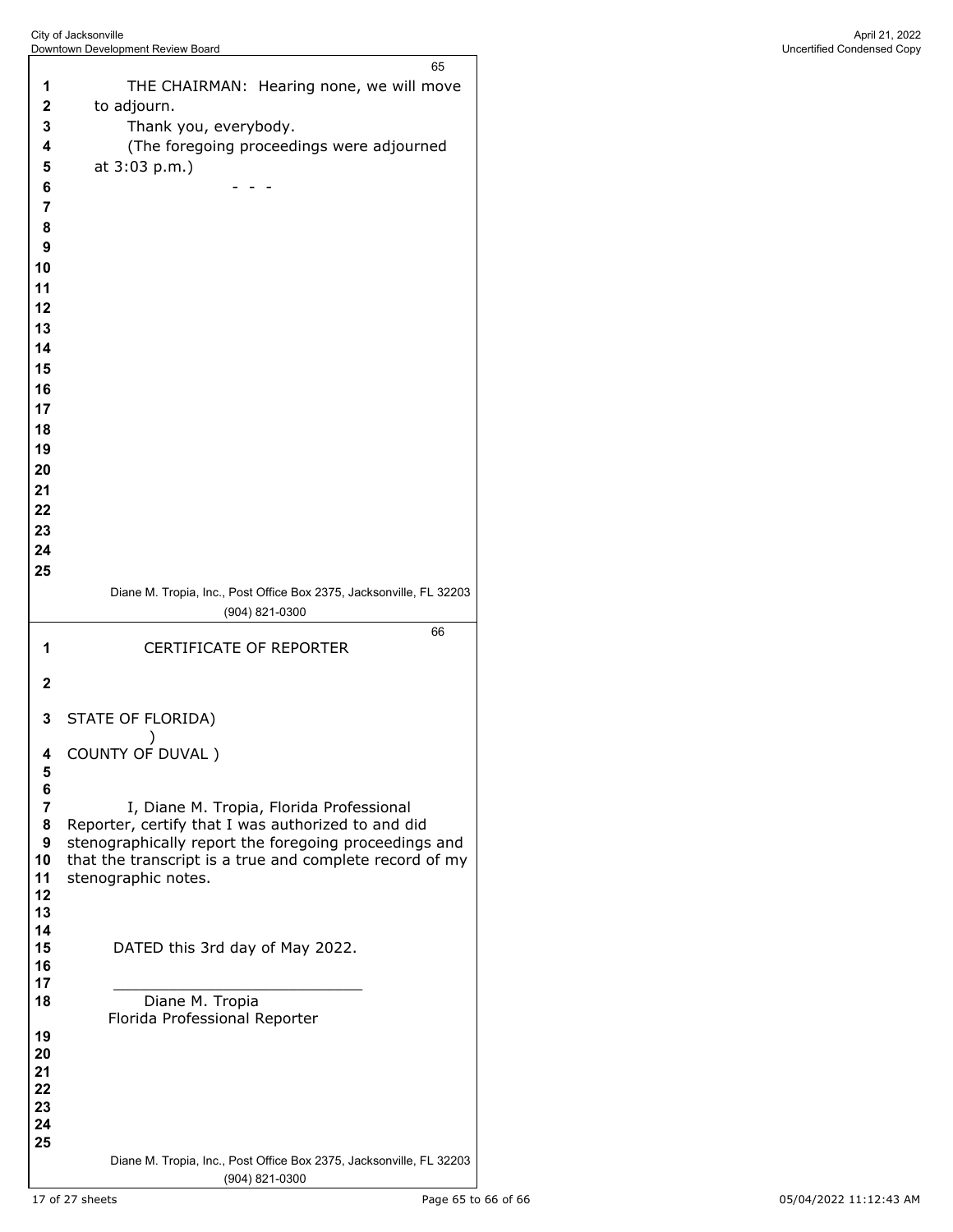THE CHAIRMAN: Hearing none, we will move to adjourn.

Thank you, everybody.

(The foregoing proceedings were adjourned at 3:03 p.m.)

\- - -

CERTIFICATE OF REPORTER

STATE OF FLORIDA)
)
COUNTY OF DUVAL )

I, Diane M. Tropia, Florida Professional Reporter, certify that I was authorized to and did stenographically report the foregoing proceedings and that the transcript is a true and complete record of my stenographic notes.

DATED this 3rd day of May 2022.

\_\_\_\_\_\_\_\_\_\_\_\_\_\_\_\_\_\_\_\_\_\_\_\_\_\_\_\_

Diane M. Tropia
Florida Professional Reporter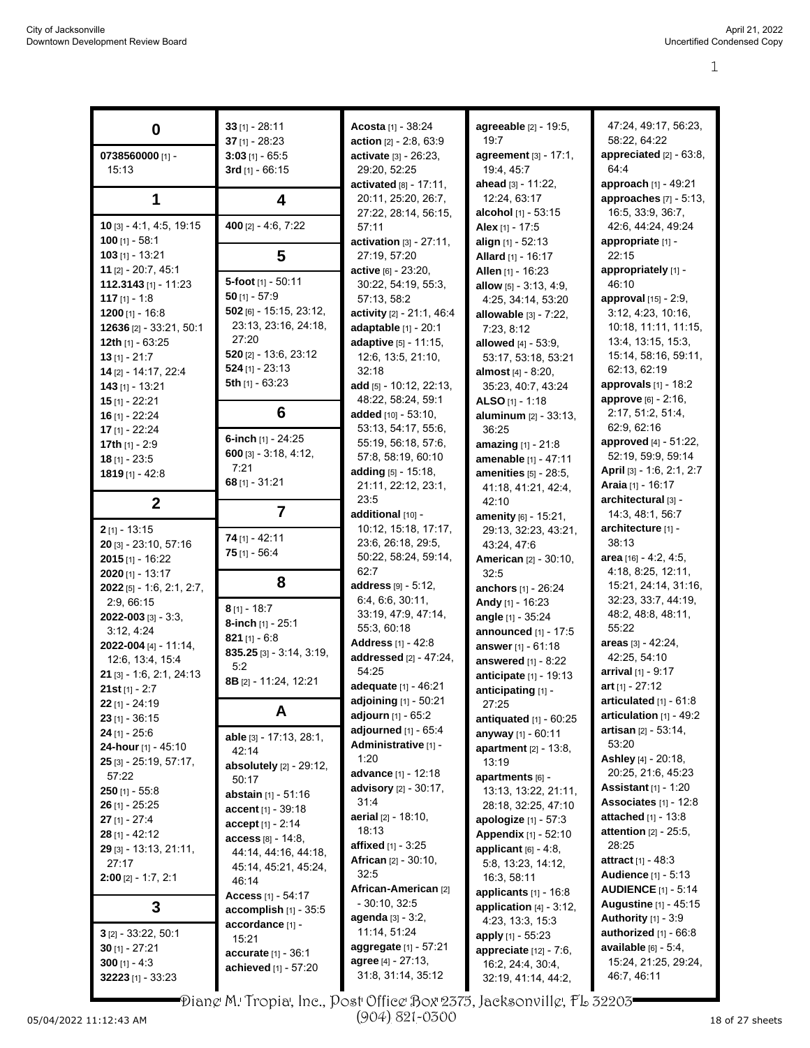## 0

**0738560000** [1] - 15:13

## 1

**10** [3] - 4:1, 4:5, 19:15
**100** [1] - 58:1
**103** [1] - 13:21
**11** [2] - 20:7, 45:1
**112.3143** [1] - 11:23
**117** [1] - 1:8
**1200** [1] - 16:8
**12636** [2] - 33:21, 50:1
**12th** [1] - 63:25
**13** [1] - 21:7
**14** [2] - 14:17, 22:4
**143** [1] - 13:21
**15** [1] - 22:21
**16** [1] - 22:24
**17** [1] - 22:24
**17th** [1] - 2:9
**18** [1] - 23:5
**1819** [1] - 42:8

## 2

**2** [1] - 13:15
**20** [3] - 23:10, 57:16
**2015** [1] - 16:22
**2020** [1] - 13:17
**2022** [5] - 1:6, 2:1, 2:7, 2:9, 66:15
**2022-003** [3] - 3:3, 3:12, 4:24
**2022-004** [4] - 11:14, 12:6, 13:4, 15:4
**21** [3] - 1:6, 2:1, 24:13
**21st** [1] - 2:7
**22** [1] - 24:19
**23** [1] - 36:15
**24** [1] - 25:6
**24-hour** [1] - 45:10
**25** [3] - 25:19, 57:17, 57:22
**250** [1] - 55:8
**26** [1] - 25:25
**27** [1] - 27:4
**28** [1] - 42:12
**29** [3] - 13:13, 21:11, 27:17
**2:00** [2] - 1:7, 2:1

## 3

**3** [2] - 33:22, 50:1
**30** [1] - 27:21
**300** [1] - 4:3
**32223** [1] - 33:23
**33** [1] - 28:11
**37** [1] - 28:23
**3:03** [1] - 65:5
**3rd** [1] - 66:15

## 4

**400** [2] - 4:6, 7:22

## 5

**5-foot** [1] - 50:11
**50** [1] - 57:9
**502** [6] - 15:15, 23:12, 23:13, 23:16, 24:18, 27:20
**520** [2] - 13:6, 23:12
**524** [1] - 23:13
**5th** [1] - 63:23

## 6

**6-inch** [1] - 24:25
**600** [3] - 3:18, 4:12, 7:21
**68** [1] - 31:21

## 7

**74** [1] - 42:11
**75** [1] - 56:4

## 8

**8** [1] - 18:7
**8-inch** [1] - 25:1
**821** [1] - 6:8
**835.25** [3] - 3:14, 3:19, 5:2
**8B** [2] - 11:24, 12:21

## A

**able** [3] - 17:13, 28:1, 42:14
**absolutely** [2] - 29:12, 50:17
**abstain** [1] - 51:16
**accent** [1] - 39:18
**accept** [1] - 2:14
**access** [8] - 14:8, 44:14, 44:16, 44:18, 45:14, 45:21, 45:24, 46:14
**Access** [1] - 54:17
**accomplish** [1] - 35:5
**accordance** [1] - 15:21
**accurate** [1] - 36:1
**achieved** [1] - 57:20
**Acosta** [1] - 38:24
**action** [2] - 2:8, 63:9
**activate** [3] - 26:23, 29:20, 52:25
**activated** [8] - 17:11, 20:11, 25:20, 26:7, 27:22, 28:14, 56:15, 57:11
**activation** [3] - 27:11, 27:19, 57:20
**active** [6] - 23:20, 30:22, 54:19, 55:3, 57:13, 58:2
**activity** [2] - 21:1, 46:4
**adaptable** [1] - 20:1
**adaptive** [5] - 11:15, 12:6, 13:5, 21:10, 32:18
**add** [5] - 10:12, 22:13, 48:22, 58:24, 59:1
**added** [10] - 53:10, 53:13, 54:17, 55:6, 55:19, 56:18, 57:6, 57:8, 58:19, 60:10
**adding** [5] - 15:18, 21:11, 22:12, 23:1, 23:5
**additional** [10] - 10:12, 15:18, 17:17, 23:6, 26:18, 29:5, 50:22, 58:24, 59:14, 62:7
**address** [9] - 5:12, 6:4, 6:6, 30:11, 33:19, 47:9, 47:14, 55:3, 60:18
**Address** [1] - 42:8
**addressed** [2] - 47:24, 54:25
**adequate** [1] - 46:21
**adjoining** [1] - 50:21
**adjourn** [1] - 65:2
**adjourned** [1] - 65:4
**Administrative** [1] - 1:20
**advance** [1] - 12:18
**advisory** [2] - 30:17, 31:4
**aerial** [2] - 18:10, 18:13
**affixed** [1] - 3:25
**African** [2] - 30:10, 32:5
**African-American** [2] - 30:10, 32:5
**agenda** [3] - 3:2, 11:14, 51:24
**aggregate** [1] - 57:21
**agree** [4] - 27:13, 31:8, 31:14, 35:12
**agreeable** [2] - 19:5, 19:7
**agreement** [3] - 17:1, 19:4, 45:7
**ahead** [3] - 11:22, 12:24, 63:17
**alcohol** [1] - 53:15
**Alex** [1] - 17:5
**align** [1] - 52:13
**Allard** [1] - 16:17
**Allen** [1] - 16:23
**allow** [5] - 3:13, 4:9, 4:25, 34:14, 53:20
**allowable** [3] - 7:22, 7:23, 8:12
**allowed** [4] - 53:9, 53:17, 53:18, 53:21
**almost** [4] - 8:20, 35:23, 40:7, 43:24
**ALSO** [1] - 1:18
**aluminum** [2] - 33:13, 36:25
**amazing** [1] - 21:8
**amenable** [1] - 47:11
**amenities** [5] - 28:5, 41:18, 41:21, 42:4, 42:10
**amenity** [6] - 15:21, 29:13, 32:23, 43:21, 43:24, 47:6
**American** [2] - 30:10, 32:5
**anchors** [1] - 26:24
**Andy** [1] - 16:23
**angle** [1] - 35:24
**announced** [1] - 17:5
**answer** [1] - 61:18
**answered** [1] - 8:22
**anticipate** [1] - 19:13
**anticipating** [1] - 27:25
**antiquated** [1] - 60:25
**anyway** [1] - 60:11
**apartment** [2] - 13:8, 13:19
**apartments** [6] - 13:13, 13:22, 21:11, 28:18, 32:25, 47:10
**apologize** [1] - 57:3
**Appendix** [1] - 52:10
**applicant** [6] - 4:8, 5:8, 13:23, 14:12, 16:3, 58:11
**applicants** [1] - 16:8
**application** [4] - 3:12, 4:23, 13:3, 15:3
**apply** [1] - 55:23
**appreciate** [12] - 7:6, 16:2, 24:4, 30:4, 32:19, 41:14, 44:2, 47:24, 49:17, 56:23, 58:22, 64:22
**appreciated** [2] - 63:8, 64:4
**approach** [1] - 49:21
**approaches** [7] - 5:13, 16:5, 33:9, 36:7, 42:6, 44:24, 49:24
**appropriate** [1] - 22:15
**appropriately** [1] - 46:10
**approval** [15] - 2:9, 3:12, 4:23, 10:16, 10:18, 11:11, 11:15, 13:4, 13:15, 15:3, 15:14, 58:16, 59:11, 62:13, 62:19
**approvals** [1] - 18:2
**approve** [6] - 2:16, 2:17, 51:2, 51:4, 62:9, 62:16
**approved** [4] - 51:22, 52:19, 59:9, 59:14
**April** [3] - 1:6, 2:1, 2:7
**Araia** [1] - 16:17
**architectural** [3] - 14:3, 48:1, 56:7
**architecture** [1] - 38:13
**area** [16] - 4:2, 4:5, 4:18, 8:25, 12:11, 15:21, 24:14, 31:16, 32:23, 33:7, 44:19, 48:2, 48:8, 48:11, 55:22
**areas** [3] - 42:24, 42:25, 54:10
**arrival** [1] - 9:17
**art** [1] - 27:12
**articulated** [1] - 61:8
**articulation** [1] - 49:2
**artisan** [2] - 53:14, 53:20
**Ashley** [4] - 20:18, 20:25, 21:6, 45:23
**Assistant** [1] - 1:20
**Associates** [1] - 12:8
**attached** [1] - 13:8
**attention** [2] - 25:5, 28:25
**attract** [1] - 48:3
**Audience** [1] - 5:13
**AUDIENCE** [1] - 5:14
**Augustine** [1] - 45:15
**Authority** [1] - 3:9
**authorized** [1] - 66:8
**available** [6] - 5:4, 15:24, 21:25, 29:24, 46:7, 46:11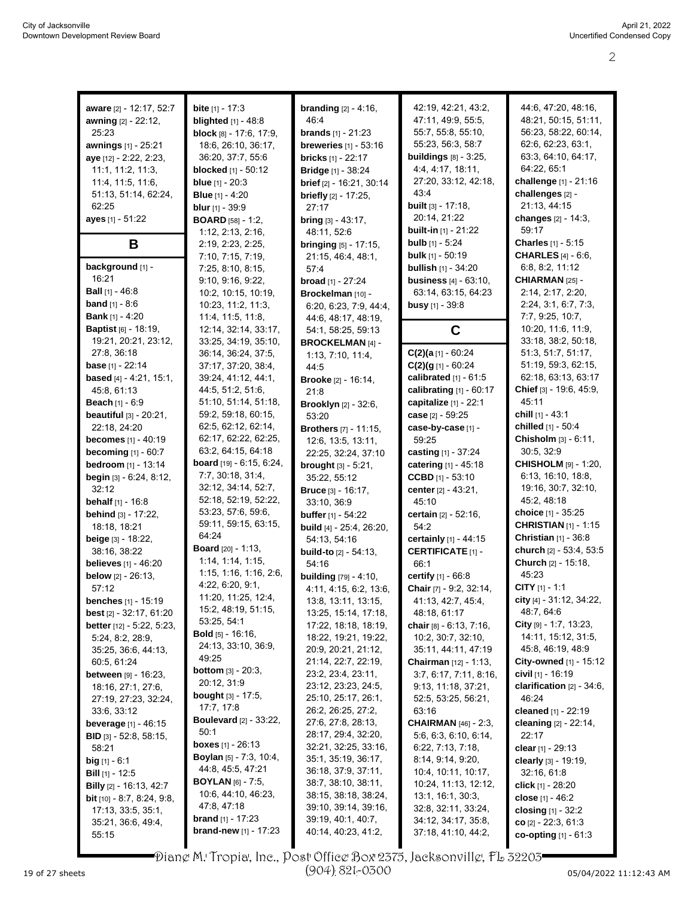**aware** [2] - 12:17, 52:7
**awning** [2] - 22:12, 25:23
**awnings** [1] - 25:21
**aye** [12] - 2:22, 2:23, 11:1, 11:2, 11:3, 11:4, 11:5, 11:6, 51:13, 51:14, 62:24, 62:25
**ayes** [1] - 51:22

## B

**background** [1] - 16:21
**Ball** [1] - 46:8
**band** [1] - 8:6
**Bank** [1] - 4:20
**Baptist** [6] - 18:19, 19:21, 20:21, 23:12, 27:8, 36:18
**base** [1] - 22:14
**based** [4] - 4:21, 15:1, 45:8, 61:13
**Beach** [1] - 6:9
**beautiful** [3] - 20:21, 22:18, 24:20
**becomes** [1] - 40:19
**becoming** [1] - 60:7
**bedroom** [1] - 13:14
**begin** [3] - 6:24, 8:12, 32:12
**behalf** [1] - 16:8
**behind** [3] - 17:22, 18:18, 18:21
**beige** [3] - 18:22, 38:16, 38:22
**believes** [1] - 46:20
**below** [2] - 26:13, 57:12
**benches** [1] - 15:19
**best** [2] - 32:17, 61:20
**better** [12] - 5:22, 5:23, 5:24, 8:2, 28:9, 35:25, 36:6, 44:13, 60:5, 61:24
**between** [9] - 16:23, 18:16, 27:1, 27:6, 27:19, 27:23, 32:24, 33:6, 33:12
**beverage** [1] - 46:15
**BID** [3] - 52:8, 58:15, 58:21
**big** [1] - 6:1
**Bill** [1] - 12:5
**Billy** [2] - 16:13, 42:7
**bit** [10] - 8:7, 8:24, 9:8, 17:13, 33:5, 35:1, 35:21, 36:6, 49:4, 55:15
**bite** [1] - 17:3
**blighted** [1] - 48:8
**block** [8] - 17:6, 17:9, 18:6, 26:10, 36:17, 36:20, 37:7, 55:6
**blocked** [1] - 50:12
**blue** [1] - 20:3
**Blue** [1] - 4:20
**blur** [1] - 39:9
**BOARD** [58] - 1:2, 1:12, 2:13, 2:16, 2:19, 2:23, 2:25, 7:10, 7:15, 7:19, 7:25, 8:10, 8:15, 9:10, 9:16, 9:22, 10:2, 10:15, 10:19, 10:23, 11:2, 11:3, 11:4, 11:5, 11:8, 12:14, 32:14, 33:17, 33:25, 34:19, 35:10, 36:14, 36:24, 37:5, 37:17, 37:20, 38:4, 39:24, 41:12, 44:1, 44:5, 51:2, 51:6, 51:10, 51:14, 51:18, 59:2, 59:18, 60:15, 62:5, 62:12, 62:14, 62:17, 62:22, 62:25, 63:2, 64:15, 64:18
**board** [19] - 6:15, 6:24, 7:7, 30:18, 31:4, 32:12, 34:14, 52:7, 52:18, 52:19, 52:22, 53:23, 57:6, 59:6, 59:11, 59:15, 63:15, 64:24
**Board** [20] - 1:13, 1:14, 1:14, 1:15, 1:15, 1:16, 1:16, 2:6, 4:22, 6:20, 9:1, 11:20, 11:25, 12:4, 15:2, 48:19, 51:15, 53:25, 54:1
**Bold** [5] - 16:16, 24:13, 33:10, 36:9, 49:25
**bottom** [3] - 20:3, 20:12, 31:9
**bought** [3] - 17:5, 17:7, 17:8
**Boulevard** [2] - 33:22, 50:1
**boxes** [1] - 26:13
**Boylan** [5] - 7:3, 10:4, 44:8, 45:5, 47:21
**BOYLAN** [6] - 7:5, 10:6, 44:10, 46:23, 47:8, 47:18
**brand** [1] - 17:23
**brand-new** [1] - 17:23
**branding** [2] - 4:16, 46:4
**brands** [1] - 21:23
**breweries** [1] - 53:16
**bricks** [1] - 22:17
**Bridge** [1] - 38:24
**brief** [2] - 16:21, 30:14
**briefly** [2] - 17:25, 27:17
**bring** [3] - 43:17, 48:11, 52:6
**bringing** [5] - 17:15, 21:15, 46:4, 48:1, 57:4
**broad** [1] - 27:24
**Brockelman** [10] - 6:20, 6:23, 7:9, 44:4, 44:6, 48:17, 48:19, 54:1, 58:25, 59:13
**BROCKELMAN** [4] - 1:13, 7:10, 11:4, 44:5
**Brooke** [2] - 16:14, 21:8
**Brooklyn** [2] - 32:6, 53:20
**Brothers** [7] - 11:15, 12:6, 13:5, 13:11, 22:25, 32:24, 37:10
**brought** [3] - 5:21, 35:22, 55:12
**Bruce** [3] - 16:17, 33:10, 36:9
**buffer** [1] - 54:22
**build** [4] - 25:4, 26:20, 54:13, 54:16
**build-to** [2] - 54:13, 54:16
**building** [79] - 4:10, 4:11, 4:15, 6:2, 13:6, 13:8, 13:11, 13:15, 13:25, 15:14, 17:18, 17:22, 18:18, 18:19, 18:22, 19:21, 19:22, 20:9, 20:21, 21:12, 21:14, 22:7, 22:19, 23:2, 23:4, 23:11, 23:12, 23:23, 24:5, 25:10, 25:17, 26:1, 26:2, 26:25, 27:2, 27:6, 27:8, 28:13, 28:17, 29:4, 32:20, 32:21, 32:25, 33:16, 35:1, 35:19, 36:17, 36:18, 37:9, 37:11, 38:7, 38:10, 38:11, 38:15, 38:18, 38:24, 39:10, 39:14, 39:16, 39:19, 40:1, 40:7, 40:14, 40:23, 41:2, 42:19, 42:21, 43:2, 47:11, 49:9, 55:5, 55:7, 55:8, 55:10, 55:23, 56:3, 58:7
**buildings** [8] - 3:25, 4:4, 4:17, 18:11, 27:20, 33:12, 42:18, 43:4
**built** [3] - 17:18, 20:14, 21:22
**built-in** [1] - 21:22
**bulb** [1] - 5:24
**bulk** [1] - 50:19
**bullish** [1] - 34:20
**business** [4] - 63:10, 63:14, 63:15, 64:23
**busy** [1] - 39:8

## C

**C(2)(a** [1] - 60:24
**C(2)(g** [1] - 60:24
**calibrated** [1] - 61:5
**calibrating** [1] - 60:17
**capitalize** [1] - 22:1
**case** [2] - 59:25
**case-by-case** [1] - 59:25
**casting** [1] - 37:24
**catering** [1] - 45:18
**CCBD** [1] - 53:10
**center** [2] - 43:21, 45:10
**certain** [2] - 52:16, 54:2
**certainly** [1] - 44:15
**CERTIFICATE** [1] - 66:1
**certify** [1] - 66:8
**Chair** [7] - 9:2, 32:14, 41:13, 42:7, 45:4, 48:18, 61:17
**chair** [8] - 6:13, 7:16, 10:2, 30:7, 32:10, 35:11, 44:11, 47:19
**Chairman** [12] - 1:13, 3:7, 6:17, 7:11, 8:16, 9:13, 11:18, 37:21, 52:5, 53:25, 56:21, 63:16
**CHAIRMAN** [46] - 2:3, 5:6, 6:3, 6:10, 6:14, 6:22, 7:13, 7:18, 8:14, 9:14, 9:20, 10:4, 10:11, 10:17, 10:24, 11:13, 12:12, 13:1, 16:1, 30:3, 32:8, 32:11, 33:24, 34:12, 34:17, 35:8, 37:18, 41:10, 44:2, 44:6, 47:20, 48:16, 48:21, 50:15, 51:11, 56:23, 58:22, 60:14, 62:6, 62:23, 63:1, 63:3, 64:10, 64:17, 64:22, 65:1
**challenge** [1] - 21:16
**challenges** [2] - 21:13, 44:15
**changes** [2] - 14:3, 59:17
**Charles** [1] - 5:15
**CHARLES** [4] - 6:6, 6:8, 8:2, 11:12
**CHIARMAN** [25] - 2:14, 2:17, 2:20, 2:24, 3:1, 6:7, 7:3, 7:7, 9:25, 10:7, 10:20, 11:6, 11:9, 33:18, 38:2, 50:18, 51:3, 51:7, 51:17, 51:19, 59:3, 62:15, 62:18, 63:13, 63:17
**Chief** [3] - 19:6, 45:9, 45:11
**chill** [1] - 43:1
**chilled** [1] - 50:4
**Chisholm** [3] - 6:11, 30:5, 32:9
**CHISHOLM** [9] - 1:20, 6:13, 16:10, 18:8, 19:16, 30:7, 32:10, 45:2, 48:18
**choice** [1] - 35:25
**CHRISTIAN** [1] - 1:15
**Christian** [1] - 36:8
**church** [2] - 53:4, 53:5
**Church** [2] - 15:18, 45:23
**CITY** [1] - 1:1
**city** [4] - 31:12, 34:22, 48:7, 64:6
**City** [9] - 1:7, 13:23, 14:11, 15:12, 31:5, 45:8, 46:19, 48:9
**City-owned** [1] - 15:12
**civil** [1] - 16:19
**clarification** [2] - 34:6, 46:24
**cleaned** [1] - 22:19
**cleaning** [2] - 22:14, 22:17
**clear** [1] - 29:13
**clearly** [3] - 19:19, 32:16, 61:8
**click** [1] - 28:20
**close** [1] - 46:2
**closing** [1] - 32:2
**co** [2] - 22:3, 61:3
**co-opting** [1] - 61:3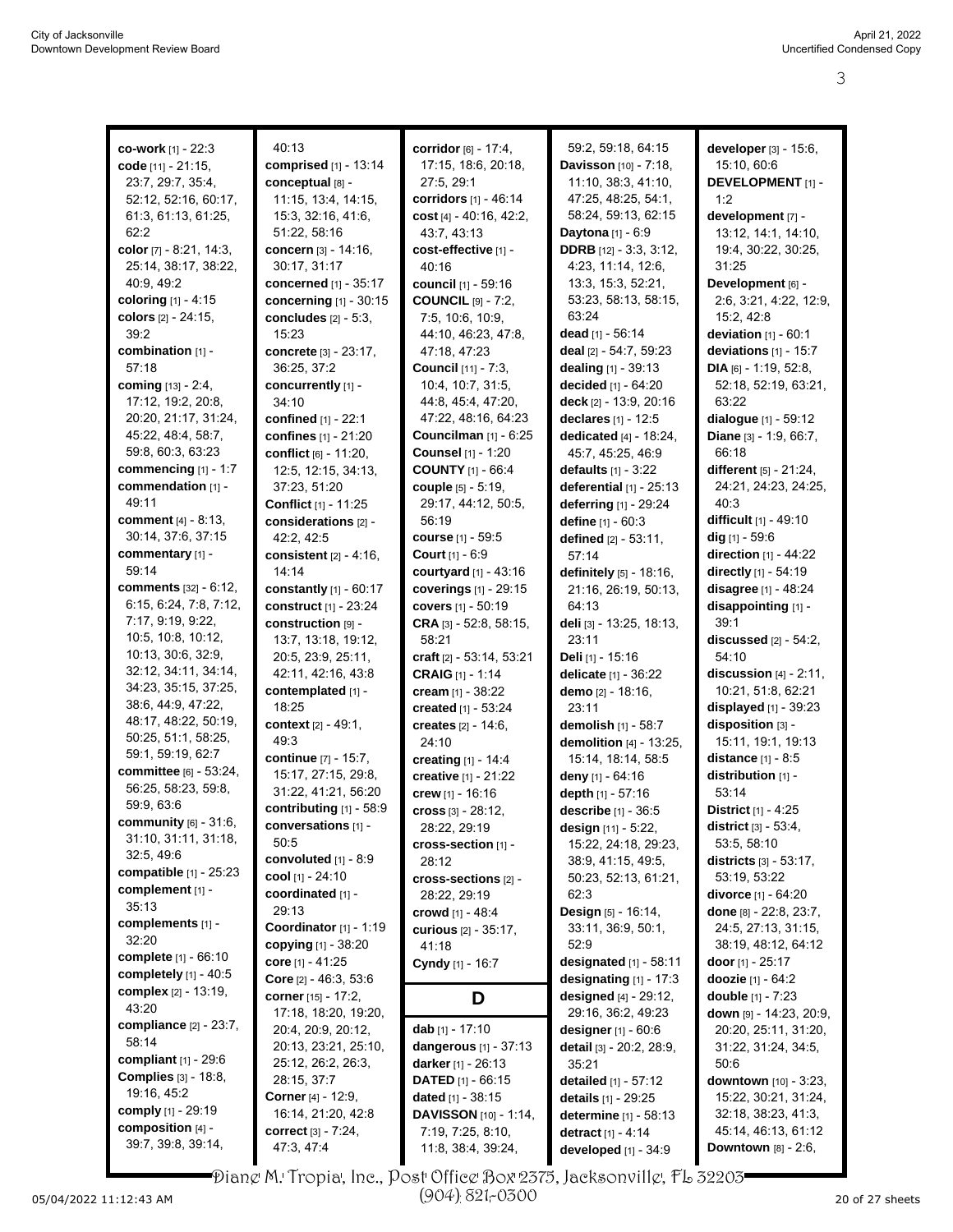**co-work** [1] - 22:3
**code** [11] - 21:15, 23:7, 29:7, 35:4, 52:12, 52:16, 60:17, 61:3, 61:13, 61:25, 62:2
**color** [7] - 8:21, 14:3, 25:14, 38:17, 38:22, 40:9, 49:2
**coloring** [1] - 4:15
**colors** [2] - 24:15, 39:2
**combination** [1] - 57:18
**coming** [13] - 2:4, 17:12, 19:2, 20:8, 20:20, 21:17, 31:24, 45:22, 48:4, 58:7, 59:8, 60:3, 63:23
**commencing** [1] - 1:7
**commendation** [1] - 49:11
**comment** [4] - 8:13, 30:14, 37:6, 37:15
**commentary** [1] - 59:14
**comments** [32] - 6:12, 6:15, 6:24, 7:8, 7:12, 7:17, 9:19, 9:22, 10:5, 10:8, 10:12, 10:13, 30:6, 32:9, 32:12, 34:11, 34:14, 34:23, 35:15, 37:25, 38:6, 44:9, 47:22, 48:17, 48:22, 50:19, 50:25, 51:1, 58:25, 59:1, 59:19, 62:7
**committee** [6] - 53:24, 56:25, 58:23, 59:8, 59:9, 63:6
**community** [6] - 31:6, 31:10, 31:11, 31:18, 32:5, 49:6
**compatible** [1] - 25:23
**complement** [1] - 35:13
**complements** [1] - 32:20
**complete** [1] - 66:10
**completely** [1] - 40:5
**complex** [2] - 13:19, 43:20
**compliance** [2] - 23:7, 58:14
**compliant** [1] - 29:6
**Complies** [3] - 18:8, 19:16, 45:2
**comply** [1] - 29:19
**composition** [4] - 39:7, 39:8, 39:14, 40:13
**comprised** [1] - 13:14
**conceptual** [8] - 11:15, 13:4, 14:15, 15:3, 32:16, 41:6, 51:22, 58:16
**concern** [3] - 14:16, 30:17, 31:17
**concerned** [1] - 35:17
**concerning** [1] - 30:15
**concludes** [2] - 5:3, 15:23
**concrete** [3] - 23:17, 36:25, 37:2
**concurrently** [1] - 34:10
**confined** [1] - 22:1
**confines** [1] - 21:20
**conflict** [6] - 11:20, 12:5, 12:15, 34:13, 37:23, 51:20
**Conflict** [1] - 11:25
**considerations** [2] - 42:2, 42:5
**consistent** [2] - 4:16, 14:14
**constantly** [1] - 60:17
**construct** [1] - 23:24
**construction** [9] - 13:7, 13:18, 19:12, 20:5, 23:9, 25:11, 42:11, 42:16, 43:8
**contemplated** [1] - 18:25
**context** [2] - 49:1, 49:3
**continue** [7] - 15:7, 15:17, 27:15, 29:8, 31:22, 41:21, 56:20
**contributing** [1] - 58:9
**conversations** [1] - 50:5
**convoluted** [1] - 8:9
**cool** [1] - 24:10
**coordinated** [1] - 29:13
**Coordinator** [1] - 1:19
**copying** [1] - 38:20
**core** [1] - 41:25
**Core** [2] - 46:3, 53:6
**corner** [15] - 17:2, 17:18, 18:20, 19:20, 20:4, 20:9, 20:12, 20:13, 23:21, 25:10, 25:12, 26:2, 26:3, 28:15, 37:7
**Corner** [4] - 12:9, 16:14, 21:20, 42:8
**correct** [3] - 7:24, 47:3, 47:4
**corridor** [6] - 17:4, 17:15, 18:6, 20:18, 27:5, 29:1
**corridors** [1] - 46:14
**cost** [4] - 40:16, 42:2, 43:7, 43:13
**cost-effective** [1] - 40:16
**council** [1] - 59:16
**COUNCIL** [9] - 7:2, 7:5, 10:6, 10:9, 44:10, 46:23, 47:8, 47:18, 47:23
**Council** [11] - 7:3, 10:4, 10:7, 31:5, 44:8, 45:4, 47:20, 47:22, 48:16, 64:23
**Councilman** [1] - 6:25
**Counsel** [1] - 1:20
**COUNTY** [1] - 66:4
**couple** [5] - 5:19, 29:17, 44:12, 50:5, 56:19
**course** [1] - 59:5
**Court** [1] - 6:9
**courtyard** [1] - 43:16
**coverings** [1] - 29:15
**covers** [1] - 50:19
**CRA** [3] - 52:8, 58:15, 58:21
**craft** [2] - 53:14, 53:21
**CRAIG** [1] - 1:14
**cream** [1] - 38:22
**created** [1] - 53:24
**creates** [2] - 14:6, 24:10
**creating** [1] - 14:4
**creative** [1] - 21:22
**crew** [1] - 16:16
**cross** [3] - 28:12, 28:22, 29:19
**cross-section** [1] - 28:12
**cross-sections** [2] - 28:22, 29:19
**crowd** [1] - 48:4
**curious** [2] - 35:17, 41:18
**Cyndy** [1] - 16:7

## D

**dab** [1] - 17:10
**dangerous** [1] - 37:13
**darker** [1] - 26:13
**DATED** [1] - 66:15
**dated** [1] - 38:15
**DAVISSON** [10] - 1:14, 7:19, 7:25, 8:10, 11:8, 38:4, 39:24, 59:2, 59:18, 64:15
**Davisson** [10] - 7:18, 11:10, 38:3, 41:10, 47:25, 48:25, 54:1, 58:24, 59:13, 62:15
**Daytona** [1] - 6:9
**DDRB** [12] - 3:3, 3:12, 4:23, 11:14, 12:6, 13:3, 15:3, 52:21, 53:23, 58:13, 58:15, 63:24
**dead** [1] - 56:14
**deal** [2] - 54:7, 59:23
**dealing** [1] - 39:13
**decided** [1] - 64:20
**deck** [2] - 13:9, 20:16
**declares** [1] - 12:5
**dedicated** [4] - 18:24, 45:7, 45:25, 46:9
**defaults** [1] - 3:22
**deferential** [1] - 25:13
**deferring** [1] - 29:24
**define** [1] - 60:3
**defined** [2] - 53:11, 57:14
**definitely** [5] - 18:16, 21:16, 26:19, 50:13, 64:13
**deli** [3] - 13:25, 18:13, 23:11
**Deli** [1] - 15:16
**delicate** [1] - 36:22
**demo** [2] - 18:16, 23:11
**demolish** [1] - 58:7
**demolition** [4] - 13:25, 15:14, 18:14, 58:5
**deny** [1] - 64:16
**depth** [1] - 57:16
**describe** [1] - 36:5
**design** [11] - 5:22, 15:22, 24:18, 29:23, 38:9, 41:15, 49:5, 50:23, 52:13, 61:21, 62:3
**Design** [5] - 16:14, 33:11, 36:9, 50:1, 52:9
**designated** [1] - 58:11
**designating** [1] - 17:3
**designed** [4] - 29:12, 29:16, 36:2, 49:23
**designer** [1] - 60:6
**detail** [3] - 20:2, 28:9, 35:21
**detailed** [1] - 57:12
**details** [1] - 29:25
**determine** [1] - 58:13
**detract** [1] - 4:14
**developed** [1] - 34:9
**developer** [3] - 15:6, 15:10, 60:6
**DEVELOPMENT** [1] - 1:2
**development** [7] - 13:12, 14:1, 14:10, 19:4, 30:22, 30:25, 31:25
**Development** [6] - 2:6, 3:21, 4:22, 12:9, 15:2, 42:8
**deviation** [1] - 60:1
**deviations** [1] - 15:7
**DIA** [6] - 1:19, 52:8, 52:18, 52:19, 63:21, 63:22
**dialogue** [1] - 59:12
**Diane** [3] - 1:9, 66:7, 66:18
**different** [5] - 21:24, 24:21, 24:23, 24:25, 40:3
**difficult** [1] - 49:10
**dig** [1] - 59:6
**direction** [1] - 44:22
**directly** [1] - 54:19
**disagree** [1] - 48:24
**disappointing** [1] - 39:1
**discussed** [2] - 54:2, 54:10
**discussion** [4] - 2:11, 10:21, 51:8, 62:21
**displayed** [1] - 39:23
**disposition** [3] - 15:11, 19:1, 19:13
**distance** [1] - 8:5
**distribution** [1] - 53:14
**District** [1] - 4:25
**district** [3] - 53:4, 53:5, 58:10
**districts** [3] - 53:17, 53:19, 53:22
**divorce** [1] - 64:20
**done** [8] - 22:8, 23:7, 24:5, 27:13, 31:15, 38:19, 48:12, 64:12
**door** [1] - 25:17
**doozie** [1] - 64:2
**double** [1] - 7:23
**down** [9] - 14:23, 20:9, 20:20, 25:11, 31:20, 31:22, 31:24, 34:5, 50:6
**downtown** [10] - 3:23, 15:22, 30:21, 31:24, 32:18, 38:23, 41:3, 45:14, 46:13, 61:12
**Downtown** [8] - 2:6,

Diane M. Tropia, Inc., Post Office Box 2375, Jacksonville, FL 32203
(904) 821-0300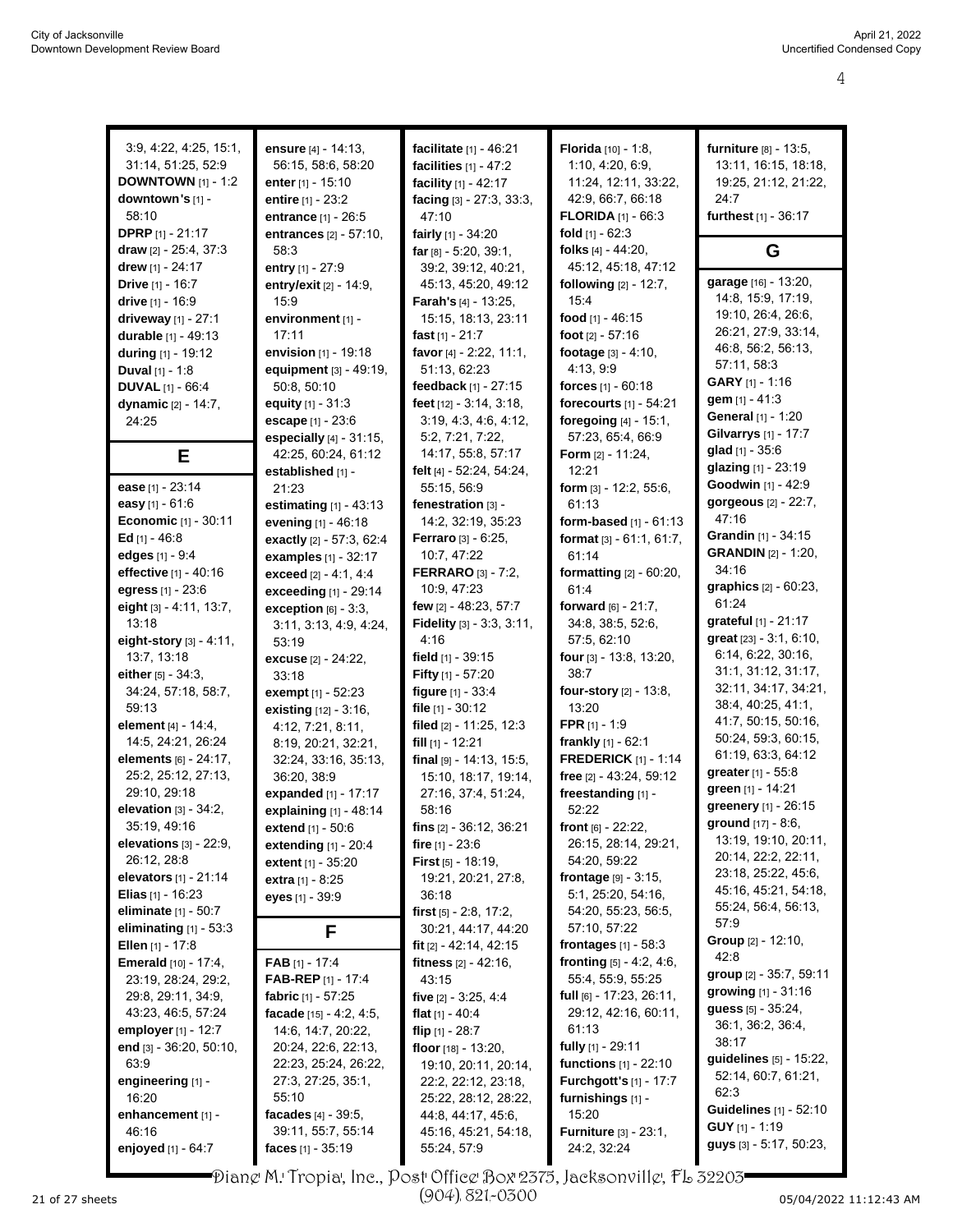3:9, 4:22, 4:25, 15:1, 31:14, 51:25, 52:9
**DOWNTOWN** [1] - 1:2
**downtown's** [1] - 58:10
**DPRP** [1] - 21:17
**draw** [2] - 25:4, 37:3
**drew** [1] - 24:17
**Drive** [1] - 16:7
**drive** [1] - 16:9
**driveway** [1] - 27:1
**durable** [1] - 49:13
**during** [1] - 19:12
**Duval** [1] - 1:8
**DUVAL** [1] - 66:4
**dynamic** [2] - 14:7, 24:25

## E

**ease** [1] - 23:14
**easy** [1] - 61:6
**Economic** [1] - 30:11
**Ed** [1] - 46:8
**edges** [1] - 9:4
**effective** [1] - 40:16
**egress** [1] - 23:6
**eight** [3] - 4:11, 13:7, 13:18
**eight-story** [3] - 4:11, 13:7, 13:18
**either** [5] - 34:3, 34:24, 57:18, 58:7, 59:13
**element** [4] - 14:4, 14:5, 24:21, 26:24
**elements** [6] - 24:17, 25:2, 25:12, 27:13, 29:10, 29:18
**elevation** [3] - 34:2, 35:19, 49:16
**elevations** [3] - 22:9, 26:12, 28:8
**elevators** [1] - 21:14
**Elias** [1] - 16:23
**eliminate** [1] - 50:7
**eliminating** [1] - 53:3
**Ellen** [1] - 17:8
**Emerald** [10] - 17:4, 23:19, 28:24, 29:2, 29:8, 29:11, 34:9, 43:23, 46:5, 57:24
**employer** [1] - 12:7
**end** [3] - 36:20, 50:10, 63:9
**engineering** [1] - 16:20
**enhancement** [1] - 46:16
**enjoyed** [1] - 64:7
**ensure** [4] - 14:13, 56:15, 58:6, 58:20
**enter** [1] - 15:10
**entire** [1] - 23:2
**entrance** [1] - 26:5
**entrances** [2] - 57:10, 58:3
**entry** [1] - 27:9
**entry/exit** [2] - 14:9, 15:9
**environment** [1] - 17:11
**envision** [1] - 19:18
**equipment** [3] - 49:19, 50:8, 50:10
**equity** [1] - 31:3
**escape** [1] - 23:6
**especially** [4] - 31:15, 42:25, 60:24, 61:12
**established** [1] - 21:23
**estimating** [1] - 43:13
**evening** [1] - 46:18
**exactly** [2] - 57:3, 62:4
**examples** [1] - 32:17
**exceed** [2] - 4:1, 4:4
**exceeding** [1] - 29:14
**exception** [6] - 3:3, 3:11, 3:13, 4:9, 4:24, 53:19
**excuse** [2] - 24:22, 33:18
**exempt** [1] - 52:23
**existing** [12] - 3:16, 4:12, 7:21, 8:11, 8:19, 20:21, 32:21, 32:24, 33:16, 35:13, 36:20, 38:9
**expanded** [1] - 17:17
**explaining** [1] - 48:14
**extend** [1] - 50:6
**extending** [1] - 20:4
**extent** [1] - 35:20
**extra** [1] - 8:25
**eyes** [1] - 39:9

## F

**FAB** [1] - 17:4
**FAB-REP** [1] - 17:4
**fabric** [1] - 57:25
**facade** [15] - 4:2, 4:5, 14:6, 14:7, 20:22, 20:24, 22:6, 22:13, 22:23, 25:24, 26:22, 27:3, 27:25, 35:1, 55:10
**facades** [4] - 39:5, 39:11, 55:7, 55:14
**faces** [1] - 35:19
**facilitate** [1] - 46:21
**facilities** [1] - 47:2
**facility** [1] - 42:17
**facing** [3] - 27:3, 33:3, 47:10
**fairly** [1] - 34:20
**far** [8] - 5:20, 39:1, 39:2, 39:12, 40:21, 45:13, 45:20, 49:12
**Farah's** [4] - 13:25, 15:15, 18:13, 23:11
**fast** [1] - 21:7
**favor** [4] - 2:22, 11:1, 51:13, 62:23
**feedback** [1] - 27:15
**feet** [12] - 3:14, 3:18, 3:19, 4:3, 4:6, 4:12, 5:2, 7:21, 7:22, 14:17, 55:8, 57:17
**felt** [4] - 52:24, 54:24, 55:15, 56:9
**fenestration** [3] - 14:2, 32:19, 35:23
**Ferraro** [3] - 6:25, 10:7, 47:22
**FERRARO** [3] - 7:2, 10:9, 47:23
**few** [2] - 48:23, 57:7
**Fidelity** [3] - 3:3, 3:11, 4:16
**field** [1] - 39:15
**Fifty** [1] - 57:20
**figure** [1] - 33:4
**file** [1] - 30:12
**filed** [2] - 11:25, 12:3
**fill** [1] - 12:21
**final** [9] - 14:13, 15:5, 15:10, 18:17, 19:14, 27:16, 37:4, 51:24, 58:16
**fins** [2] - 36:12, 36:21
**fire** [1] - 23:6
**First** [5] - 18:19, 19:21, 20:21, 27:8, 36:18
**first** [5] - 2:8, 17:2, 30:21, 44:17, 44:20
**fit** [2] - 42:14, 42:15
**fitness** [2] - 42:16, 43:15
**five** [2] - 3:25, 4:4
**flat** [1] - 40:4
**flip** [1] - 28:7
**floor** [18] - 13:20, 19:10, 20:11, 20:14, 22:2, 22:12, 23:18, 25:22, 28:12, 28:22, 44:8, 44:17, 45:6, 45:16, 45:21, 54:18, 55:24, 57:9
**Florida** [10] - 1:8, 1:10, 4:20, 6:9, 11:24, 12:11, 33:22, 42:9, 66:7, 66:18
**FLORIDA** [1] - 66:3
**fold** [1] - 62:3
**folks** [4] - 44:20, 45:12, 45:18, 47:12
**following** [2] - 12:7, 15:4
**food** [1] - 46:15
**foot** [2] - 57:16
**footage** [3] - 4:10, 4:13, 9:9
**forces** [1] - 60:18
**forecourts** [1] - 54:21
**foregoing** [4] - 15:1, 57:23, 65:4, 66:9
**Form** [2] - 11:24, 12:21
**form** [3] - 12:2, 55:6, 61:13
**form-based** [1] - 61:13
**format** [3] - 61:1, 61:7, 61:14
**formatting** [2] - 60:20, 61:4
**forward** [6] - 21:7, 34:8, 38:5, 52:6, 57:5, 62:10
**four** [3] - 13:8, 13:20, 38:7
**four-story** [2] - 13:8, 13:20
**FPR** [1] - 1:9
**frankly** [1] - 62:1
**FREDERICK** [1] - 1:14
**free** [2] - 43:24, 59:12
**freestanding** [1] - 52:22
**front** [6] - 22:22, 26:15, 28:14, 29:21, 54:20, 59:22
**frontage** [9] - 3:15, 5:1, 25:20, 54:16, 54:20, 55:23, 56:5, 57:10, 57:22
**frontages** [1] - 58:3
**fronting** [5] - 4:2, 4:6, 55:4, 55:9, 55:25
**full** [6] - 17:23, 26:11, 29:12, 42:16, 60:11, 61:13
**fully** [1] - 29:11
**functions** [1] - 22:10
**Furchgott's** [1] - 17:7
**furnishings** [1] - 15:20
**Furniture** [3] - 23:1, 24:2, 32:24
**furniture** [8] - 13:5, 13:11, 16:15, 18:18, 19:25, 21:12, 21:22, 24:7
**furthest** [1] - 36:17

## G

**garage** [16] - 13:20, 14:8, 15:9, 17:19, 19:10, 26:4, 26:6, 26:21, 27:9, 33:14, 46:8, 56:2, 56:13, 57:11, 58:3
**GARY** [1] - 1:16
**gem** [1] - 41:3
**General** [1] - 1:20
**Gilvarrys** [1] - 17:7
**glad** [1] - 35:6
**glazing** [1] - 23:19
**Goodwin** [1] - 42:9
**gorgeous** [2] - 22:7, 47:16
**Grandin** [1] - 34:15
**GRANDIN** [2] - 1:20, 34:16
**graphics** [2] - 60:23, 61:24
**grateful** [1] - 21:17
**great** [23] - 3:1, 6:10, 6:14, 6:22, 30:16, 31:1, 31:12, 31:17, 32:11, 34:17, 34:21, 38:4, 40:25, 41:1, 41:7, 50:15, 50:16, 50:24, 59:3, 60:15, 61:19, 63:3, 64:12
**greater** [1] - 55:8
**green** [1] - 14:21
**greenery** [1] - 26:15
**ground** [17] - 8:6, 13:19, 19:10, 20:11, 20:14, 22:2, 22:11, 23:18, 25:22, 45:6, 45:16, 45:21, 54:18, 55:24, 56:4, 56:13, 57:9
**Group** [2] - 12:10, 42:8
**group** [2] - 35:7, 59:11
**growing** [1] - 31:16
**guess** [5] - 35:24, 36:1, 36:2, 36:4, 38:17
**guidelines** [5] - 15:22, 52:14, 60:7, 61:21, 62:3
**Guidelines** [1] - 52:10
**GUY** [1] - 1:19
**guys** [3] - 5:17, 50:23,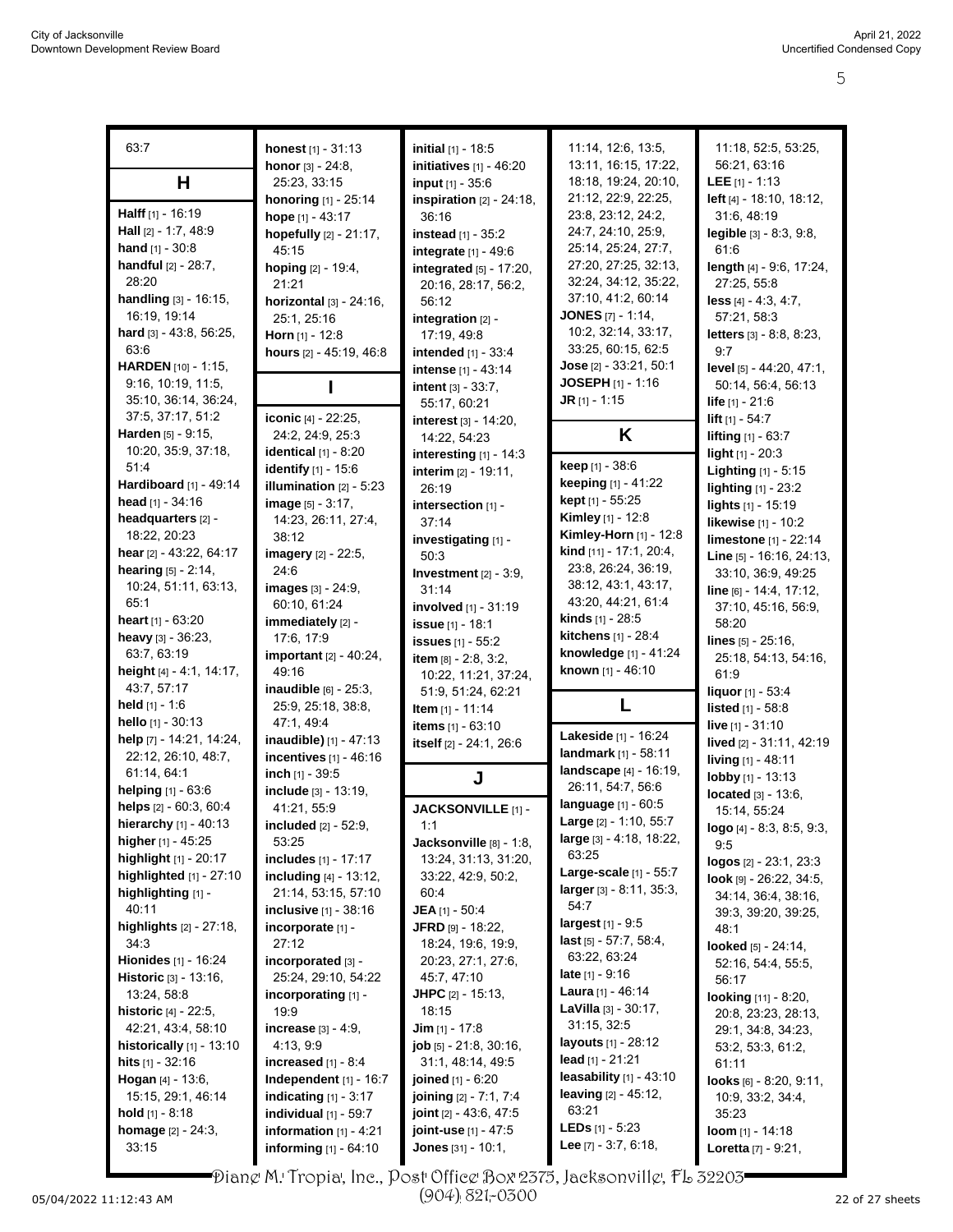63:7

## H

**Halff** [1] - 16:19
**Hall** [2] - 1:7, 48:9
**hand** [1] - 30:8
**handful** [2] - 28:7, 28:20
**handling** [3] - 16:15, 16:19, 19:14
**hard** [3] - 43:8, 56:25, 63:6
**HARDEN** [10] - 1:15, 9:16, 10:19, 11:5, 35:10, 36:14, 36:24, 37:5, 37:17, 51:2
**Harden** [5] - 9:15, 10:20, 35:9, 37:18, 51:4
**Hardiboard** [1] - 49:14
**head** [1] - 34:16
**headquarters** [2] - 18:22, 20:23
**hear** [2] - 43:22, 64:17
**hearing** [5] - 2:14, 10:24, 51:11, 63:13, 65:1
**heart** [1] - 63:20
**heavy** [3] - 36:23, 63:7, 63:19
**height** [4] - 4:1, 14:17, 43:7, 57:17
**held** [1] - 1:6
**hello** [1] - 30:13
**help** [7] - 14:21, 14:24, 22:12, 26:10, 48:7, 61:14, 64:1
**helping** [1] - 63:6
**helps** [2] - 60:3, 60:4
**hierarchy** [1] - 40:13
**higher** [1] - 45:25
**highlight** [1] - 20:17
**highlighted** [1] - 27:10
**highlighting** [1] - 40:11
**highlights** [2] - 27:18, 34:3
**Hionides** [1] - 16:24
**Historic** [3] - 13:16, 13:24, 58:8
**historic** [4] - 22:5, 42:21, 43:4, 58:10
**historically** [1] - 13:10
**hits** [1] - 32:16
**Hogan** [4] - 13:6, 15:15, 29:1, 46:14
**hold** [1] - 8:18
**homage** [2] - 24:3, 33:15
**honest** [1] - 31:13
**honor** [3] - 24:8, 25:23, 33:15
**honoring** [1] - 25:14
**hope** [1] - 43:17
**hopefully** [2] - 21:17, 45:15
**hoping** [2] - 19:4, 21:21
**horizontal** [3] - 24:16, 25:1, 25:16
**Horn** [1] - 12:8
**hours** [2] - 45:19, 46:8

## I

**iconic** [4] - 22:25, 24:2, 24:9, 25:3
**identical** [1] - 8:20
**identify** [1] - 15:6
**illumination** [2] - 5:23
**image** [5] - 3:17, 14:23, 26:11, 27:4, 38:12
**imagery** [2] - 22:5, 24:6
**images** [3] - 24:9, 60:10, 61:24
**immediately** [2] - 17:6, 17:9
**important** [2] - 40:24, 49:16
**inaudible** [6] - 25:3, 25:9, 25:18, 38:8, 47:1, 49:4
**inaudible)** [1] - 47:13
**incentives** [1] - 46:16
**inch** [1] - 39:5
**include** [3] - 13:19, 41:21, 55:9
**included** [2] - 52:9, 53:25
**includes** [1] - 17:17
**including** [4] - 13:12, 21:14, 53:15, 57:10
**inclusive** [1] - 38:16
**incorporate** [1] - 27:12
**incorporated** [3] - 25:24, 29:10, 54:22
**incorporating** [1] - 19:9
**increase** [3] - 4:9, 4:13, 9:9
**increased** [1] - 8:4
**Independent** [1] - 16:7
**indicating** [1] - 3:17
**individual** [1] - 59:7
**information** [1] - 4:21
**informing** [1] - 64:10
**initial** [1] - 18:5
**initiatives** [1] - 46:20
**input** [1] - 35:6
**inspiration** [2] - 24:18, 36:16
**instead** [1] - 35:2
**integrate** [1] - 49:6
**integrated** [5] - 17:20, 20:16, 28:17, 56:2, 56:12
**integration** [2] - 17:19, 49:8
**intended** [1] - 33:4
**intense** [1] - 43:14
**intent** [3] - 33:7, 55:17, 60:21
**interest** [3] - 14:20, 14:22, 54:23
**interesting** [1] - 14:3
**interim** [2] - 19:11, 26:19
**intersection** [1] - 37:14
**investigating** [1] - 50:3
**Investment** [2] - 3:9, 31:14
**involved** [1] - 31:19
**issue** [1] - 18:1
**issues** [1] - 55:2
**item** [8] - 2:8, 3:2, 10:22, 11:21, 37:24, 51:9, 51:24, 62:21
**Item** [1] - 11:14
**items** [1] - 63:10
**itself** [2] - 24:1, 26:6

## J

**JACKSONVILLE** [1] - 1:1
**Jacksonville** [8] - 1:8, 13:24, 31:13, 31:20, 33:22, 42:9, 50:2, 60:4
**JEA** [1] - 50:4
**JFRD** [9] - 18:22, 18:24, 19:6, 19:9, 20:23, 27:1, 27:6, 45:7, 47:10
**JHPC** [2] - 15:13, 18:15
**Jim** [1] - 17:8
**job** [5] - 21:8, 30:16, 31:1, 48:14, 49:5
**joined** [1] - 6:20
**joining** [2] - 7:1, 7:4
**joint** [2] - 43:6, 47:5
**joint-use** [1] - 47:5
**Jones** [31] - 10:1, 11:14, 12:6, 13:5, 13:11, 16:15, 17:22, 18:18, 19:24, 20:10, 21:12, 22:9, 22:25, 23:8, 23:12, 24:2, 24:7, 24:10, 25:9, 25:14, 25:24, 27:7, 27:20, 27:25, 32:13, 32:24, 34:12, 35:22, 37:10, 41:2, 60:14
**JONES** [7] - 1:14, 10:2, 32:14, 33:17, 33:25, 60:15, 62:5
**Jose** [2] - 33:21, 50:1
**JOSEPH** [1] - 1:16
**JR** [1] - 1:15

## K

**keep** [1] - 38:6
**keeping** [1] - 41:22
**kept** [1] - 55:25
**Kimley** [1] - 12:8
**Kimley-Horn** [1] - 12:8
**kind** [11] - 17:1, 20:4, 23:8, 26:24, 36:19, 38:12, 43:1, 43:17, 43:20, 44:21, 61:4
**kinds** [1] - 28:5
**kitchens** [1] - 28:4
**knowledge** [1] - 41:24
**known** [1] - 46:10

## L

**Lakeside** [1] - 16:24
**landmark** [1] - 58:11
**landscape** [4] - 16:19, 26:11, 54:7, 56:6
**language** [1] - 60:5
**Large** [2] - 1:10, 55:7
**large** [3] - 4:18, 18:22, 63:25
**Large-scale** [1] - 55:7
**larger** [3] - 8:11, 35:3, 54:7
**largest** [1] - 9:5
**last** [5] - 57:7, 58:4, 63:22, 63:24
**late** [1] - 9:16
**Laura** [1] - 46:14
**LaVilla** [3] - 30:17, 31:15, 32:5
**layouts** [1] - 28:12
**lead** [1] - 21:21
**leasability** [1] - 43:10
**leaving** [2] - 45:12, 63:21
**LEDs** [1] - 5:23
**Lee** [7] - 3:7, 6:18, 11:18, 52:5, 53:25, 56:21, 63:16
**LEE** [1] - 1:13
**left** [4] - 18:10, 18:12, 31:6, 48:19
**legible** [3] - 8:3, 9:8, 61:6
**length** [4] - 9:6, 17:24, 27:25, 55:8
**less** [4] - 4:3, 4:7, 57:21, 58:3
**letters** [3] - 8:8, 8:23, 9:7
**level** [5] - 44:20, 47:1, 50:14, 56:4, 56:13
**life** [1] - 21:6
**lift** [1] - 54:7
**lifting** [1] - 63:7
**light** [1] - 20:3
**Lighting** [1] - 5:15
**lighting** [1] - 23:2
**lights** [1] - 15:19
**likewise** [1] - 10:2
**limestone** [1] - 22:14
**Line** [5] - 16:16, 24:13, 33:10, 36:9, 49:25
**line** [6] - 14:4, 17:12, 37:10, 45:16, 56:9, 58:20
**lines** [5] - 25:16, 25:18, 54:13, 54:16, 61:9
**liquor** [1] - 53:4
**listed** [1] - 58:8
**live** [1] - 31:10
**lived** [2] - 31:11, 42:19
**living** [1] - 48:11
**lobby** [1] - 13:13
**located** [3] - 13:6, 15:14, 55:24
**logo** [4] - 8:3, 8:5, 9:3, 9:5
**logos** [2] - 23:1, 23:3
**look** [9] - 26:22, 34:5, 34:14, 36:4, 38:16, 39:3, 39:20, 39:25, 48:1
**looked** [5] - 24:14, 52:16, 54:4, 55:5, 56:17
**looking** [11] - 8:20, 20:8, 23:23, 28:13, 29:1, 34:8, 34:23, 53:2, 53:3, 61:2, 61:11
**looks** [6] - 8:20, 9:11, 10:9, 33:2, 34:4, 35:23
**loom** [1] - 14:18
**Loretta** [7] - 9:21,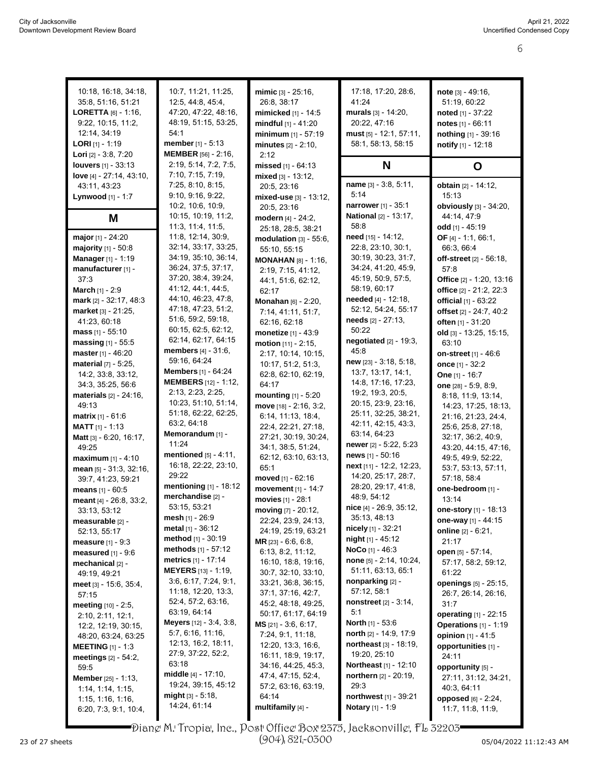10:18, 16:18, 34:18, 35:8, 51:16, 51:21
**LORETTA** [6] - 1:16, 9:22, 10:15, 11:2, 12:14, 34:19
**LORI** [1] - 1:19
**Lori** [2] - 3:8, 7:20
**louvers** [1] - 33:13
**love** [4] - 27:14, 43:10, 43:11, 43:23
**Lynwood** [1] - 1:7

## M

**major** [1] - 24:20
**majority** [1] - 50:8
**Manager** [1] - 1:19
**manufacturer** [1] - 37:3
**March** [1] - 2:9
**mark** [2] - 32:17, 48:3
**market** [3] - 21:25, 41:23, 60:18
**mass** [1] - 55:10
**massing** [1] - 55:5
**master** [1] - 46:20
**material** [7] - 5:25, 14:2, 33:8, 33:12, 34:3, 35:25, 56:6
**materials** [2] - 24:16, 49:13
**matrix** [1] - 61:6
**MATT** [1] - 1:13
**Matt** [3] - 6:20, 16:17, 49:25
**maximum** [1] - 4:10
**mean** [5] - 31:3, 32:16, 39:7, 41:23, 59:21
**means** [1] - 60:5
**meant** [4] - 26:8, 33:2, 33:13, 53:12
**measurable** [2] - 52:13, 55:17
**measure** [1] - 9:3
**measured** [1] - 9:6
**mechanical** [2] - 49:19, 49:21
**meet** [3] - 15:6, 35:4, 57:15
**meeting** [10] - 2:5, 2:10, 2:11, 12:1, 12:2, 12:19, 30:15, 48:20, 63:24, 63:25
**MEETING** [1] - 1:3
**meetings** [2] - 54:2, 59:5
**Member** [25] - 1:13, 1:14, 1:14, 1:15, 1:15, 1:16, 1:16, 6:20, 7:3, 9:1, 10:4, 10:7, 11:21, 11:25, 12:5, 44:8, 45:4, 47:20, 47:22, 48:16, 48:19, 51:15, 53:25, 54:1
**member** [1] - 5:13
**MEMBER** [56] - 2:16, 2:19, 5:14, 7:2, 7:5, 7:10, 7:15, 7:19, 7:25, 8:10, 8:15, 9:10, 9:16, 9:22, 10:2, 10:6, 10:9, 10:15, 10:19, 11:2, 11:3, 11:4, 11:5, 11:8, 12:14, 30:9, 32:14, 33:17, 33:25, 34:19, 35:10, 36:14, 36:24, 37:5, 37:17, 37:20, 38:4, 39:24, 41:12, 44:1, 44:5, 44:10, 46:23, 47:8, 47:18, 47:23, 51:2, 51:6, 59:2, 59:18, 60:15, 62:5, 62:12, 62:14, 62:17, 64:15
**members** [4] - 31:6, 59:16, 64:24
**Members** [1] - 64:24
**MEMBERS** [12] - 1:12, 2:13, 2:23, 2:25, 10:23, 51:10, 51:14, 51:18, 62:22, 62:25, 63:2, 64:18
**Memorandum** [1] - 11:24
**mentioned** [5] - 4:11, 16:18, 22:22, 23:10, 29:22
**mentioning** [1] - 18:12
**merchandise** [2] - 53:15, 53:21
**mesh** [1] - 26:9
**metal** [1] - 36:12
**method** [1] - 30:19
**methods** [1] - 57:12
**metrics** [1] - 17:14
**MEYERS** [13] - 1:19, 3:6, 6:17, 7:24, 9:1, 11:18, 12:20, 13:3, 52:4, 57:2, 63:16, 63:19, 64:14
**Meyers** [12] - 3:4, 3:8, 5:7, 6:16, 11:16, 12:13, 16:2, 18:11, 27:9, 37:22, 52:2, 63:18
**middle** [4] - 17:10, 19:24, 39:15, 45:12
**might** [3] - 5:18, 14:24, 61:14
**mimic** [3] - 25:16, 26:8, 38:17
**mimicked** [1] - 14:5
**mindful** [1] - 41:20
**minimum** [1] - 57:19
**minutes** [2] - 2:10, 2:12
**missed** [1] - 64:13
**mixed** [3] - 13:12, 20:5, 23:16
**mixed-use** [3] - 13:12, 20:5, 23:16
**modern** [4] - 24:2, 25:18, 28:5, 38:21
**modulation** [3] - 55:6, 55:10, 55:15
**MONAHAN** [8] - 1:16, 2:19, 7:15, 41:12, 44:1, 51:6, 62:12, 62:17
**Monahan** [6] - 2:20, 7:14, 41:11, 51:7, 62:16, 62:18
**monetize** [1] - 43:9
**motion** [11] - 2:15, 2:17, 10:14, 10:15, 10:17, 51:2, 51:3, 62:8, 62:10, 62:19, 64:17
**mounting** [1] - 5:20
**move** [18] - 2:16, 3:2, 6:14, 11:13, 18:4, 22:4, 22:21, 27:18, 27:21, 30:19, 30:24, 34:1, 38:5, 51:24, 62:12, 63:10, 63:13, 65:1
**moved** [1] - 62:16
**movement** [1] - 14:7
**movies** [1] - 28:1
**moving** [7] - 20:12, 22:24, 23:9, 24:13, 24:19, 25:19, 63:21
**MR** [23] - 6:6, 6:8, 6:13, 8:2, 11:12, 16:10, 18:8, 19:16, 30:7, 32:10, 33:10, 33:21, 36:8, 36:15, 37:1, 37:16, 42:7, 45:2, 48:18, 49:25, 50:17, 61:17, 64:19
**MS** [21] - 3:6, 6:17, 7:24, 9:1, 11:18, 12:20, 13:3, 16:6, 16:11, 18:9, 19:17, 34:16, 44:25, 45:3, 47:4, 47:15, 52:4, 57:2, 63:16, 63:19, 64:14
**multifamily** [4] - 17:18, 17:20, 28:6, 41:24
**murals** [3] - 14:20, 20:22, 47:16
**must** [5] - 12:1, 57:11, 58:1, 58:13, 58:15

## N

**name** [3] - 3:8, 5:11, 5:14
**narrower** [1] - 35:1
**National** [2] - 13:17, 58:8
**need** [15] - 14:12, 22:8, 23:10, 30:1, 30:19, 30:23, 31:7, 34:24, 41:20, 45:9, 45:19, 50:9, 57:5, 58:19, 60:17
**needed** [4] - 12:18, 52:12, 54:24, 55:17
**needs** [2] - 27:13, 50:22
**negotiated** [2] - 19:3, 45:8
**new** [23] - 3:18, 5:18, 13:7, 13:17, 14:1, 14:8, 17:16, 17:23, 19:2, 19:3, 20:5, 20:15, 23:9, 23:16, 25:11, 32:25, 38:21, 42:11, 42:15, 43:3, 63:14, 64:23
**newer** [2] - 5:22, 5:23
**news** [1] - 50:16
**next** [11] - 12:2, 12:23, 14:20, 25:17, 28:7, 28:20, 29:17, 41:8, 48:9, 54:12
**nice** [4] - 26:9, 35:12, 35:13, 48:13
**nicely** [1] - 32:21
**night** [1] - 45:12
**NoCo** [1] - 46:3
**none** [5] - 2:14, 10:24, 51:11, 63:13, 65:1
**nonparking** [2] - 57:12, 58:1
**nonstreet** [2] - 3:14, 5:1
**North** [1] - 53:6
**north** [2] - 14:9, 17:9
**northeast** [3] - 18:19, 19:20, 25:10
**Northeast** [1] - 12:10
**northern** [2] - 20:19, 29:3
**northwest** [1] - 39:21
**Notary** [1] - 1:9
**note** [3] - 49:16, 51:19, 60:22
**noted** [1] - 37:22
**notes** [1] - 66:11
**nothing** [1] - 39:16
**notify** [1] - 12:18

## O

**obtain** [2] - 14:12, 15:13
**obviously** [3] - 34:20, 44:14, 47:9
**odd** [1] - 45:19
**OF** [4] - 1:1, 66:1, 66:3, 66:4
**off-street** [2] - 56:18, 57:8
**Office** [2] - 1:20, 13:16
**office** [2] - 21:2, 22:3
**official** [1] - 63:22
**offset** [2] - 24:7, 40:2
**often** [1] - 31:20
**old** [3] - 13:25, 15:15, 63:10
**on-street** [1] - 46:6
**once** [1] - 32:2
**One** [1] - 16:7
**one** [28] - 5:9, 8:9, 8:18, 11:9, 13:14, 14:23, 17:25, 18:13, 21:16, 21:23, 24:4, 25:6, 25:8, 27:18, 32:17, 36:2, 40:9, 43:20, 44:15, 47:16, 49:5, 49:9, 52:22, 53:7, 53:13, 57:11, 57:18, 58:4
**one-bedroom** [1] - 13:14
**one-story** [1] - 18:13
**one-way** [1] - 44:15
**online** [2] - 6:21, 21:17
**open** [5] - 57:14, 57:17, 58:2, 59:12, 61:22
**openings** [5] - 25:15, 26:7, 26:14, 26:16, 31:7
**operating** [1] - 22:15
**Operations** [1] - 1:19
**opinion** [1] - 41:5
**opportunities** [1] - 24:11
**opportunity** [5] - 27:11, 31:12, 34:21, 40:3, 64:11
**opposed** [6] - 2:24, 11:7, 11:8, 11:9,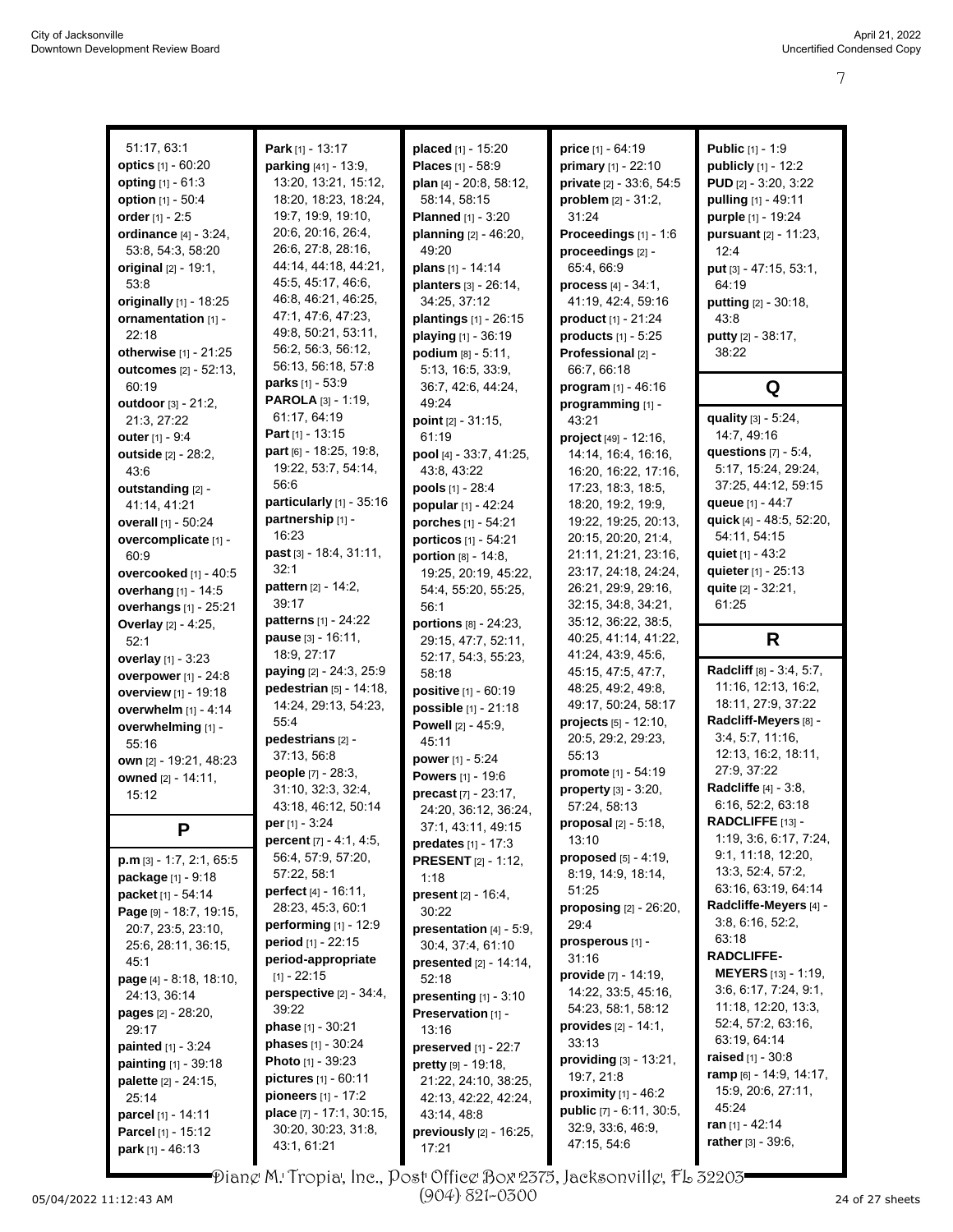51:17, 63:1
**optics** [1] - 60:20
**opting** [1] - 61:3
**option** [1] - 50:4
**order** [1] - 2:5
**ordinance** [4] - 3:24, 53:8, 54:3, 58:20
**original** [2] - 19:1, 53:8
**originally** [1] - 18:25
**ornamentation** [1] - 22:18
**otherwise** [1] - 21:25
**outcomes** [2] - 52:13, 60:19
**outdoor** [3] - 21:2, 21:3, 27:22
**outer** [1] - 9:4
**outside** [2] - 28:2, 43:6
**outstanding** [2] - 41:14, 41:21
**overall** [1] - 50:24
**overcomplicate** [1] - 60:9
**overcooked** [1] - 40:5
**overhang** [1] - 14:5
**overhangs** [1] - 25:21
**Overlay** [2] - 4:25, 52:1
**overlay** [1] - 3:23
**overpower** [1] - 24:8
**overview** [1] - 19:18
**overwhelm** [1] - 4:14
**overwhelming** [1] - 55:16
**own** [2] - 19:21, 48:23
**owned** [2] - 14:11, 15:12

## P

**p.m** [3] - 1:7, 2:1, 65:5
**package** [1] - 9:18
**packet** [1] - 54:14
**Page** [9] - 18:7, 19:15, 20:7, 23:5, 23:10, 25:6, 28:11, 36:15, 45:1
**page** [4] - 8:18, 18:10, 24:13, 36:14
**pages** [2] - 28:20, 29:17
**painted** [1] - 3:24
**painting** [1] - 39:18
**palette** [2] - 24:15, 25:14
**parcel** [1] - 14:11
**Parcel** [1] - 15:12
**park** [1] - 46:13
**Park** [1] - 13:17
**parking** [41] - 13:9, 13:20, 13:21, 15:12, 18:20, 18:23, 18:24, 19:7, 19:9, 19:10, 20:6, 20:16, 26:4, 26:6, 27:8, 28:16, 44:14, 44:18, 44:21, 45:5, 45:17, 46:6, 46:8, 46:21, 46:25, 47:1, 47:6, 47:23, 49:8, 50:21, 53:11, 56:2, 56:3, 56:12, 56:13, 56:18, 57:8
**parks** [1] - 53:9
**PAROLA** [3] - 1:19, 61:17, 64:19
**Part** [1] - 13:15
**part** [6] - 18:25, 19:8, 19:22, 53:7, 54:14, 56:6
**particularly** [1] - 35:16
**partnership** [1] - 16:23
**past** [3] - 18:4, 31:11, 32:1
**pattern** [2] - 14:2, 39:17
**patterns** [1] - 24:22
**pause** [3] - 16:11, 18:9, 27:17
**paying** [2] - 24:3, 25:9
**pedestrian** [5] - 14:18, 14:24, 29:13, 54:23, 55:4
**pedestrians** [2] - 37:13, 56:8
**people** [7] - 28:3, 31:10, 32:3, 32:4, 43:18, 46:12, 50:14
**per** [1] - 3:24
**percent** [7] - 4:1, 4:5, 56:4, 57:9, 57:20, 57:22, 58:1
**perfect** [4] - 16:11, 28:23, 45:3, 60:1
**performing** [1] - 12:9
**period** [1] - 22:15
**period-appropriate** [1] - 22:15
**perspective** [2] - 34:4, 39:22
**phase** [1] - 30:21
**phases** [1] - 30:24
**Photo** [1] - 39:23
**pictures** [1] - 60:11
**pioneers** [1] - 17:2
**place** [7] - 17:1, 30:15, 30:20, 30:23, 31:8, 43:1, 61:21
**placed** [1] - 15:20
**Places** [1] - 58:9
**plan** [4] - 20:8, 58:12, 58:14, 58:15
**Planned** [1] - 3:20
**planning** [2] - 46:20, 49:20
**plans** [1] - 14:14
**planters** [3] - 26:14, 34:25, 37:12
**plantings** [1] - 26:15
**playing** [1] - 36:19
**podium** [8] - 5:11, 5:13, 16:5, 33:9, 36:7, 42:6, 44:24, 49:24
**point** [2] - 31:15, 61:19
**pool** [4] - 33:7, 41:25, 43:8, 43:22
**pools** [1] - 28:4
**popular** [1] - 42:24
**porches** [1] - 54:21
**porticos** [1] - 54:21
**portion** [8] - 14:8, 19:25, 20:19, 45:22, 54:4, 55:20, 55:25, 56:1
**portions** [8] - 24:23, 29:15, 47:7, 52:11, 52:17, 54:3, 55:23, 58:18
**positive** [1] - 60:19
**possible** [1] - 21:18
**Powell** [2] - 45:9, 45:11
**power** [1] - 5:24
**Powers** [1] - 19:6
**precast** [7] - 23:17, 24:20, 36:12, 36:24, 37:1, 43:11, 49:15
**predates** [1] - 17:3
**PRESENT** [2] - 1:12, 1:18
**present** [2] - 16:4, 30:22
**presentation** [4] - 5:9, 30:4, 37:4, 61:10
**presented** [2] - 14:14, 52:18
**presenting** [1] - 3:10
**Preservation** [1] - 13:16
**preserved** [1] - 22:7
**pretty** [9] - 19:18, 21:22, 24:10, 38:25, 42:13, 42:22, 42:24, 43:14, 48:8
**previously** [2] - 16:25, 17:21
**price** [1] - 64:19
**primary** [1] - 22:10
**private** [2] - 33:6, 54:5
**problem** [2] - 31:2, 31:24
**Proceedings** [1] - 1:6
**proceedings** [2] - 65:4, 66:9
**process** [4] - 34:1, 41:19, 42:4, 59:16
**product** [1] - 21:24
**products** [1] - 5:25
**Professional** [2] - 66:7, 66:18
**program** [1] - 46:16
**programming** [1] - 43:21
**project** [49] - 12:16, 14:14, 16:4, 16:16, 16:20, 16:22, 17:16, 17:23, 18:3, 18:5, 18:20, 19:2, 19:9, 19:22, 19:25, 20:13, 20:15, 20:20, 21:4, 21:11, 21:21, 23:16, 23:17, 24:18, 24:24, 26:21, 29:9, 29:16, 32:15, 34:8, 34:21, 35:12, 36:22, 38:5, 40:25, 41:14, 41:22, 41:24, 43:9, 45:6, 45:15, 47:5, 47:7, 48:25, 49:2, 49:8, 49:17, 50:24, 58:17
**projects** [5] - 12:10, 20:5, 29:2, 29:23, 55:13
**promote** [1] - 54:19
**property** [3] - 3:20, 57:24, 58:13
**proposal** [2] - 5:18, 13:10
**proposed** [5] - 4:19, 8:19, 14:9, 18:14, 51:25
**proposing** [2] - 26:20, 29:4
**prosperous** [1] - 31:16
**provide** [7] - 14:19, 14:22, 33:5, 45:16, 54:23, 58:1, 58:12
**provides** [2] - 14:1, 33:13
**providing** [3] - 13:21, 19:7, 21:8
**proximity** [1] - 46:2
**public** [7] - 6:11, 30:5, 32:9, 33:6, 46:9, 47:15, 54:6
**Public** [1] - 1:9
**publicly** [1] - 12:2
**PUD** [2] - 3:20, 3:22
**pulling** [1] - 49:11
**purple** [1] - 19:24
**pursuant** [2] - 11:23, 12:4
**put** [3] - 47:15, 53:1, 64:19
**putting** [2] - 30:18, 43:8
**putty** [2] - 38:17, 38:22

## Q

**quality** [3] - 5:24, 14:7, 49:16
**questions** [7] - 5:4, 5:17, 15:24, 29:24, 37:25, 44:12, 59:15
**queue** [1] - 44:7
**quick** [4] - 48:5, 52:20, 54:11, 54:15
**quiet** [1] - 43:2
**quieter** [1] - 25:13
**quite** [2] - 32:21, 61:25

## R

**Radcliff** [8] - 3:4, 5:7, 11:16, 12:13, 16:2, 18:11, 27:9, 37:22
**Radcliff-Meyers** [8] - 3:4, 5:7, 11:16, 12:13, 16:2, 18:11, 27:9, 37:22
**Radcliffe** [4] - 3:8, 6:16, 52:2, 63:18
**RADCLIFFE** [13] - 1:19, 3:6, 6:17, 7:24, 9:1, 11:18, 12:20, 13:3, 52:4, 57:2, 63:16, 63:19, 64:14
**Radcliffe-Meyers** [4] - 3:8, 6:16, 52:2, 63:18
**RADCLIFFE-MEYERS** [13] - 1:19, 3:6, 6:17, 7:24, 9:1, 11:18, 12:20, 13:3, 52:4, 57:2, 63:16, 63:19, 64:14
**raised** [1] - 30:8
**ramp** [6] - 14:9, 14:17, 15:9, 20:6, 27:11, 45:24
**ran** [1] - 42:14
**rather** [3] - 39:6,

Diane M. Tropia, Inc., Post Office Box 2375, Jacksonville, FL 32203
(904) 821-0300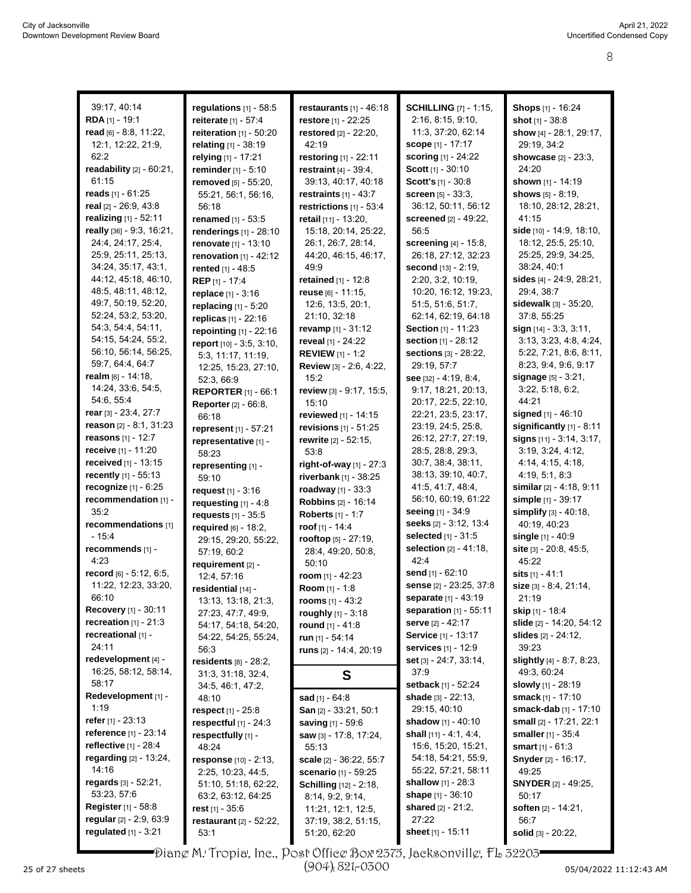39:17, 40:14
**RDA** [1] - 19:1
**read** [6] - 8:8, 11:22, 12:1, 12:22, 21:9, 62:2
**readability** [2] - 60:21, 61:15
**reads** [1] - 61:25
**real** [2] - 26:9, 43:8
**realizing** [1] - 52:11
**really** [36] - 9:3, 16:21, 24:4, 24:17, 25:4, 25:9, 25:11, 25:13, 34:24, 35:17, 43:1, 44:12, 45:18, 46:10, 48:5, 48:11, 48:12, 49:7, 50:19, 52:20, 52:24, 53:2, 53:20, 54:3, 54:4, 54:11, 54:15, 54:24, 55:2, 56:10, 56:14, 56:25, 59:7, 64:4, 64:7
**realm** [6] - 14:18, 14:24, 33:6, 54:5, 54:6, 55:4
**rear** [3] - 23:4, 27:7
**reason** [2] - 8:1, 31:23
**reasons** [1] - 12:7
**receive** [1] - 11:20
**received** [1] - 13:15
**recently** [1] - 55:13
**recognize** [1] - 6:25
**recommendation** [1] - 35:2
**recommendations** [1] - 15:4
**recommends** [1] - 4:23
**record** [6] - 5:12, 6:5, 11:22, 12:23, 33:20, 66:10
**Recovery** [1] - 30:11
**recreation** [1] - 21:3
**recreational** [1] - 24:11
**redevelopment** [4] - 16:25, 58:12, 58:14, 58:17
**Redevelopment** [1] - 1:19
**refer** [1] - 23:13
**reference** [1] - 23:14
**reflective** [1] - 28:4
**regarding** [2] - 13:24, 14:16
**regards** [3] - 52:21, 53:23, 57:6
**Register** [1] - 58:8
**regular** [2] - 2:9, 63:9
**regulated** [1] - 3:21
**regulations** [1] - 58:5
**reiterate** [1] - 57:4
**reiteration** [1] - 50:20
**relating** [1] - 38:19
**relying** [1] - 17:21
**reminder** [1] - 5:10
**removed** [5] - 55:20, 55:21, 56:1, 56:16, 56:18
**renamed** [1] - 53:5
**renderings** [1] - 28:10
**renovate** [1] - 13:10
**renovation** [1] - 42:12
**rented** [1] - 48:5
**REP** [1] - 17:4
**replace** [1] - 3:16
**replacing** [1] - 5:20
**replicas** [1] - 22:16
**repointing** [1] - 22:16
**report** [10] - 3:5, 3:10, 5:3, 11:17, 11:19, 12:25, 15:23, 27:10, 52:3, 66:9
**REPORTER** [1] - 66:1
**Reporter** [2] - 66:8, 66:18
**represent** [1] - 57:21
**representative** [1] - 58:23
**representing** [1] - 59:10
**request** [1] - 3:16
**requesting** [1] - 4:8
**requests** [1] - 35:5
**required** [6] - 18:2, 29:15, 29:20, 55:22, 57:19, 60:2
**requirement** [2] - 12:4, 57:16
**residential** [14] - 13:13, 13:18, 21:3, 27:23, 47:7, 49:9, 54:17, 54:18, 54:20, 54:22, 54:25, 55:24, 56:3
**residents** [8] - 28:2, 31:3, 31:18, 32:4, 34:5, 46:1, 47:2, 48:10
**respect** [1] - 25:8
**respectful** [1] - 24:3
**respectfully** [1] - 48:24
**response** [10] - 2:13, 2:25, 10:23, 44:5, 51:10, 51:18, 62:22, 63:2, 63:12, 64:25
**rest** [1] - 35:6
**restaurant** [2] - 52:22, 53:1
**restaurants** [1] - 46:18
**restore** [1] - 22:25
**restored** [2] - 22:20, 42:19
**restoring** [1] - 22:11
**restraint** [4] - 39:4, 39:13, 40:17, 40:18
**restraints** [1] - 43:7
**restrictions** [1] - 53:4
**retail** [11] - 13:20, 15:18, 20:14, 25:22, 26:1, 26:7, 28:14, 44:20, 46:15, 46:17, 49:9
**retained** [1] - 12:8
**reuse** [6] - 11:15, 12:6, 13:5, 20:1, 21:10, 32:18
**revamp** [1] - 31:12
**reveal** [1] - 24:22
**REVIEW** [1] - 1:2
**Review** [3] - 2:6, 4:22, 15:2
**review** [3] - 9:17, 15:5, 15:10
**reviewed** [1] - 14:15
**revisions** [1] - 51:25
**rewrite** [2] - 52:15, 53:8
**right-of-way** [1] - 27:3
**riverbank** [1] - 38:25
**roadway** [1] - 33:3
**Robbins** [2] - 16:14
**Roberts** [1] - 1:7
**roof** [1] - 14:4
**rooftop** [5] - 27:19, 28:4, 49:20, 50:8, 50:10
**room** [1] - 42:23
**Room** [1] - 1:8
**rooms** [1] - 43:2
**roughly** [1] - 3:18
**round** [1] - 41:8
**run** [1] - 54:14
**runs** [2] - 14:4, 20:19

## S

**sad** [1] - 64:8
**San** [2] - 33:21, 50:1
**saving** [1] - 59:6
**saw** [3] - 17:8, 17:24, 55:13
**scale** [2] - 36:22, 55:7
**scenario** [1] - 59:25
**Schilling** [12] - 2:18, 8:14, 9:2, 9:14, 11:21, 12:1, 12:5, 37:19, 38:2, 51:15, 51:20, 62:20
**SCHILLING** [7] - 1:15, 2:16, 8:15, 9:10, 11:3, 37:20, 62:14
**scope** [1] - 17:17
**scoring** [1] - 24:22
**Scott** [1] - 30:10
**Scott's** [1] - 30:8
**screen** [5] - 33:3, 36:12, 50:11, 56:12
**screened** [2] - 49:22, 56:5
**screening** [4] - 15:8, 26:18, 27:12, 32:23
**second** [13] - 2:19, 2:20, 3:2, 10:19, 10:20, 16:12, 19:23, 51:5, 51:6, 51:7, 62:14, 62:19, 64:18
**Section** [1] - 11:23
**section** [1] - 28:12
**sections** [3] - 28:22, 29:19, 57:7
**see** [32] - 4:19, 8:4, 9:17, 18:21, 20:13, 20:17, 22:5, 22:10, 22:21, 23:5, 23:17, 23:19, 24:5, 25:8, 26:12, 27:7, 27:19, 28:5, 28:8, 29:3, 30:7, 38:4, 38:11, 38:13, 39:10, 40:7, 41:5, 41:7, 48:4, 56:10, 60:19, 61:22
**seeing** [1] - 34:9
**seeks** [2] - 3:12, 13:4
**selected** [1] - 31:5
**selection** [2] - 41:18, 42:4
**send** [1] - 62:10
**sense** [2] - 23:25, 37:8
**separate** [1] - 43:19
**separation** [1] - 55:11
**serve** [2] - 42:17
**Service** [1] - 13:17
**services** [1] - 12:9
**set** [3] - 24:7, 33:14, 37:9
**setback** [1] - 52:24
**shade** [3] - 22:13, 29:15, 40:10
**shadow** [1] - 40:10
**shall** [11] - 4:1, 4:4, 15:6, 15:20, 15:21, 54:18, 54:21, 55:9, 55:22, 57:21, 58:11
**shallow** [1] - 28:3
**shape** [1] - 36:10
**shared** [2] - 21:2, 27:22
**sheet** [1] - 15:11
**Shops** [1] - 16:24
**shot** [1] - 38:8
**show** [4] - 28:1, 29:17, 29:19, 34:2
**showcase** [2] - 23:3, 24:20
**shown** [1] - 14:19
**shows** [5] - 8:19, 18:10, 28:12, 28:21, 41:15
**side** [10] - 14:9, 18:10, 18:12, 25:5, 25:10, 25:25, 29:9, 34:25, 38:24, 40:1
**sides** [4] - 24:9, 28:21, 29:4, 38:7
**sidewalk** [3] - 35:20, 37:8, 55:25
**sign** [14] - 3:3, 3:11, 3:13, 3:23, 4:8, 4:24, 5:22, 7:21, 8:6, 8:11, 8:23, 9:4, 9:6, 9:17
**signage** [5] - 3:21, 3:22, 5:18, 6:2, 44:21
**signed** [1] - 46:10
**significantly** [1] - 8:11
**signs** [11] - 3:14, 3:17, 3:19, 3:24, 4:12, 4:14, 4:15, 4:18, 4:19, 5:1, 8:3
**similar** [2] - 4:18, 9:11
**simple** [1] - 39:17
**simplify** [3] - 40:18, 40:19, 40:23
**single** [1] - 40:9
**site** [3] - 20:8, 45:5, 45:22
**sits** [1] - 41:1
**size** [3] - 8:4, 21:14, 21:19
**skip** [1] - 18:4
**slide** [2] - 14:20, 54:12
**slides** [2] - 24:12, 39:23
**slightly** [4] - 8:7, 8:23, 49:3, 60:24
**slowly** [1] - 28:19
**smack** [1] - 17:10
**smack-dab** [1] - 17:10
**small** [2] - 17:21, 22:1
**smaller** [1] - 35:4
**smart** [1] - 61:3
**Snyder** [2] - 16:17, 49:25
**SNYDER** [2] - 49:25, 50:17
**soften** [2] - 14:21, 56:7
**solid** [3] - 20:22,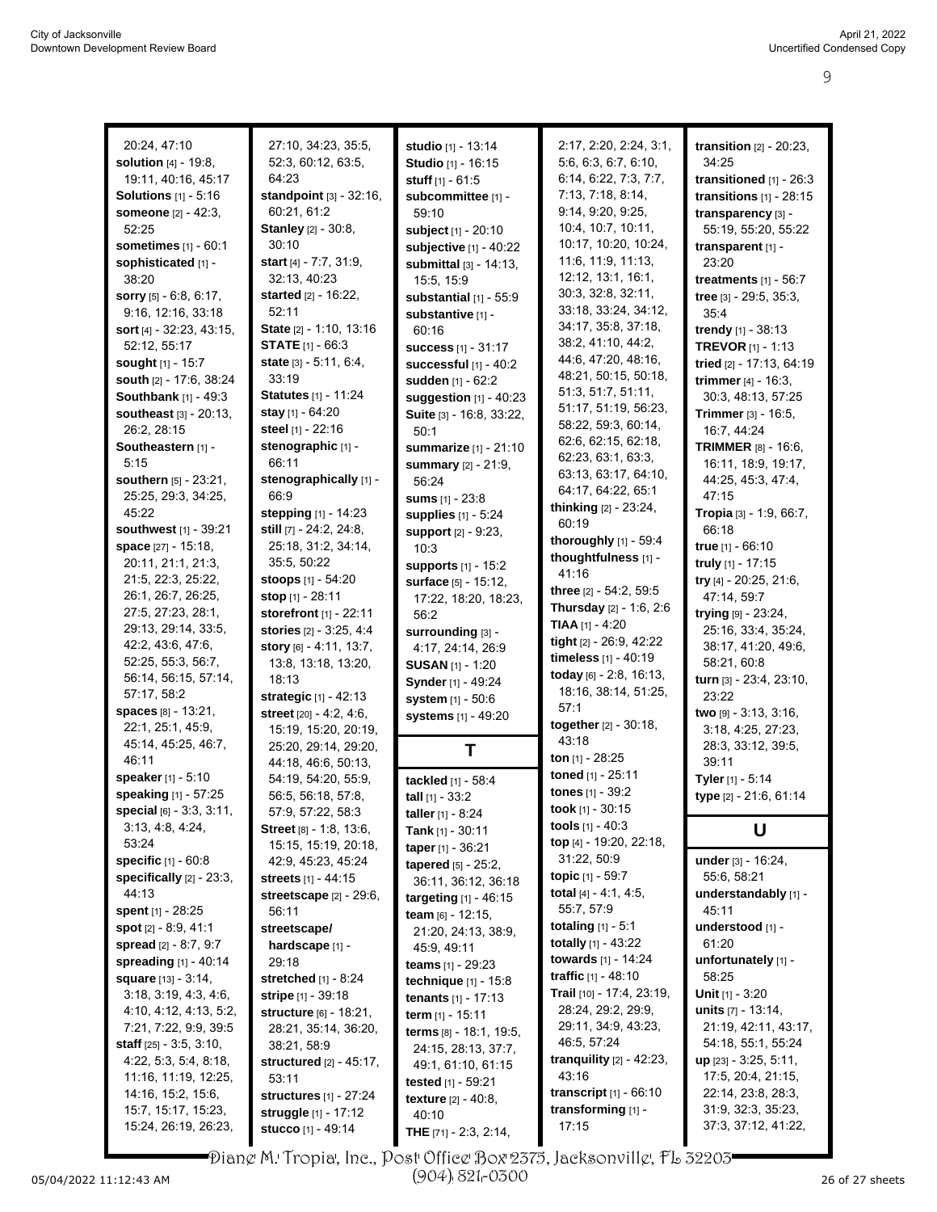20:24, 47:10
**solution** [4] - 19:8, 19:11, 40:16, 45:17
**Solutions** [1] - 5:16
**someone** [2] - 42:3, 52:25
**sometimes** [1] - 60:1
**sophisticated** [1] - 38:20
**sorry** [5] - 6:8, 6:17, 9:16, 12:16, 33:18
**sort** [4] - 32:23, 43:15, 52:12, 55:17
**sought** [1] - 15:7
**south** [2] - 17:6, 38:24
**Southbank** [1] - 49:3
**southeast** [3] - 20:13, 26:2, 28:15
**Southeastern** [1] - 5:15
**southern** [5] - 23:21, 25:25, 29:3, 34:25, 45:22
**southwest** [1] - 39:21
**space** [27] - 15:18, 20:11, 21:1, 21:3, 21:5, 22:3, 25:22, 26:1, 26:7, 26:25, 27:5, 27:23, 28:1, 29:13, 29:14, 33:5, 42:2, 43:6, 47:6, 52:25, 55:3, 56:7, 56:14, 56:15, 57:14, 57:17, 58:2
**spaces** [8] - 13:21, 22:1, 25:1, 45:9, 45:14, 45:25, 46:7, 46:11
**speaker** [1] - 5:10
**speaking** [1] - 57:25
**special** [6] - 3:3, 3:11, 3:13, 4:8, 4:24, 53:24
**specific** [1] - 60:8
**specifically** [2] - 23:3, 44:13
**spent** [1] - 28:25
**spot** [2] - 8:9, 41:1
**spread** [2] - 8:7, 9:7
**spreading** [1] - 40:14
**square** [13] - 3:14, 3:18, 3:19, 4:3, 4:6, 4:10, 4:12, 4:13, 5:2, 7:21, 7:22, 9:9, 39:5
**staff** [25] - 3:5, 3:10, 4:22, 5:3, 5:4, 8:18, 11:16, 11:19, 12:25, 14:16, 15:2, 15:6, 15:7, 15:17, 15:23, 15:24, 26:19, 26:23, 27:10, 34:23, 35:5, 52:3, 60:12, 63:5, 64:23
**standpoint** [3] - 32:16, 60:21, 61:2
**Stanley** [2] - 30:8, 30:10
**start** [4] - 7:7, 31:9, 32:13, 40:23
**started** [2] - 16:22, 52:11
**State** [2] - 1:10, 13:16
**STATE** [1] - 66:3
**state** [3] - 5:11, 6:4, 33:19
**Statutes** [1] - 11:24
**stay** [1] - 64:20
**steel** [1] - 22:16
**stenographic** [1] - 66:11
**stenographically** [1] - 66:9
**stepping** [1] - 14:23
**still** [7] - 24:2, 24:8, 25:18, 31:2, 34:14, 35:5, 50:22
**stoops** [1] - 54:20
**stop** [1] - 28:11
**storefront** [1] - 22:11
**stories** [2] - 3:25, 4:4
**story** [6] - 4:11, 13:7, 13:8, 13:18, 13:20, 18:13
**strategic** [1] - 42:13
**street** [20] - 4:2, 4:6, 15:19, 15:20, 20:19, 25:20, 29:14, 29:20, 44:18, 46:6, 50:13, 54:19, 54:20, 55:9, 56:5, 56:18, 57:8, 57:9, 57:22, 58:3
**Street** [8] - 1:8, 13:6, 15:15, 15:19, 20:18, 42:9, 45:23, 45:24
**streets** [1] - 44:15
**streetscape** [2] - 29:6, 56:11
**streetscape/ hardscape** [1] - 29:18
**stretched** [1] - 8:24
**stripe** [1] - 39:18
**structure** [6] - 18:21, 28:21, 35:14, 36:20, 38:21, 58:9
**structured** [2] - 45:17, 53:11
**structures** [1] - 27:24
**struggle** [1] - 17:12
**stucco** [1] - 49:14
**studio** [1] - 13:14
**Studio** [1] - 16:15
**stuff** [1] - 61:5
**subcommittee** [1] - 59:10
**subject** [1] - 20:10
**subjective** [1] - 40:22
**submittal** [3] - 14:13, 15:5, 15:9
**substantial** [1] - 55:9
**substantive** [1] - 60:16
**success** [1] - 31:17
**successful** [1] - 40:2
**sudden** [1] - 62:2
**suggestion** [1] - 40:23
**Suite** [3] - 16:8, 33:22, 50:1
**summarize** [1] - 21:10
**summary** [2] - 21:9, 56:24
**sums** [1] - 23:8
**supplies** [1] - 5:24
**support** [2] - 9:23, 10:3
**supports** [1] - 15:2
**surface** [5] - 15:12, 17:22, 18:20, 18:23, 56:2
**surrounding** [3] - 4:17, 24:14, 26:9
**SUSAN** [1] - 1:20
**Synder** [1] - 49:24
**system** [1] - 50:6
**systems** [1] - 49:20

## T

**tackled** [1] - 58:4
**tall** [1] - 33:2
**taller** [1] - 8:24
**Tank** [1] - 30:11
**taper** [1] - 36:21
**tapered** [5] - 25:2, 36:11, 36:12, 36:18, 56:2
**targeting** [1] - 46:15
**team** [6] - 12:15, 21:20, 24:13, 38:9, 45:9, 49:11
**teams** [1] - 29:23
**technique** [1] - 15:8
**tenants** [1] - 17:13
**term** [1] - 15:11
**terms** [8] - 18:1, 19:5, 24:15, 28:13, 37:7, 49:1, 61:10, 61:15
**tested** [1] - 59:21
**texture** [2] - 40:8, 40:10
**THE** [71] - 2:3, 2:14, 2:17, 2:20, 2:24, 3:1, 5:6, 6:3, 6:7, 6:10, 6:14, 6:22, 7:3, 7:7, 7:13, 7:18, 8:14, 9:14, 9:20, 9:25, 10:4, 10:7, 10:11, 10:17, 10:20, 10:24, 11:6, 11:9, 11:13, 12:12, 13:1, 16:1, 30:3, 32:8, 32:11, 33:18, 33:24, 34:12, 34:17, 35:8, 37:18, 38:2, 41:10, 44:2, 44:6, 47:20, 48:16, 48:21, 50:15, 50:18, 51:3, 51:7, 51:11, 51:17, 51:19, 56:23, 58:22, 59:3, 60:14, 62:6, 62:15, 62:18, 62:23, 63:1, 63:3, 63:13, 63:17, 64:10, 64:17, 64:22, 65:1
**thinking** [2] - 23:24, 60:19
**thoroughly** [1] - 59:4
**thoughtfulness** [1] - 41:16
**three** [2] - 54:2, 59:5
**Thursday** [2] - 1:6, 2:6
**TIAA** [1] - 4:20
**tight** [2] - 26:9, 42:22
**timeless** [1] - 40:19
**today** [6] - 2:8, 16:13, 18:16, 38:14, 51:25, 57:1
**together** [2] - 30:18, 43:18
**ton** [1] - 28:25
**toned** [1] - 25:11
**tones** [1] - 39:2
**took** [1] - 30:15
**tools** [1] - 40:3
**top** [4] - 19:20, 22:18, 31:22, 50:9
**topic** [1] - 59:7
**total** [4] - 4:1, 4:5, 55:7, 57:9
**totaling** [1] - 5:1
**totally** [1] - 43:22
**towards** [1] - 14:24
**traffic** [1] - 48:10
**Trail** [10] - 17:4, 23:19, 28:24, 29:2, 29:9, 29:11, 34:9, 43:23, 46:5, 57:24
**tranquility** [2] - 42:23, 43:16
**transcript** [1] - 66:10
**transforming** [1] - 17:15
**transition** [2] - 20:23, 34:25
**transitioned** [1] - 26:3
**transitions** [1] - 28:15
**transparency** [3] - 55:19, 55:20, 55:22
**transparent** [1] - 23:20
**treatments** [1] - 56:7
**tree** [3] - 29:5, 35:3, 35:4
**trendy** [1] - 38:13
**TREVOR** [1] - 1:13
**tried** [2] - 17:13, 64:19
**trimmer** [4] - 16:3, 30:3, 48:13, 57:25
**Trimmer** [3] - 16:5, 16:7, 44:24
**TRIMMER** [8] - 16:6, 16:11, 18:9, 19:17, 44:25, 45:3, 47:4, 47:15
**Tropia** [3] - 1:9, 66:7, 66:18
**true** [1] - 66:10
**truly** [1] - 17:15
**try** [4] - 20:25, 21:6, 47:14, 59:7
**trying** [9] - 23:24, 25:16, 33:4, 35:24, 38:17, 41:20, 49:6, 58:21, 60:8
**turn** [3] - 23:4, 23:10, 23:22
**two** [9] - 3:13, 3:16, 3:18, 4:25, 27:23, 28:3, 33:12, 39:5, 39:11
**Tyler** [1] - 5:14
**type** [2] - 21:6, 61:14

## U

**under** [3] - 16:24, 55:6, 58:21
**understandably** [1] - 45:11
**understood** [1] - 61:20
**unfortunately** [1] - 58:25
**Unit** [1] - 3:20
**units** [7] - 13:14, 21:19, 42:11, 43:17, 54:18, 55:1, 55:24
**up** [23] - 3:25, 5:11, 17:5, 20:4, 21:15, 22:14, 23:8, 28:3, 31:9, 32:3, 35:23, 37:3, 37:12, 41:22,

Diane M. Tropia, Inc., Post Office Box 2375, Jacksonville, FL 32203
(904) 821-0300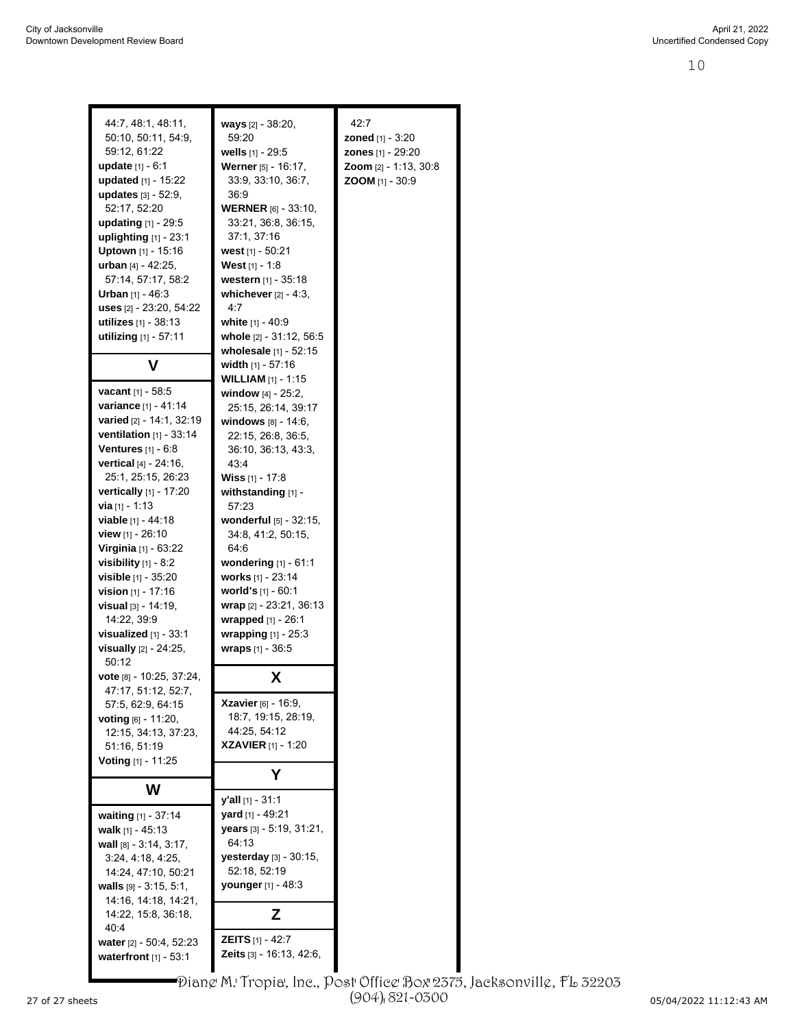44:7, 48:1, 48:11, 50:10, 50:11, 54:9, 59:12, 61:22
**update** [1] - 6:1
**updated** [1] - 15:22
**updates** [3] - 52:9, 52:17, 52:20
**updating** [1] - 29:5
**uplighting** [1] - 23:1
**Uptown** [1] - 15:16
**urban** [4] - 42:25, 57:14, 57:17, 58:2
**Urban** [1] - 46:3
**uses** [2] - 23:20, 54:22
**utilizes** [1] - 38:13
**utilizing** [1] - 57:11

## V

**vacant** [1] - 58:5
**variance** [1] - 41:14
**varied** [2] - 14:1, 32:19
**ventilation** [1] - 33:14
**Ventures** [1] - 6:8
**vertical** [4] - 24:16, 25:1, 25:15, 26:23
**vertically** [1] - 17:20
**via** [1] - 1:13
**viable** [1] - 44:18
**view** [1] - 26:10
**Virginia** [1] - 63:22
**visibility** [1] - 8:2
**visible** [1] - 35:20
**vision** [1] - 17:16
**visual** [3] - 14:19, 14:22, 39:9
**visualized** [1] - 33:1
**visually** [2] - 24:25, 50:12
**vote** [8] - 10:25, 37:24, 47:17, 51:12, 52:7, 57:5, 62:9, 64:15
**voting** [6] - 11:20, 12:15, 34:13, 37:23, 51:16, 51:19
**Voting** [1] - 11:25

## W

**waiting** [1] - 37:14
**walk** [1] - 45:13
**wall** [8] - 3:14, 3:17, 3:24, 4:18, 4:25, 14:24, 47:10, 50:21
**walls** [9] - 3:15, 5:1, 14:16, 14:18, 14:21, 14:22, 15:8, 36:18, 40:4
**water** [2] - 50:4, 52:23
**waterfront** [1] - 53:1
**ways** [2] - 38:20, 59:20
**wells** [1] - 29:5
**Werner** [5] - 16:17, 33:9, 33:10, 36:7, 36:9
**WERNER** [6] - 33:10, 33:21, 36:8, 36:15, 37:1, 37:16
**west** [1] - 50:21
**West** [1] - 1:8
**western** [1] - 35:18
**whichever** [2] - 4:3, 4:7
**white** [1] - 40:9
**whole** [2] - 31:12, 56:5
**wholesale** [1] - 52:15
**width** [1] - 57:16
**WILLIAM** [1] - 1:15
**window** [4] - 25:2, 25:15, 26:14, 39:17
**windows** [8] - 14:6, 22:15, 26:8, 36:5, 36:10, 36:13, 43:3, 43:4
**Wiss** [1] - 17:8
**withstanding** [1] - 57:23
**wonderful** [5] - 32:15, 34:8, 41:2, 50:15, 64:6
**wondering** [1] - 61:1
**works** [1] - 23:14
**world's** [1] - 60:1
**wrap** [2] - 23:21, 36:13
**wrapped** [1] - 26:1
**wrapping** [1] - 25:3
**wraps** [1] - 36:5

## X

**Xzavier** [6] - 16:9, 18:7, 19:15, 28:19, 44:25, 54:12
**XZAVIER** [1] - 1:20

## Y

**y'all** [1] - 31:1
**yard** [1] - 49:21
**years** [3] - 5:19, 31:21, 64:13
**yesterday** [3] - 30:15, 52:18, 52:19
**younger** [1] - 48:3

## Z

**ZEITS** [1] - 42:7
**Zeits** [3] - 16:13, 42:6, 42:7
**zoned** [1] - 3:20
**zones** [1] - 29:20
**Zoom** [2] - 1:13, 30:8
**ZOOM** [1] - 30:9